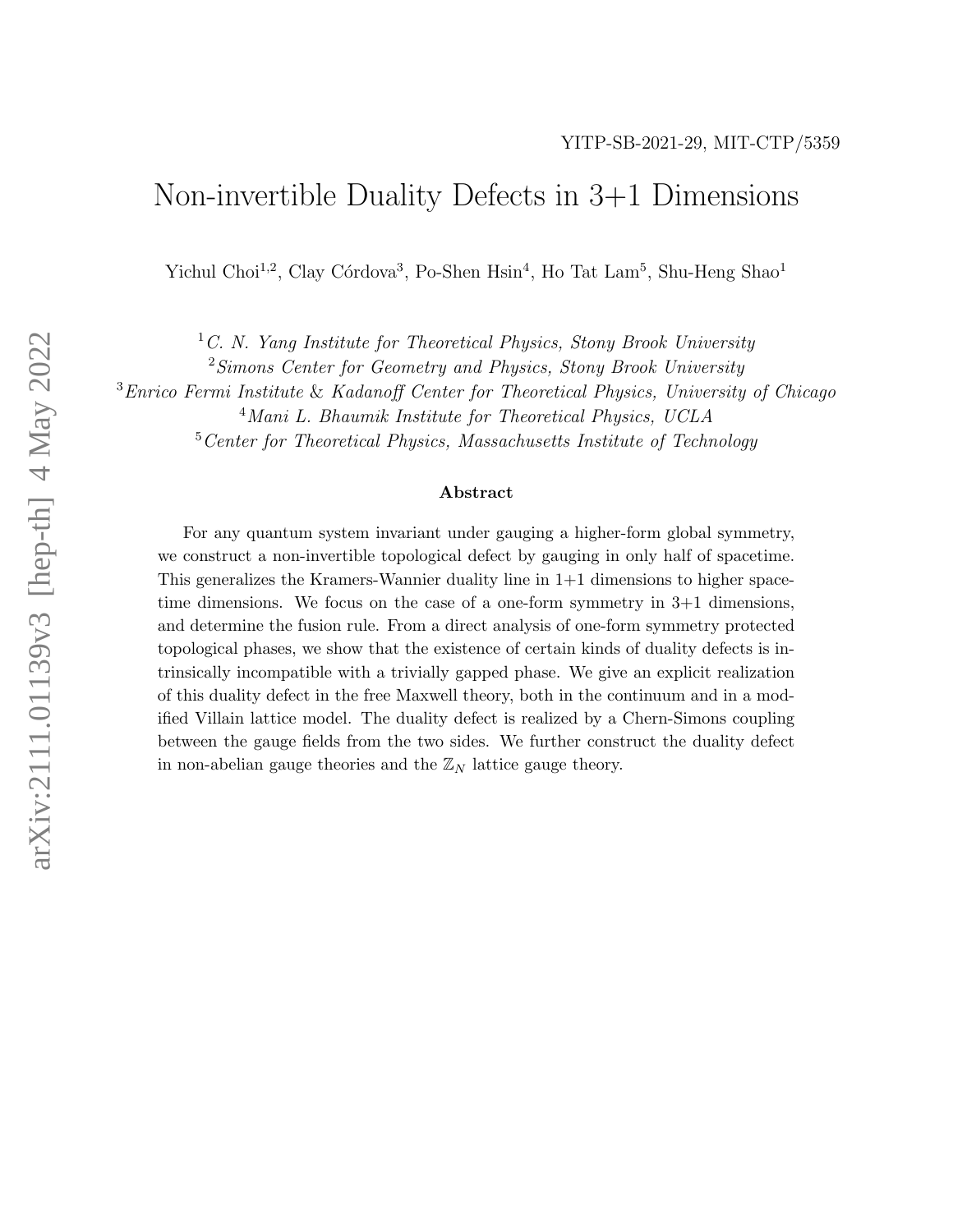YITP-SB-2021-29, MIT-CTP/5359

# Non-invertible Duality Defects in 3+1 Dimensions

Yichul Choi[1,2], Clay Córdova[3], Po-Shen Hsin[4], Ho Tat Lam[5], Shu-Heng Shao[1]

[1] *C. N. Yang Institute for Theoretical Physics, Stony Brook University*
[2] *Simons Center for Geometry and Physics, Stony Brook University*
[3] *Enrico Fermi Institute & Kadanoff Center for Theoretical Physics, University of Chicago*
[4] *Mani L. Bhaumik Institute for Theoretical Physics, UCLA*
[5] *Center for Theoretical Physics, Massachusetts Institute of Technology*

**Abstract**

For any quantum system invariant under gauging a higher-form global symmetry, we construct a non-invertible topological defect by gauging in only half of spacetime. This generalizes the Kramers-Wannier duality line in 1+1 dimensions to higher spacetime dimensions. We focus on the case of a one-form symmetry in 3+1 dimensions, and determine the fusion rule. From a direct analysis of one-form symmetry protected topological phases, we show that the existence of certain kinds of duality defects is intrinsically incompatible with a trivially gapped phase. We give an explicit realization of this duality defect in the free Maxwell theory, both in the continuum and in a modified Villain lattice model. The duality defect is realized by a Chern-Simons coupling between the gauge fields from the two sides. We further construct the duality defect in non-abelian gauge theories and the $\mathbb{Z}_N$ lattice gauge theory.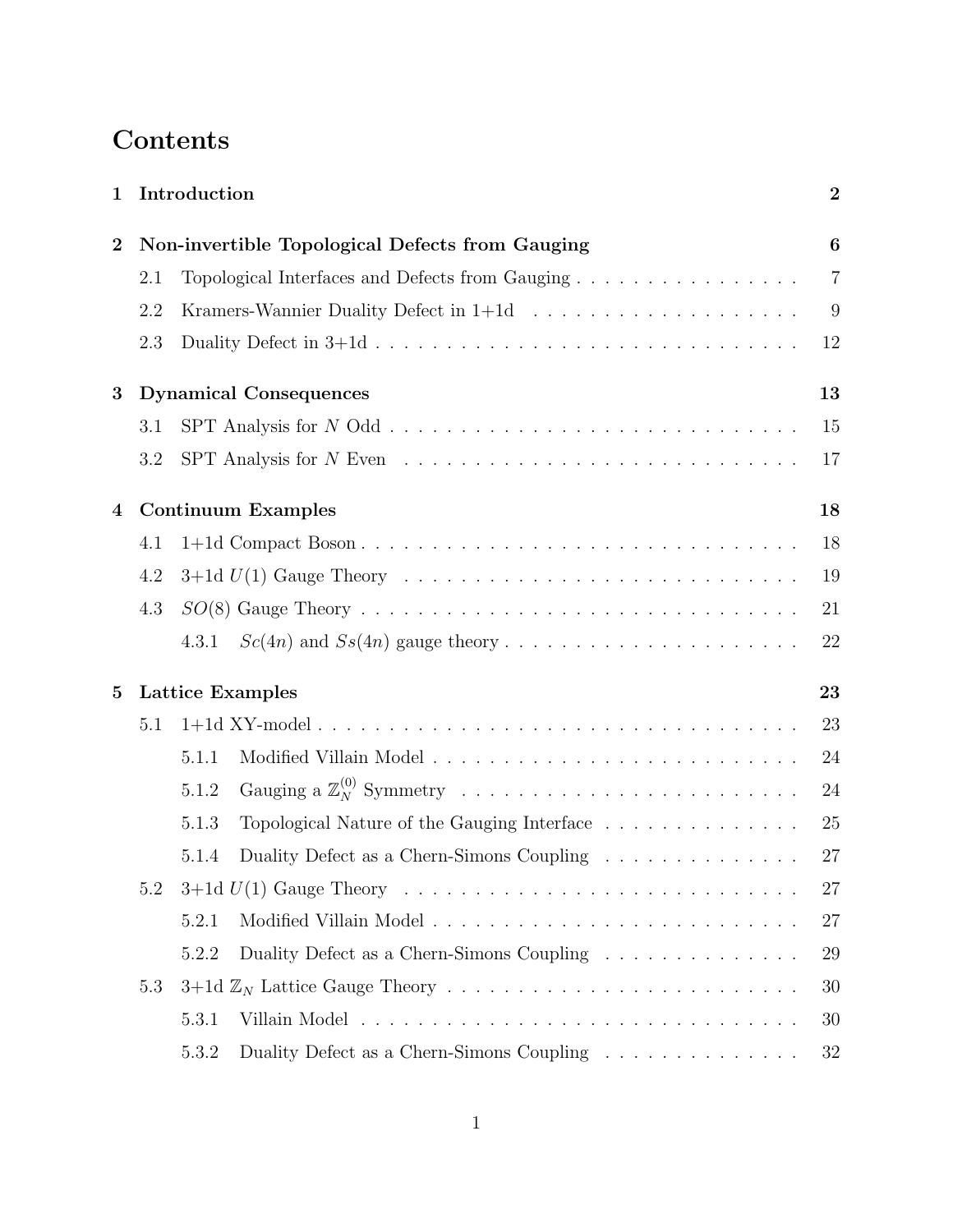# Contents

**1 Introduction** — 2

**2 Non-invertible Topological Defects from Gauging** — 6

- 2.1 Topological Interfaces and Defects from Gauging — 7
- 2.2 Kramers-Wannier Duality Defect in 1+1d — 9
- 2.3 Duality Defect in 3+1d — 12

**3 Dynamical Consequences** — 13

- 3.1 SPT Analysis for $N$ Odd — 15
- 3.2 SPT Analysis for $N$ Even — 17

**4 Continuum Examples** — 18

- 4.1 1+1d Compact Boson — 18
- 4.2 3+1d $U(1)$ Gauge Theory — 19
- 4.3 $SO(8)$ Gauge Theory — 21
  - 4.3.1 $Sc(4n)$ and $Ss(4n)$ gauge theory — 22

**5 Lattice Examples** — 23

- 5.1 1+1d XY-model — 23
  - 5.1.1 Modified Villain Model — 24
  - 5.1.2 Gauging a $\mathbb{Z}_N^{(0)}$ Symmetry — 24
  - 5.1.3 Topological Nature of the Gauging Interface — 25
  - 5.1.4 Duality Defect as a Chern-Simons Coupling — 27
- 5.2 3+1d $U(1)$ Gauge Theory — 27
  - 5.2.1 Modified Villain Model — 27
  - 5.2.2 Duality Defect as a Chern-Simons Coupling — 29
- 5.3 3+1d $\mathbb{Z}_N$ Lattice Gauge Theory — 30
  - 5.3.1 Villain Model — 30
  - 5.3.2 Duality Defect as a Chern-Simons Coupling — 32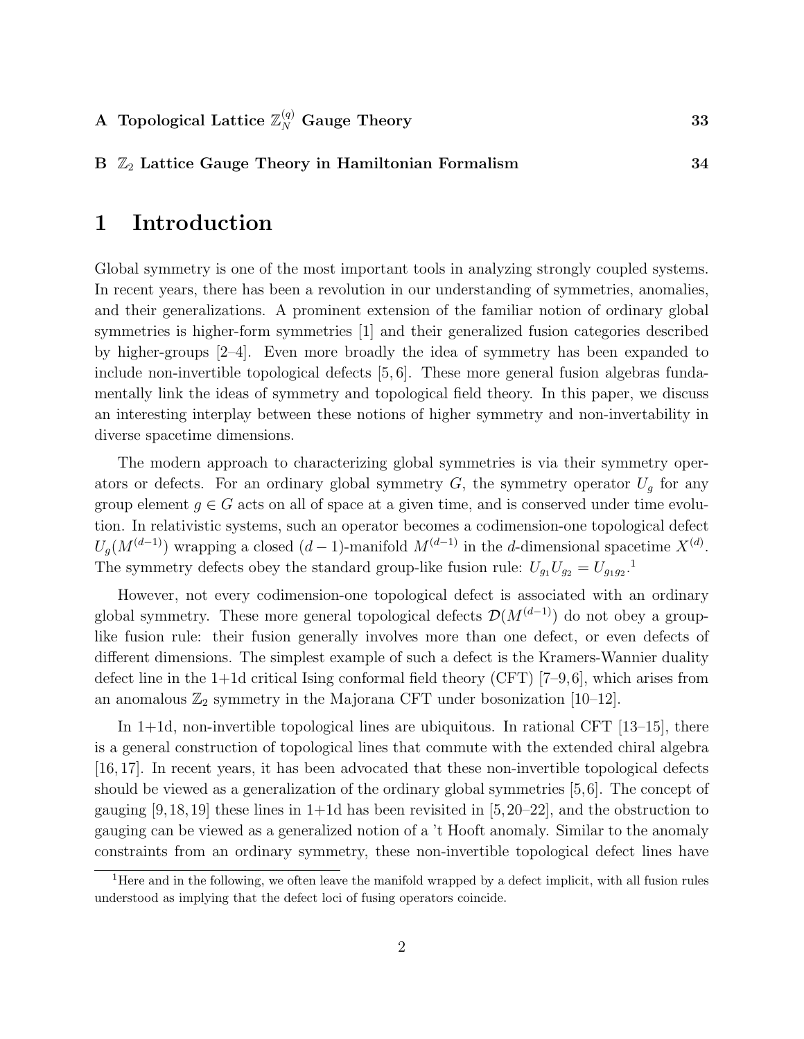**A Topological Lattice $\mathbb{Z}_N^{(q)}$ Gauge Theory** **33**

**B $\mathbb{Z}_2$ Lattice Gauge Theory in Hamiltonian Formalism** **34**

# 1 Introduction

Global symmetry is one of the most important tools in analyzing strongly coupled systems. In recent years, there has been a revolution in our understanding of symmetries, anomalies, and their generalizations. A prominent extension of the familiar notion of ordinary global symmetries is higher-form symmetries [1] and their generalized fusion categories described by higher-groups [2–4]. Even more broadly the idea of symmetry has been expanded to include non-invertible topological defects [5, 6]. These more general fusion algebras fundamentally link the ideas of symmetry and topological field theory. In this paper, we discuss an interesting interplay between these notions of higher symmetry and non-invertability in diverse spacetime dimensions.

The modern approach to characterizing global symmetries is via their symmetry operators or defects. For an ordinary global symmetry $G$, the symmetry operator $U_g$ for any group element $g \in G$ acts on all of space at a given time, and is conserved under time evolution. In relativistic systems, such an operator becomes a codimension-one topological defect $U_g(M^{(d-1)})$ wrapping a closed $(d-1)$-manifold $M^{(d-1)}$ in the $d$-dimensional spacetime $X^{(d)}$. The symmetry defects obey the standard group-like fusion rule: $U_{g_1} U_{g_2} = U_{g_1 g_2}$.[1]

However, not every codimension-one topological defect is associated with an ordinary global symmetry. These more general topological defects $\mathcal{D}(M^{(d-1)})$ do not obey a group-like fusion rule: their fusion generally involves more than one defect, or even defects of different dimensions. The simplest example of such a defect is the Kramers-Wannier duality defect line in the 1+1d critical Ising conformal field theory (CFT) [7–9, 6], which arises from an anomalous $\mathbb{Z}_2$ symmetry in the Majorana CFT under bosonization [10–12].

In 1+1d, non-invertible topological lines are ubiquitous. In rational CFT [13–15], there is a general construction of topological lines that commute with the extended chiral algebra [16, 17]. In recent years, it has been advocated that these non-invertible topological defects should be viewed as a generalization of the ordinary global symmetries [5, 6]. The concept of gauging [9, 18, 19] these lines in 1+1d has been revisited in [5, 20–22], and the obstruction to gauging can be viewed as a generalized notion of a 't Hooft anomaly. Similar to the anomaly constraints from an ordinary symmetry, these non-invertible topological defect lines have

[1] Here and in the following, we often leave the manifold wrapped by a defect implicit, with all fusion rules understood as implying that the defect loci of fusing operators coincide.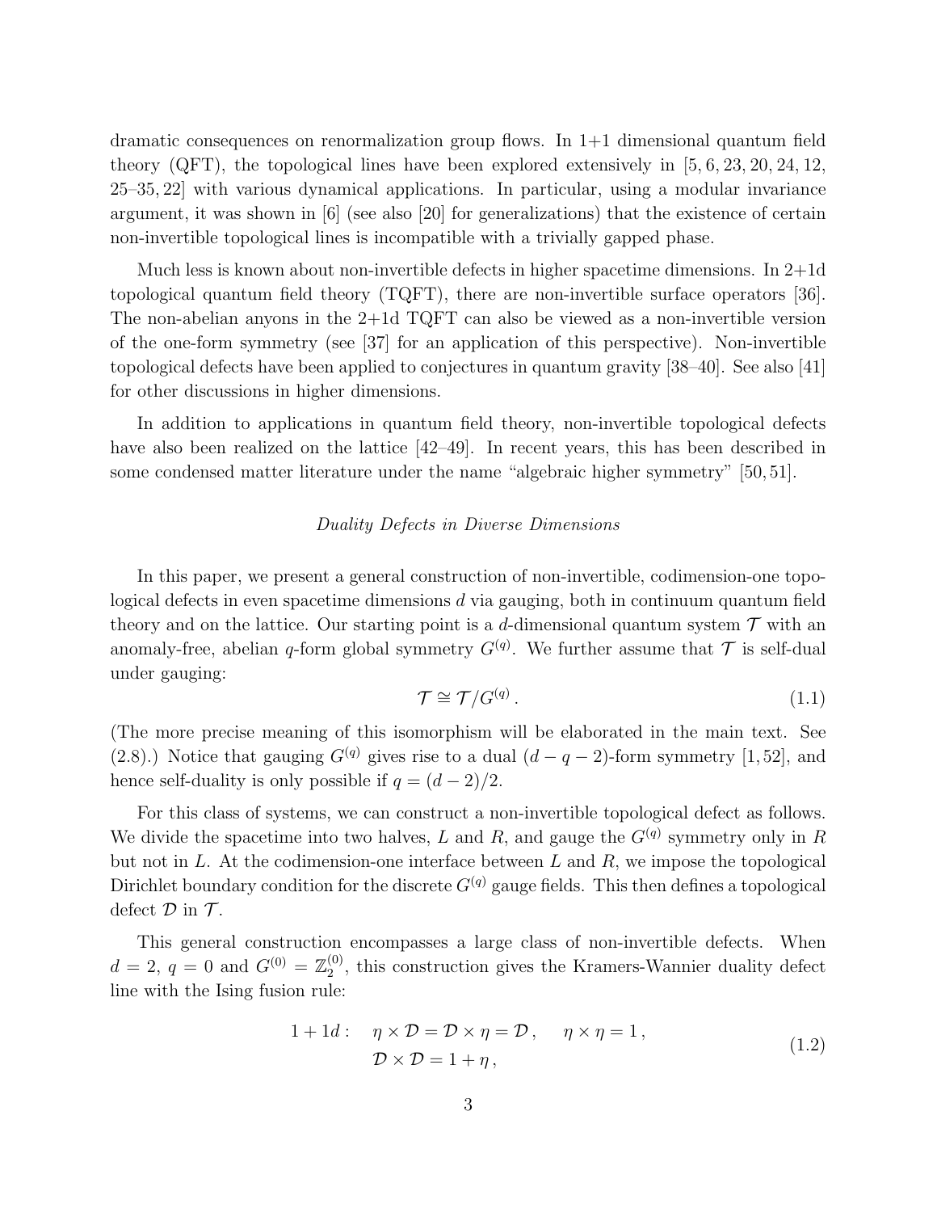dramatic consequences on renormalization group flows. In 1+1 dimensional quantum field theory (QFT), the topological lines have been explored extensively in [5, 6, 23, 20, 24, 12, 25–35, 22] with various dynamical applications. In particular, using a modular invariance argument, it was shown in [6] (see also [20] for generalizations) that the existence of certain non-invertible topological lines is incompatible with a trivially gapped phase.

Much less is known about non-invertible defects in higher spacetime dimensions. In 2+1d topological quantum field theory (TQFT), there are non-invertible surface operators [36]. The non-abelian anyons in the 2+1d TQFT can also be viewed as a non-invertible version of the one-form symmetry (see [37] for an application of this perspective). Non-invertible topological defects have been applied to conjectures in quantum gravity [38–40]. See also [41] for other discussions in higher dimensions.

In addition to applications in quantum field theory, non-invertible topological defects have also been realized on the lattice [42–49]. In recent years, this has been described in some condensed matter literature under the name "algebraic higher symmetry" [50, 51].

*Duality Defects in Diverse Dimensions*

In this paper, we present a general construction of non-invertible, codimension-one topological defects in even spacetime dimensions $d$ via gauging, both in continuum quantum field theory and on the lattice. Our starting point is a $d$-dimensional quantum system $\mathcal{T}$ with an anomaly-free, abelian $q$-form global symmetry $G^{(q)}$. We further assume that $\mathcal{T}$ is self-dual under gauging:

$$\mathcal{T} \cong \mathcal{T}/G^{(q)} \,. \tag{1.1}$$

(The more precise meaning of this isomorphism will be elaborated in the main text. See (2.8).) Notice that gauging $G^{(q)}$ gives rise to a dual $(d-q-2)$-form symmetry [1, 52], and hence self-duality is only possible if $q = (d-2)/2$.

For this class of systems, we can construct a non-invertible topological defect as follows. We divide the spacetime into two halves, $L$ and $R$, and gauge the $G^{(q)}$ symmetry only in $R$ but not in $L$. At the codimension-one interface between $L$ and $R$, we impose the topological Dirichlet boundary condition for the discrete $G^{(q)}$ gauge fields. This then defines a topological defect $\mathcal{D}$ in $\mathcal{T}$.

This general construction encompasses a large class of non-invertible defects. When $d = 2$, $q = 0$ and $G^{(0)} = \mathbb{Z}_2^{(0)}$, this construction gives the Kramers-Wannier duality defect line with the Ising fusion rule:

$$\begin{aligned} 1+1d: \quad & \eta \times \mathcal{D} = \mathcal{D} \times \eta = \mathcal{D} \,, \qquad \eta \times \eta = 1 \,, \\ & \mathcal{D} \times \mathcal{D} = 1 + \eta \,, \end{aligned} \tag{1.2}$$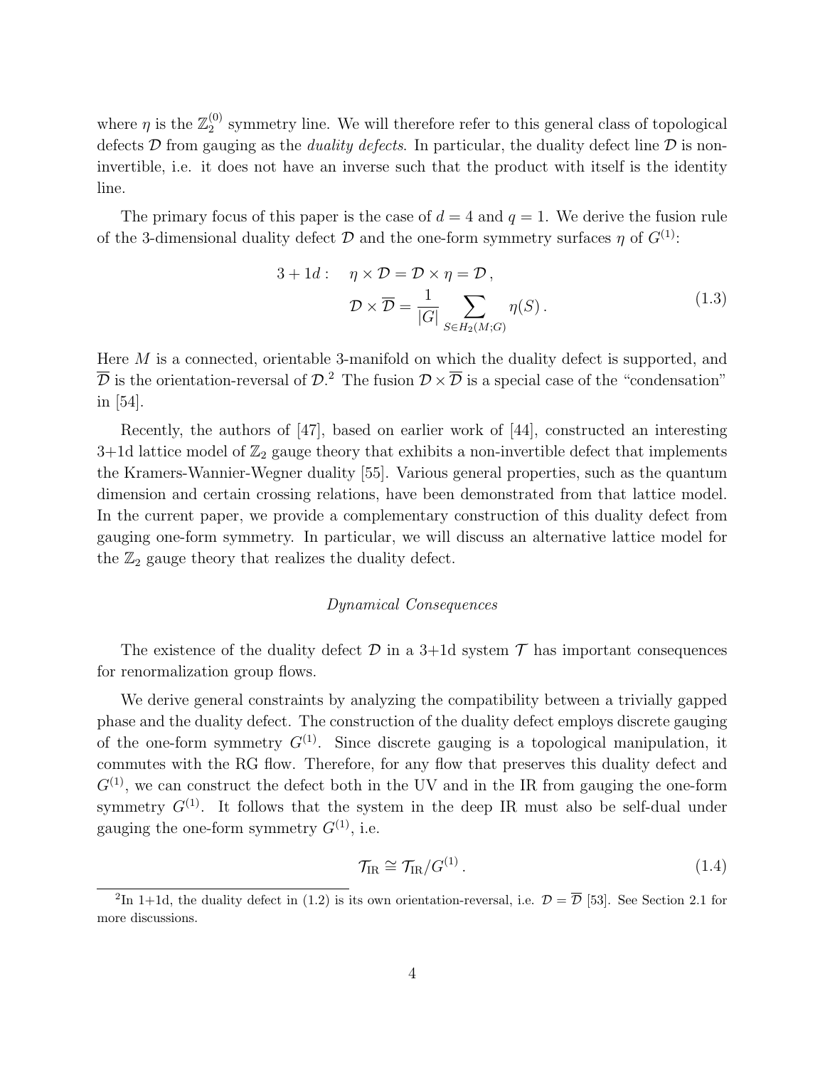where $\eta$ is the $\mathbb{Z}_2^{(0)}$ symmetry line. We will therefore refer to this general class of topological defects $\mathcal{D}$ from gauging as the *duality defects*. In particular, the duality defect line $\mathcal{D}$ is non-invertible, i.e. it does not have an inverse such that the product with itself is the identity line.

The primary focus of this paper is the case of $d = 4$ and $q = 1$. We derive the fusion rule of the 3-dimensional duality defect $\mathcal{D}$ and the one-form symmetry surfaces $\eta$ of $G^{(1)}$:

$$
\begin{aligned}
3+1d: \quad & \eta \times \mathcal{D} = \mathcal{D} \times \eta = \mathcal{D}\,, \\
& \mathcal{D} \times \overline{\mathcal{D}} = \frac{1}{|G|} \sum_{S \in H_2(M;G)} \eta(S)\,.
\end{aligned}
\tag{1.3}
$$

Here $M$ is a connected, orientable 3-manifold on which the duality defect is supported, and $\overline{\mathcal{D}}$ is the orientation-reversal of $\mathcal{D}$.[2] The fusion $\mathcal{D} \times \overline{\mathcal{D}}$ is a special case of the "condensation" in [54].

Recently, the authors of [47], based on earlier work of [44], constructed an interesting 3+1d lattice model of $\mathbb{Z}_2$ gauge theory that exhibits a non-invertible defect that implements the Kramers-Wannier-Wegner duality [55]. Various general properties, such as the quantum dimension and certain crossing relations, have been demonstrated from that lattice model. In the current paper, we provide a complementary construction of this duality defect from gauging one-form symmetry. In particular, we will discuss an alternative lattice model for the $\mathbb{Z}_2$ gauge theory that realizes the duality defect.

*Dynamical Consequences*

The existence of the duality defect $\mathcal{D}$ in a 3+1d system $\mathcal{T}$ has important consequences for renormalization group flows.

We derive general constraints by analyzing the compatibility between a trivially gapped phase and the duality defect. The construction of the duality defect employs discrete gauging of the one-form symmetry $G^{(1)}$. Since discrete gauging is a topological manipulation, it commutes with the RG flow. Therefore, for any flow that preserves this duality defect and $G^{(1)}$, we can construct the defect both in the UV and in the IR from gauging the one-form symmetry $G^{(1)}$. It follows that the system in the deep IR must also be self-dual under gauging the one-form symmetry $G^{(1)}$, i.e.

$$
\mathcal{T}_{\mathrm{IR}} \cong \mathcal{T}_{\mathrm{IR}}/G^{(1)}\,. \tag{1.4}
$$

[2] In 1+1d, the duality defect in (1.2) is its own orientation-reversal, i.e. $\mathcal{D} = \overline{\mathcal{D}}$ [53]. See Section 2.1 for more discussions.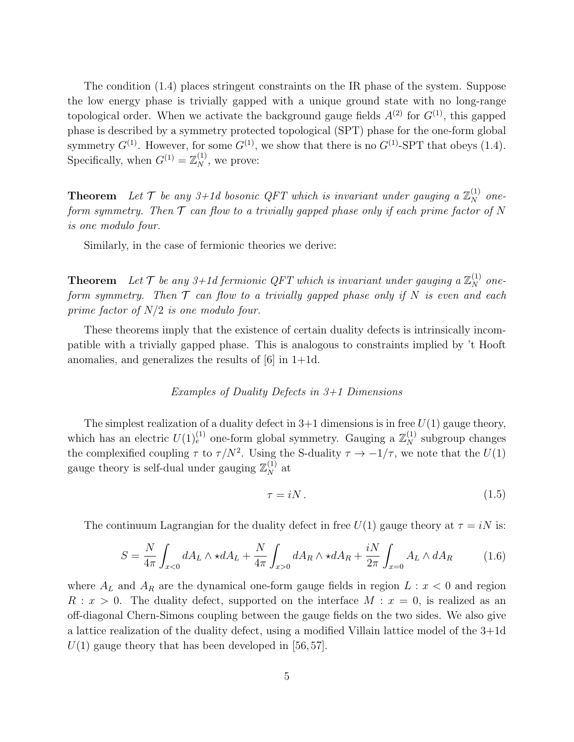The condition (1.4) places stringent constraints on the IR phase of the system. Suppose the low energy phase is trivially gapped with a unique ground state with no long-range topological order. When we activate the background gauge fields $A^{(2)}$ for $G^{(1)}$, this gapped phase is described by a symmetry protected topological (SPT) phase for the one-form global symmetry $G^{(1)}$. However, for some $G^{(1)}$, we show that there is no $G^{(1)}$-SPT that obeys (1.4). Specifically, when $G^{(1)} = \mathbb{Z}_N^{(1)}$, we prove:

**Theorem** *Let $\mathcal{T}$ be any 3+1d bosonic QFT which is invariant under gauging a $\mathbb{Z}_N^{(1)}$ one-form symmetry. Then $\mathcal{T}$ can flow to a trivially gapped phase only if each prime factor of $N$ is one modulo four.*

Similarly, in the case of fermionic theories we derive:

**Theorem** *Let $\mathcal{T}$ be any 3+1d fermionic QFT which is invariant under gauging a $\mathbb{Z}_N^{(1)}$ one-form symmetry. Then $\mathcal{T}$ can flow to a trivially gapped phase only if $N$ is even and each prime factor of $N/2$ is one modulo four.*

These theorems imply that the existence of certain duality defects is intrinsically incompatible with a trivially gapped phase. This is analogous to constraints implied by 't Hooft anomalies, and generalizes the results of [6] in 1+1d.

*Examples of Duality Defects in 3+1 Dimensions*

The simplest realization of a duality defect in 3+1 dimensions is in free $U(1)$ gauge theory, which has an electric $U(1)_e^{(1)}$ one-form global symmetry. Gauging a $\mathbb{Z}_N^{(1)}$ subgroup changes the complexified coupling $\tau$ to $\tau/N^2$. Using the S-duality $\tau \to -1/\tau$, we note that the $U(1)$ gauge theory is self-dual under gauging $\mathbb{Z}_N^{(1)}$ at

$$\tau = iN\,. \tag{1.5}$$

The continuum Lagrangian for the duality defect in free $U(1)$ gauge theory at $\tau = iN$ is:

$$S = \frac{N}{4\pi}\int_{x<0} dA_L \wedge \star dA_L + \frac{N}{4\pi}\int_{x>0} dA_R \wedge \star dA_R + \frac{iN}{2\pi}\int_{x=0} A_L \wedge dA_R \tag{1.6}$$

where $A_L$ and $A_R$ are the dynamical one-form gauge fields in region $L : x < 0$ and region $R : x > 0$. The duality defect, supported on the interface $M : x = 0$, is realized as an off-diagonal Chern-Simons coupling between the gauge fields on the two sides. We also give a lattice realization of the duality defect, using a modified Villain lattice model of the 3+1d $U(1)$ gauge theory that has been developed in [56, 57].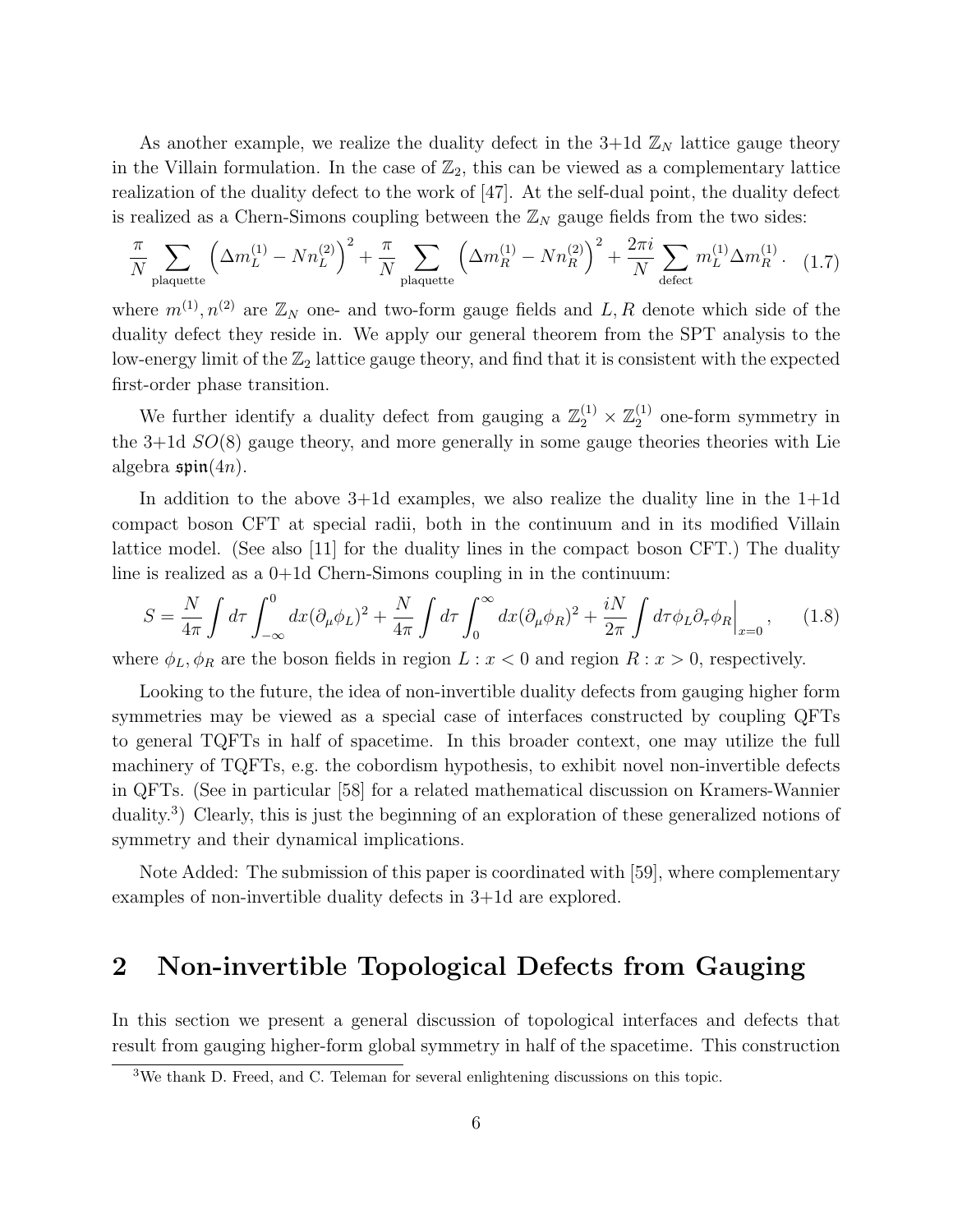As another example, we realize the duality defect in the 3+1d $\mathbb{Z}_N$ lattice gauge theory in the Villain formulation. In the case of $\mathbb{Z}_2$, this can be viewed as a complementary lattice realization of the duality defect to the work of [47]. At the self-dual point, the duality defect is realized as a Chern-Simons coupling between the $\mathbb{Z}_N$ gauge fields from the two sides:

$$\frac{\pi}{N}\sum_{\text{plaquette}}\left(\Delta m_L^{(1)}-Nn_L^{(2)}\right)^2+\frac{\pi}{N}\sum_{\text{plaquette}}\left(\Delta m_R^{(1)}-Nn_R^{(2)}\right)^2+\frac{2\pi i}{N}\sum_{\text{defect}}m_L^{(1)}\Delta m_R^{(1)}\,. \tag{1.7}$$

where $m^{(1)}, n^{(2)}$ are $\mathbb{Z}_N$ one- and two-form gauge fields and $L, R$ denote which side of the duality defect they reside in. We apply our general theorem from the SPT analysis to the low-energy limit of the $\mathbb{Z}_2$ lattice gauge theory, and find that it is consistent with the expected first-order phase transition.

We further identify a duality defect from gauging a $\mathbb{Z}_2^{(1)}\times\mathbb{Z}_2^{(1)}$ one-form symmetry in the 3+1d $SO(8)$ gauge theory, and more generally in some gauge theories theories with Lie algebra $\mathfrak{spin}(4n)$.

In addition to the above 3+1d examples, we also realize the duality line in the 1+1d compact boson CFT at special radii, both in the continuum and in its modified Villain lattice model. (See also [11] for the duality lines in the compact boson CFT.) The duality line is realized as a 0+1d Chern-Simons coupling in in the continuum:

$$S=\frac{N}{4\pi}\int d\tau\int_{-\infty}^{0}dx(\partial_\mu\phi_L)^2+\frac{N}{4\pi}\int d\tau\int_{0}^{\infty}dx(\partial_\mu\phi_R)^2+\frac{iN}{2\pi}\int d\tau\phi_L\partial_\tau\phi_R\Big|_{x=0}\,, \tag{1.8}$$

where $\phi_L, \phi_R$ are the boson fields in region $L: x<0$ and region $R: x>0$, respectively.

Looking to the future, the idea of non-invertible duality defects from gauging higher form symmetries may be viewed as a special case of interfaces constructed by coupling QFTs to general TQFTs in half of spacetime. In this broader context, one may utilize the full machinery of TQFTs, e.g. the cobordism hypothesis, to exhibit novel non-invertible defects in QFTs. (See in particular [58] for a related mathematical discussion on Kramers-Wannier duality.[3]) Clearly, this is just the beginning of an exploration of these generalized notions of symmetry and their dynamical implications.

Note Added: The submission of this paper is coordinated with [59], where complementary examples of non-invertible duality defects in 3+1d are explored.

## 2 Non-invertible Topological Defects from Gauging

In this section we present a general discussion of topological interfaces and defects that result from gauging higher-form global symmetry in half of the spacetime. This construction

[3] We thank D. Freed, and C. Teleman for several enlightening discussions on this topic.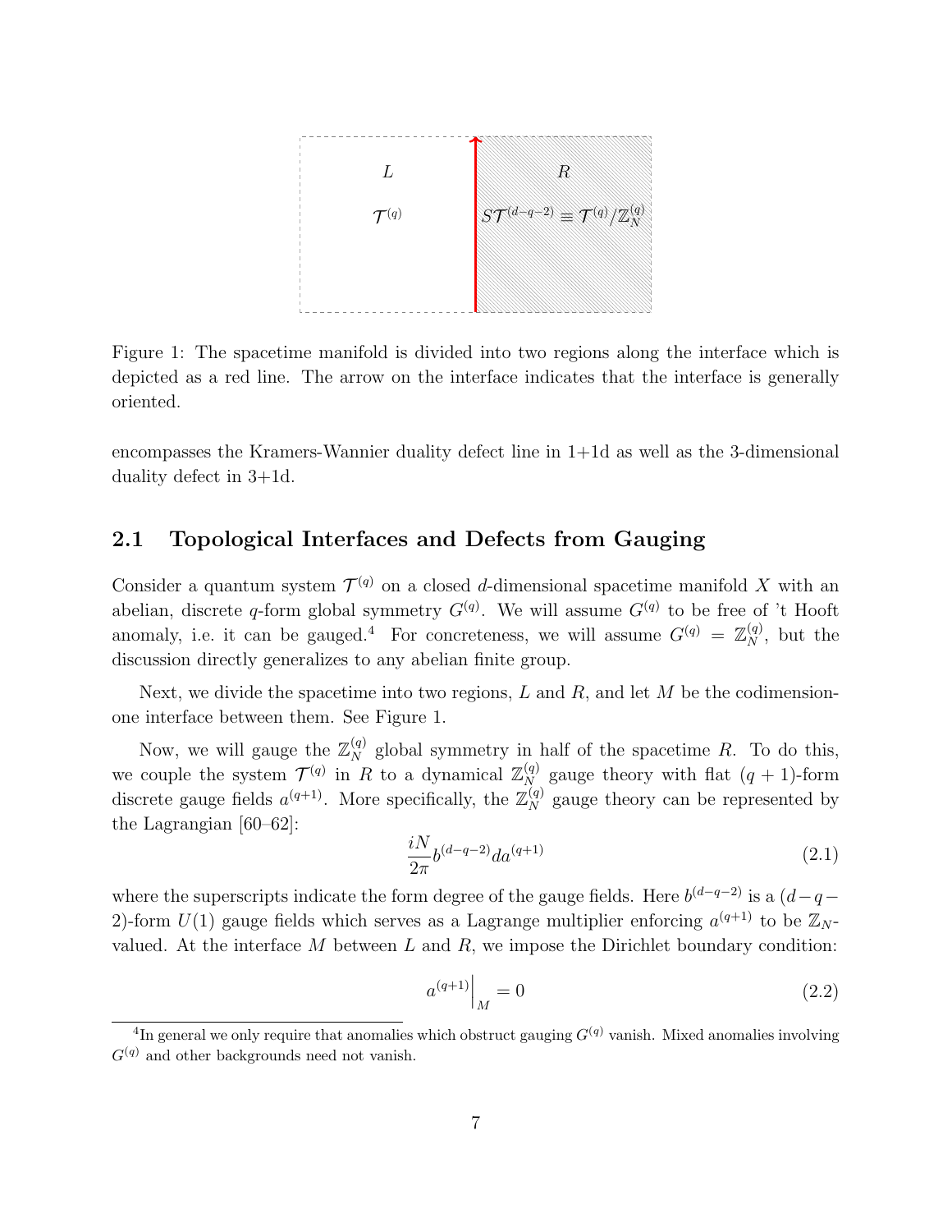Figure 1: The spacetime manifold is divided into two regions along the interface which is depicted as a red line. The arrow on the interface indicates that the interface is generally oriented.

encompasses the Kramers-Wannier duality defect line in 1+1d as well as the 3-dimensional duality defect in 3+1d.

## 2.1 Topological Interfaces and Defects from Gauging

Consider a quantum system $\mathcal{T}^{(q)}$ on a closed $d$-dimensional spacetime manifold $X$ with an abelian, discrete $q$-form global symmetry $G^{(q)}$. We will assume $G^{(q)}$ to be free of 't Hooft anomaly, i.e. it can be gauged.[4] For concreteness, we will assume $G^{(q)} = \mathbb{Z}_N^{(q)}$, but the discussion directly generalizes to any abelian finite group.

Next, we divide the spacetime into two regions, $L$ and $R$, and let $M$ be the codimension-one interface between them. See Figure 1.

Now, we will gauge the $\mathbb{Z}_N^{(q)}$ global symmetry in half of the spacetime $R$. To do this, we couple the system $\mathcal{T}^{(q)}$ in $R$ to a dynamical $\mathbb{Z}_N^{(q)}$ gauge theory with flat $(q+1)$-form discrete gauge fields $a^{(q+1)}$. More specifically, the $\mathbb{Z}_N^{(q)}$ gauge theory can be represented by the Lagrangian [60–62]:

$$\frac{iN}{2\pi} b^{(d-q-2)} da^{(q+1)} \tag{2.1}$$

where the superscripts indicate the form degree of the gauge fields. Here $b^{(d-q-2)}$ is a $(d-q-2)$-form $U(1)$ gauge fields which serves as a Lagrange multiplier enforcing $a^{(q+1)}$ to be $\mathbb{Z}_N$-valued. At the interface $M$ between $L$ and $R$, we impose the Dirichlet boundary condition:

$$a^{(q+1)}\Big|_M = 0 \tag{2.2}$$

[4] In general we only require that anomalies which obstruct gauging $G^{(q)}$ vanish. Mixed anomalies involving $G^{(q)}$ and other backgrounds need not vanish.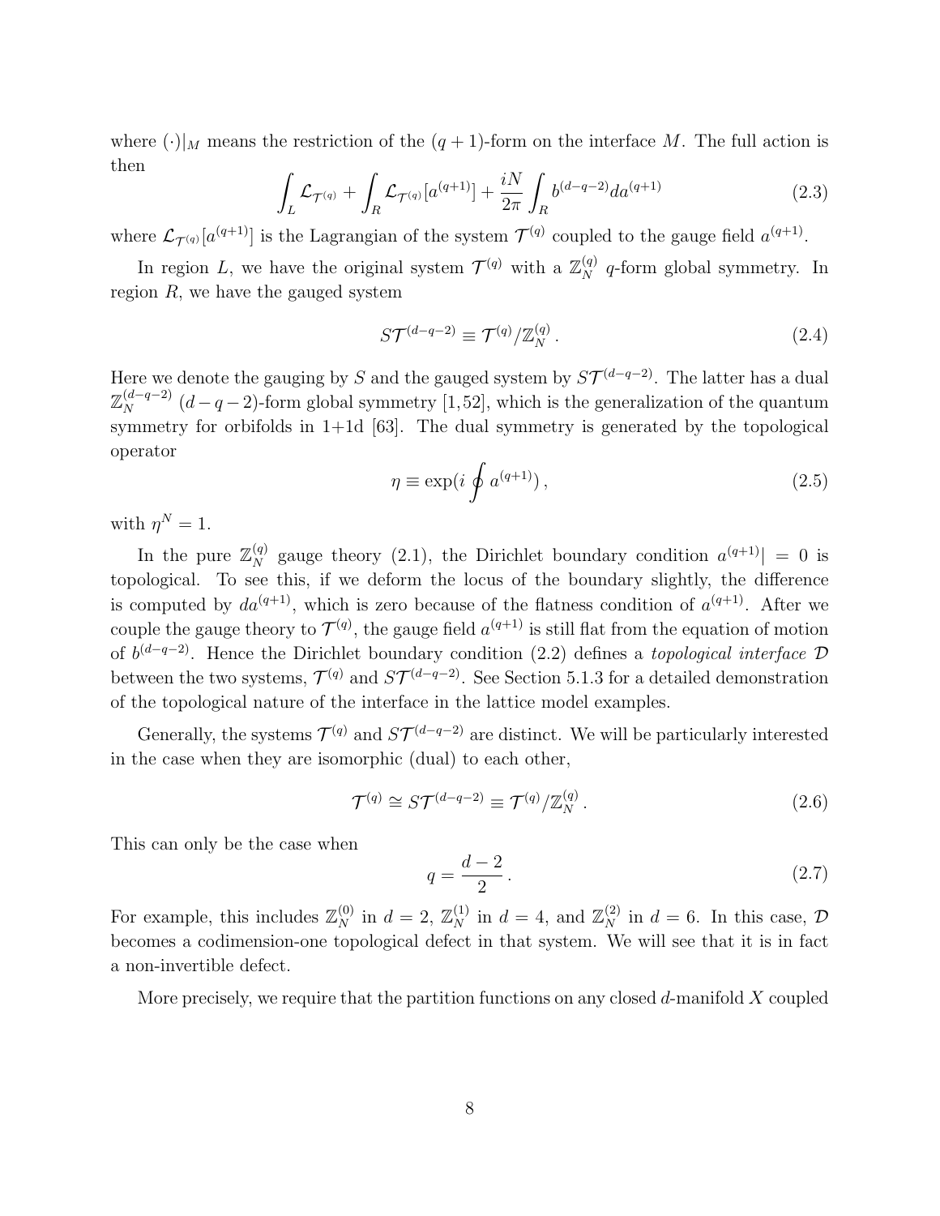where $(\cdot)|_M$ means the restriction of the $(q+1)$-form on the interface $M$. The full action is then

$$\int_L \mathcal{L}_{\mathcal{T}^{(q)}} + \int_R \mathcal{L}_{\mathcal{T}^{(q)}}[a^{(q+1)}] + \frac{iN}{2\pi}\int_R b^{(d-q-2)} da^{(q+1)} \tag{2.3}$$

where $\mathcal{L}_{\mathcal{T}^{(q)}}[a^{(q+1)}]$ is the Lagrangian of the system $\mathcal{T}^{(q)}$ coupled to the gauge field $a^{(q+1)}$.

In region $L$, we have the original system $\mathcal{T}^{(q)}$ with a $\mathbb{Z}_N^{(q)}$ $q$-form global symmetry. In region $R$, we have the gauged system

$$S\mathcal{T}^{(d-q-2)} \equiv \mathcal{T}^{(q)}/\mathbb{Z}_N^{(q)} \,. \tag{2.4}$$

Here we denote the gauging by $S$ and the gauged system by $S\mathcal{T}^{(d-q-2)}$. The latter has a dual $\mathbb{Z}_N^{(d-q-2)}$ $(d-q-2)$-form global symmetry [1,52], which is the generalization of the quantum symmetry for orbifolds in 1+1d [63]. The dual symmetry is generated by the topological operator

$$\eta \equiv \exp(i \oint a^{(q+1)}) \,, \tag{2.5}$$

with $\eta^N = 1$.

In the pure $\mathbb{Z}_N^{(q)}$ gauge theory (2.1), the Dirichlet boundary condition $a^{(q+1)}| = 0$ is topological. To see this, if we deform the locus of the boundary slightly, the difference is computed by $da^{(q+1)}$, which is zero because of the flatness condition of $a^{(q+1)}$. After we couple the gauge theory to $\mathcal{T}^{(q)}$, the gauge field $a^{(q+1)}$ is still flat from the equation of motion of $b^{(d-q-2)}$. Hence the Dirichlet boundary condition (2.2) defines a *topological interface* $\mathcal{D}$ between the two systems, $\mathcal{T}^{(q)}$ and $S\mathcal{T}^{(d-q-2)}$. See Section 5.1.3 for a detailed demonstration of the topological nature of the interface in the lattice model examples.

Generally, the systems $\mathcal{T}^{(q)}$ and $S\mathcal{T}^{(d-q-2)}$ are distinct. We will be particularly interested in the case when they are isomorphic (dual) to each other,

$$\mathcal{T}^{(q)} \cong S\mathcal{T}^{(d-q-2)} \equiv \mathcal{T}^{(q)}/\mathbb{Z}_N^{(q)} \,. \tag{2.6}$$

This can only be the case when

$$q = \frac{d-2}{2} \,. \tag{2.7}$$

For example, this includes $\mathbb{Z}_N^{(0)}$ in $d=2$, $\mathbb{Z}_N^{(1)}$ in $d=4$, and $\mathbb{Z}_N^{(2)}$ in $d=6$. In this case, $\mathcal{D}$ becomes a codimension-one topological defect in that system. We will see that it is in fact a non-invertible defect.

More precisely, we require that the partition functions on any closed $d$-manifold $X$ coupled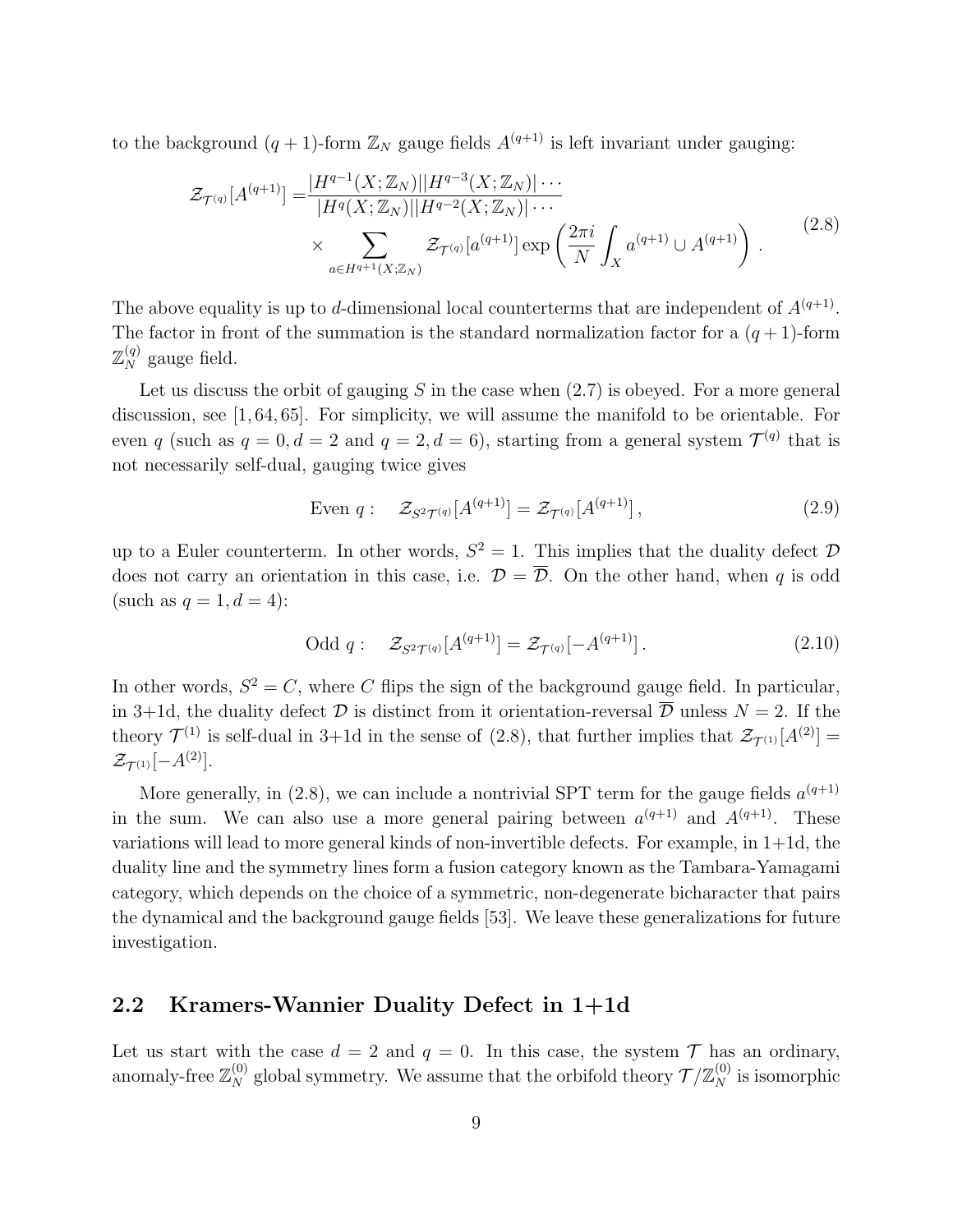to the background $(q+1)$-form $\mathbb{Z}_N$ gauge fields $A^{(q+1)}$ is left invariant under gauging:

$$
\begin{aligned}
\mathcal{Z}_{\mathcal{T}^{(q)}}[A^{(q+1)}] =& \frac{|H^{q-1}(X;\mathbb{Z}_N)||H^{q-3}(X;\mathbb{Z}_N)|\cdots}{|H^{q}(X;\mathbb{Z}_N)||H^{q-2}(X;\mathbb{Z}_N)|\cdots} \\
&\times \sum_{a\in H^{q+1}(X;\mathbb{Z}_N)} \mathcal{Z}_{\mathcal{T}^{(q)}}[a^{(q+1)}] \exp\left(\frac{2\pi i}{N}\int_X a^{(q+1)}\cup A^{(q+1)}\right) .
\end{aligned}
\tag{2.8}
$$

The above equality is up to $d$-dimensional local counterterms that are independent of $A^{(q+1)}$. The factor in front of the summation is the standard normalization factor for a $(q+1)$-form $\mathbb{Z}_N^{(q)}$ gauge field.

Let us discuss the orbit of gauging $S$ in the case when (2.7) is obeyed. For a more general discussion, see [1, 64, 65]. For simplicity, we will assume the manifold to be orientable. For even $q$ (such as $q=0, d=2$ and $q=2, d=6$), starting from a general system $\mathcal{T}^{(q)}$ that is not necessarily self-dual, gauging twice gives

$$
\text{Even } q: \quad \mathcal{Z}_{S^2\mathcal{T}^{(q)}}[A^{(q+1)}] = \mathcal{Z}_{\mathcal{T}^{(q)}}[A^{(q+1)}] , \tag{2.9}
$$

up to a Euler counterterm. In other words, $S^2=1$. This implies that the duality defect $\mathcal{D}$ does not carry an orientation in this case, i.e. $\mathcal{D}=\overline{\mathcal{D}}$. On the other hand, when $q$ is odd (such as $q=1, d=4$):

$$
\text{Odd } q: \quad \mathcal{Z}_{S^2\mathcal{T}^{(q)}}[A^{(q+1)}] = \mathcal{Z}_{\mathcal{T}^{(q)}}[-A^{(q+1)}] . \tag{2.10}
$$

In other words, $S^2=C$, where $C$ flips the sign of the background gauge field. In particular, in 3+1d, the duality defect $\mathcal{D}$ is distinct from it orientation-reversal $\overline{\mathcal{D}}$ unless $N=2$. If the theory $\mathcal{T}^{(1)}$ is self-dual in 3+1d in the sense of (2.8), that further implies that $\mathcal{Z}_{\mathcal{T}^{(1)}}[A^{(2)}] = \mathcal{Z}_{\mathcal{T}^{(1)}}[-A^{(2)}]$.

More generally, in (2.8), we can include a nontrivial SPT term for the gauge fields $a^{(q+1)}$ in the sum. We can also use a more general pairing between $a^{(q+1)}$ and $A^{(q+1)}$. These variations will lead to more general kinds of non-invertible defects. For example, in 1+1d, the duality line and the symmetry lines form a fusion category known as the Tambara-Yamagami category, which depends on the choice of a symmetric, non-degenerate bicharacter that pairs the dynamical and the background gauge fields [53]. We leave these generalizations for future investigation.

## 2.2 Kramers-Wannier Duality Defect in 1+1d

Let us start with the case $d=2$ and $q=0$. In this case, the system $\mathcal{T}$ has an ordinary, anomaly-free $\mathbb{Z}_N^{(0)}$ global symmetry. We assume that the orbifold theory $\mathcal{T}/\mathbb{Z}_N^{(0)}$ is isomorphic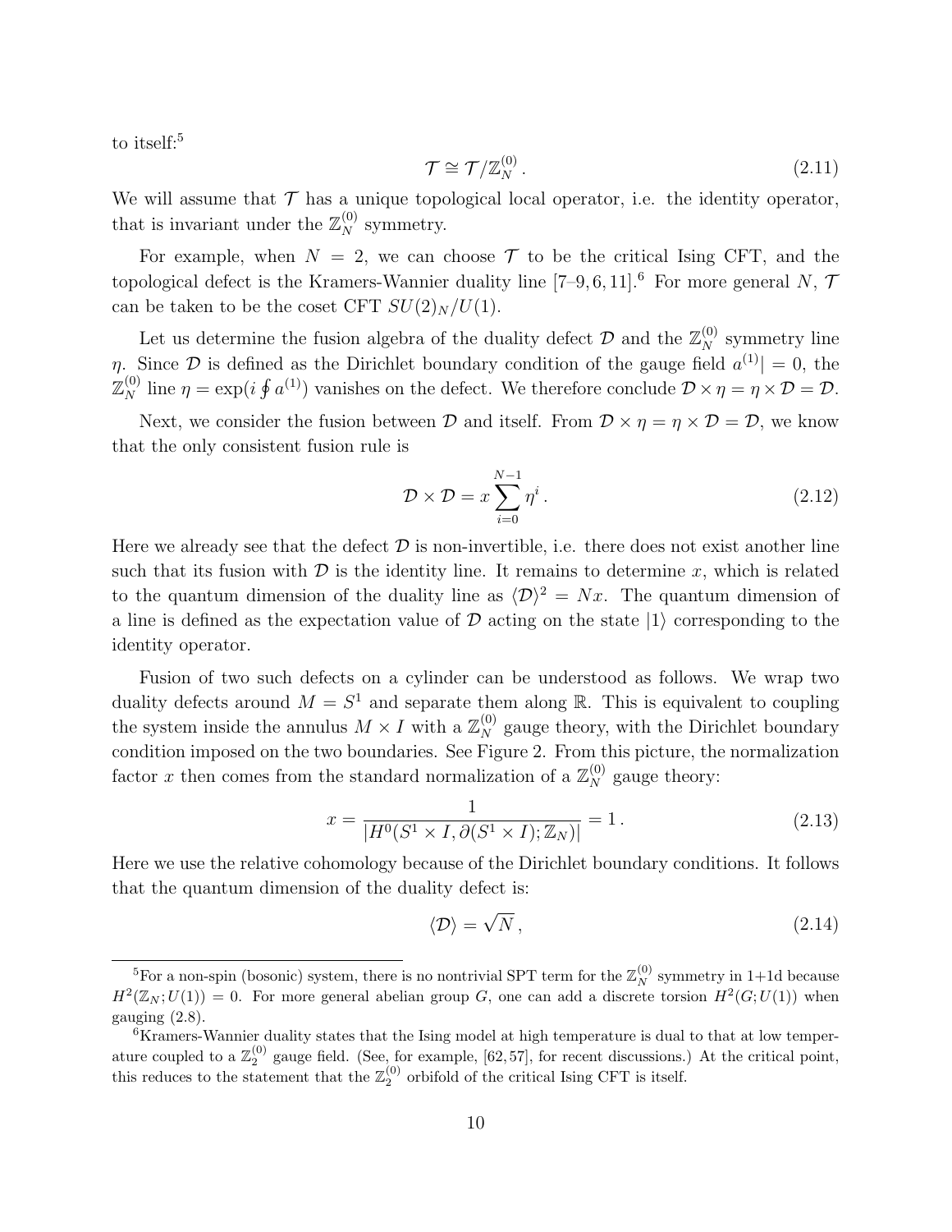to itself:[5]

$$\mathcal{T} \cong \mathcal{T}/\mathbb{Z}_N^{(0)} \,. \tag{2.11}$$

We will assume that $\mathcal{T}$ has a unique topological local operator, i.e. the identity operator, that is invariant under the $\mathbb{Z}_N^{(0)}$ symmetry.

For example, when $N = 2$, we can choose $\mathcal{T}$ to be the critical Ising CFT, and the topological defect is the Kramers-Wannier duality line [7–9, 6, 11].[6] For more general $N$, $\mathcal{T}$ can be taken to be the coset CFT $SU(2)_N/U(1)$.

Let us determine the fusion algebra of the duality defect $\mathcal{D}$ and the $\mathbb{Z}_N^{(0)}$ symmetry line $\eta$. Since $\mathcal{D}$ is defined as the Dirichlet boundary condition of the gauge field $a^{(1)}| = 0$, the $\mathbb{Z}_N^{(0)}$ line $\eta = \exp(i\oint a^{(1)})$ vanishes on the defect. We therefore conclude $\mathcal{D} \times \eta = \eta \times \mathcal{D} = \mathcal{D}$.

Next, we consider the fusion between $\mathcal{D}$ and itself. From $\mathcal{D} \times \eta = \eta \times \mathcal{D} = \mathcal{D}$, we know that the only consistent fusion rule is

$$\mathcal{D} \times \mathcal{D} = x \sum_{i=0}^{N-1} \eta^i \,. \tag{2.12}$$

Here we already see that the defect $\mathcal{D}$ is non-invertible, i.e. there does not exist another line such that its fusion with $\mathcal{D}$ is the identity line. It remains to determine $x$, which is related to the quantum dimension of the duality line as $\langle \mathcal{D} \rangle^2 = Nx$. The quantum dimension of a line is defined as the expectation value of $\mathcal{D}$ acting on the state $|1\rangle$ corresponding to the identity operator.

Fusion of two such defects on a cylinder can be understood as follows. We wrap two duality defects around $M = S^1$ and separate them along $\mathbb{R}$. This is equivalent to coupling the system inside the annulus $M \times I$ with a $\mathbb{Z}_N^{(0)}$ gauge theory, with the Dirichlet boundary condition imposed on the two boundaries. See Figure 2. From this picture, the normalization factor $x$ then comes from the standard normalization of a $\mathbb{Z}_N^{(0)}$ gauge theory:

$$x = \frac{1}{|H^0(S^1 \times I, \partial(S^1 \times I); \mathbb{Z}_N)|} = 1 \,. \tag{2.13}$$

Here we use the relative cohomology because of the Dirichlet boundary conditions. It follows that the quantum dimension of the duality defect is:

$$\langle \mathcal{D} \rangle = \sqrt{N} \,, \tag{2.14}$$

---

[5] For a non-spin (bosonic) system, there is no nontrivial SPT term for the $\mathbb{Z}_N^{(0)}$ symmetry in 1+1d because $H^2(\mathbb{Z}_N; U(1)) = 0$. For more general abelian group $G$, one can add a discrete torsion $H^2(G; U(1))$ when gauging (2.8).

[6] Kramers-Wannier duality states that the Ising model at high temperature is dual to that at low temperature coupled to a $\mathbb{Z}_2^{(0)}$ gauge field. (See, for example, [62, 57], for recent discussions.) At the critical point, this reduces to the statement that the $\mathbb{Z}_2^{(0)}$ orbifold of the critical Ising CFT is itself.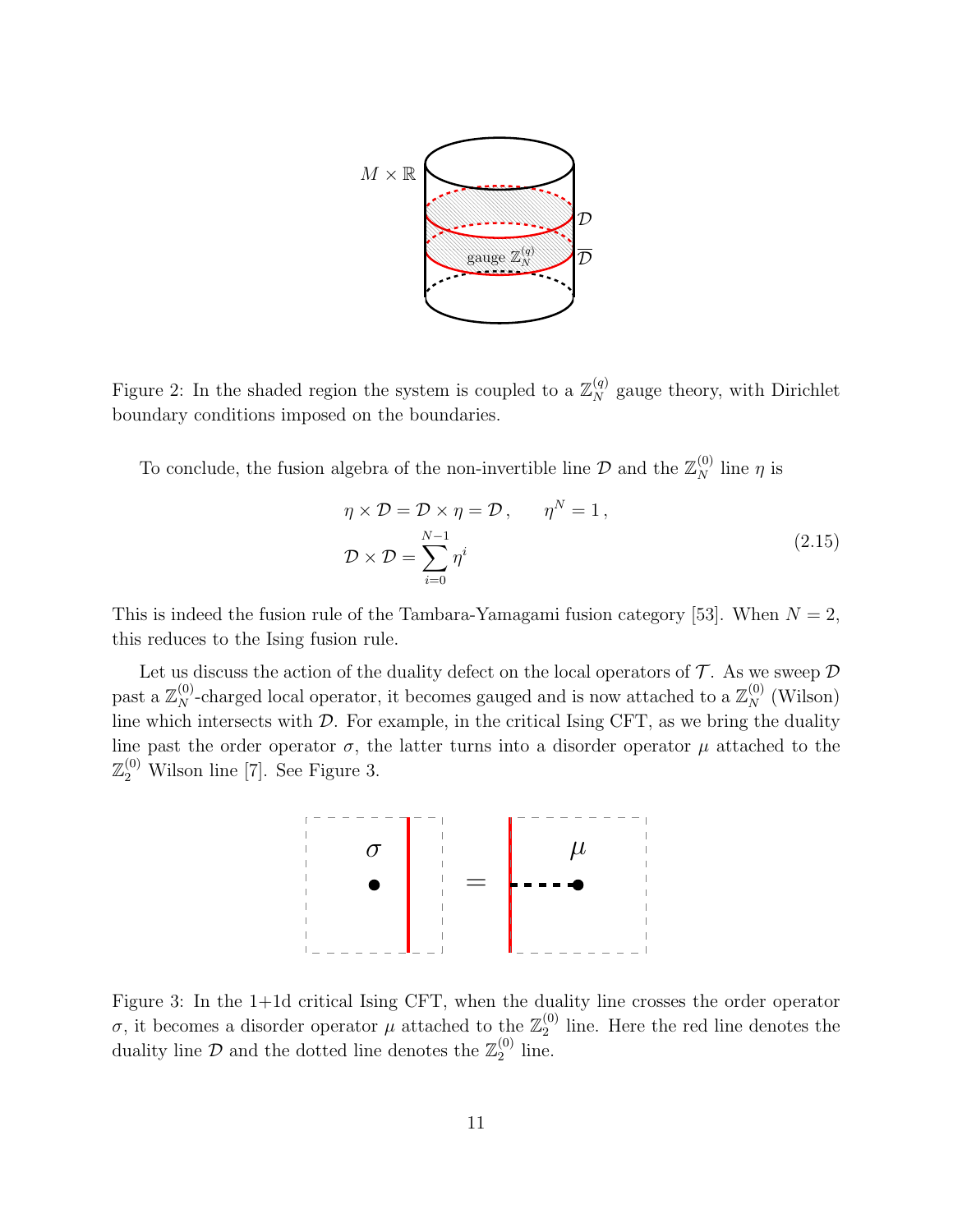Figure 2: In the shaded region the system is coupled to a $\mathbb{Z}_N^{(q)}$ gauge theory, with Dirichlet boundary conditions imposed on the boundaries.

To conclude, the fusion algebra of the non-invertible line $\mathcal{D}$ and the $\mathbb{Z}_N^{(0)}$ line $\eta$ is

$$
\begin{aligned}
&\eta \times \mathcal{D} = \mathcal{D} \times \eta = \mathcal{D} \,, \qquad \eta^N = 1 \,, \\
&\mathcal{D} \times \mathcal{D} = \sum_{i=0}^{N-1} \eta^i
\end{aligned}
\tag{2.15}
$$

This is indeed the fusion rule of the Tambara-Yamagami fusion category [53]. When $N = 2$, this reduces to the Ising fusion rule.

Let us discuss the action of the duality defect on the local operators of $\mathcal{T}$. As we sweep $\mathcal{D}$ past a $\mathbb{Z}_N^{(0)}$-charged local operator, it becomes gauged and is now attached to a $\mathbb{Z}_N^{(0)}$ (Wilson) line which intersects with $\mathcal{D}$. For example, in the critical Ising CFT, as we bring the duality line past the order operator $\sigma$, the latter turns into a disorder operator $\mu$ attached to the $\mathbb{Z}_2^{(0)}$ Wilson line [7]. See Figure 3.

Figure 3: In the 1+1d critical Ising CFT, when the duality line crosses the order operator $\sigma$, it becomes a disorder operator $\mu$ attached to the $\mathbb{Z}_2^{(0)}$ line. Here the red line denotes the duality line $\mathcal{D}$ and the dotted line denotes the $\mathbb{Z}_2^{(0)}$ line.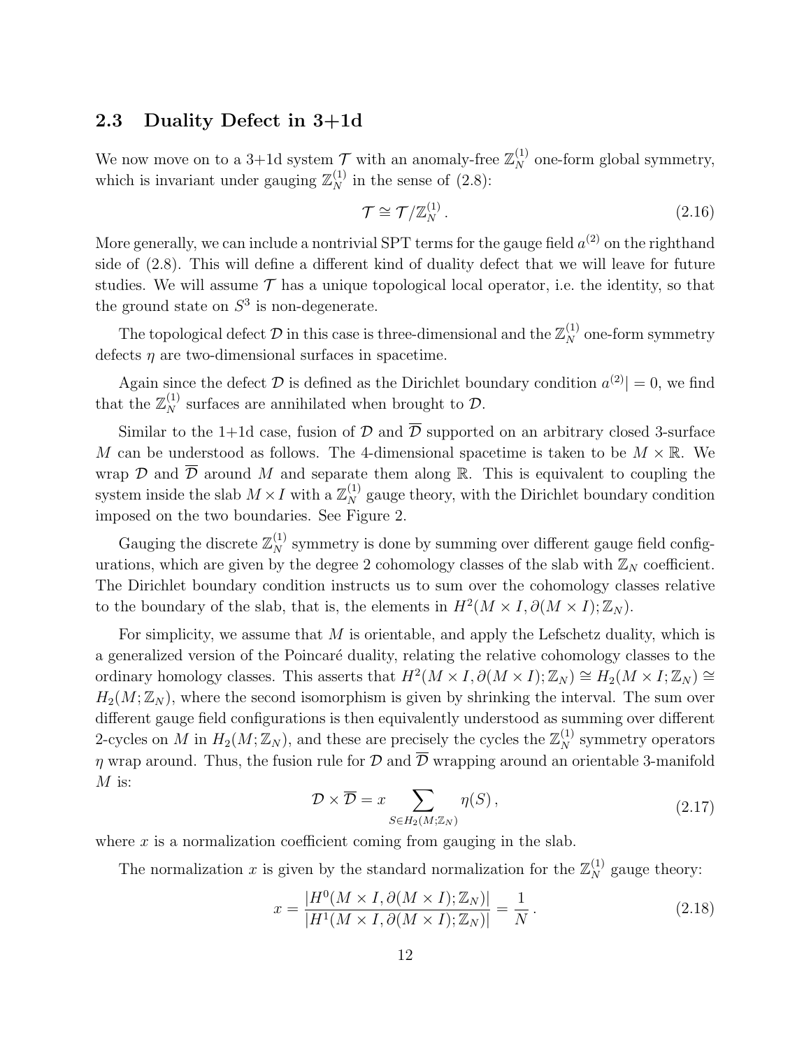### 2.3 Duality Defect in 3+1d

We now move on to a 3+1d system $\mathcal{T}$ with an anomaly-free $\mathbb{Z}_N^{(1)}$ one-form global symmetry, which is invariant under gauging $\mathbb{Z}_N^{(1)}$ in the sense of (2.8):

$$\mathcal{T} \cong \mathcal{T}/\mathbb{Z}_N^{(1)} \,. \tag{2.16}$$

More generally, we can include a nontrivial SPT terms for the gauge field $a^{(2)}$ on the righthand side of (2.8). This will define a different kind of duality defect that we will leave for future studies. We will assume $\mathcal{T}$ has a unique topological local operator, i.e. the identity, so that the ground state on $S^3$ is non-degenerate.

The topological defect $\mathcal{D}$ in this case is three-dimensional and the $\mathbb{Z}_N^{(1)}$ one-form symmetry defects $\eta$ are two-dimensional surfaces in spacetime.

Again since the defect $\mathcal{D}$ is defined as the Dirichlet boundary condition $a^{(2)}| = 0$, we find that the $\mathbb{Z}_N^{(1)}$ surfaces are annihilated when brought to $\mathcal{D}$.

Similar to the 1+1d case, fusion of $\mathcal{D}$ and $\overline{\mathcal{D}}$ supported on an arbitrary closed 3-surface $M$ can be understood as follows. The 4-dimensional spacetime is taken to be $M \times \mathbb{R}$. We wrap $\mathcal{D}$ and $\overline{\mathcal{D}}$ around $M$ and separate them along $\mathbb{R}$. This is equivalent to coupling the system inside the slab $M \times I$ with a $\mathbb{Z}_N^{(1)}$ gauge theory, with the Dirichlet boundary condition imposed on the two boundaries. See Figure 2.

Gauging the discrete $\mathbb{Z}_N^{(1)}$ symmetry is done by summing over different gauge field configurations, which are given by the degree 2 cohomology classes of the slab with $\mathbb{Z}_N$ coefficient. The Dirichlet boundary condition instructs us to sum over the cohomology classes relative to the boundary of the slab, that is, the elements in $H^2(M \times I, \partial(M \times I); \mathbb{Z}_N)$.

For simplicity, we assume that $M$ is orientable, and apply the Lefschetz duality, which is a generalized version of the Poincaré duality, relating the relative cohomology classes to the ordinary homology classes. This asserts that $H^2(M \times I, \partial(M \times I); \mathbb{Z}_N) \cong H_2(M \times I; \mathbb{Z}_N) \cong H_2(M; \mathbb{Z}_N)$, where the second isomorphism is given by shrinking the interval. The sum over different gauge field configurations is then equivalently understood as summing over different 2-cycles on $M$ in $H_2(M; \mathbb{Z}_N)$, and these are precisely the cycles the $\mathbb{Z}_N^{(1)}$ symmetry operators $\eta$ wrap around. Thus, the fusion rule for $\mathcal{D}$ and $\overline{\mathcal{D}}$ wrapping around an orientable 3-manifold $M$ is:

$$\mathcal{D} \times \overline{\mathcal{D}} = x \sum_{S \in H_2(M;\mathbb{Z}_N)} \eta(S) \,, \tag{2.17}$$

where $x$ is a normalization coefficient coming from gauging in the slab.

The normalization $x$ is given by the standard normalization for the $\mathbb{Z}_N^{(1)}$ gauge theory:

$$x = \frac{|H^0(M \times I, \partial(M \times I); \mathbb{Z}_N)|}{|H^1(M \times I, \partial(M \times I); \mathbb{Z}_N)|} = \frac{1}{N} \,. \tag{2.18}$$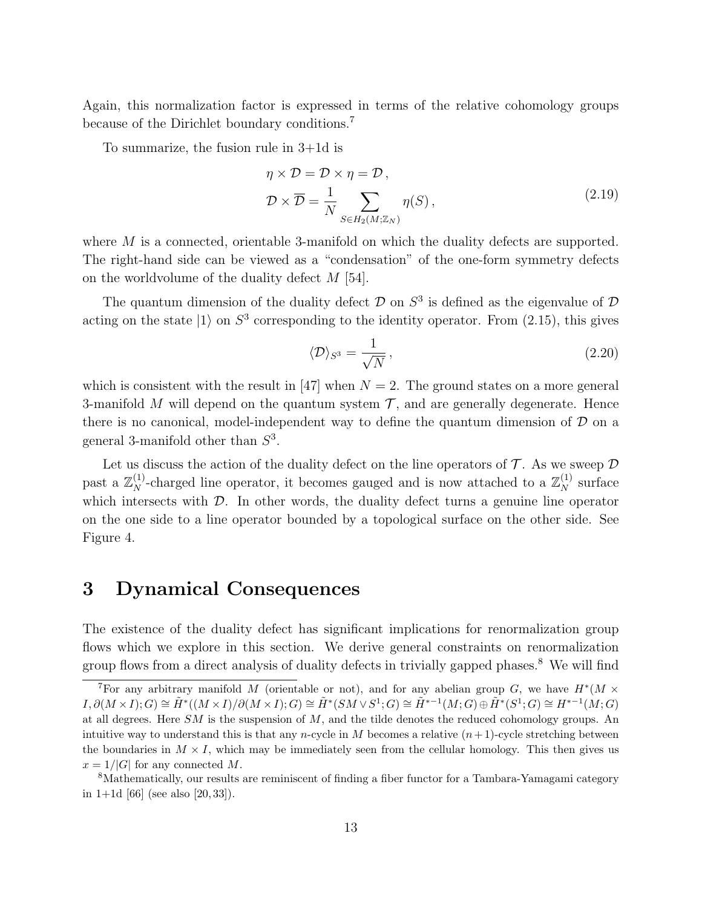Again, this normalization factor is expressed in terms of the relative cohomology groups because of the Dirichlet boundary conditions.[7]

To summarize, the fusion rule in 3+1d is

$$
\begin{aligned}
&\eta \times \mathcal{D} = \mathcal{D} \times \eta = \mathcal{D} \,, \\
&\mathcal{D} \times \overline{\mathcal{D}} = \frac{1}{N} \sum_{S \in H_2(M;\mathbb{Z}_N)} \eta(S) \,,
\end{aligned}
\tag{2.19}
$$

where $M$ is a connected, orientable 3-manifold on which the duality defects are supported. The right-hand side can be viewed as a "condensation" of the one-form symmetry defects on the worldvolume of the duality defect $M$ [54].

The quantum dimension of the duality defect $\mathcal{D}$ on $S^3$ is defined as the eigenvalue of $\mathcal{D}$ acting on the state $|1\rangle$ on $S^3$ corresponding to the identity operator. From (2.15), this gives

$$
\langle \mathcal{D} \rangle_{S^3} = \frac{1}{\sqrt{N}} \,, \tag{2.20}
$$

which is consistent with the result in [47] when $N = 2$. The ground states on a more general 3-manifold $M$ will depend on the quantum system $\mathcal{T}$, and are generally degenerate. Hence there is no canonical, model-independent way to define the quantum dimension of $\mathcal{D}$ on a general 3-manifold other than $S^3$.

Let us discuss the action of the duality defect on the line operators of $\mathcal{T}$. As we sweep $\mathcal{D}$ past a $\mathbb{Z}_N^{(1)}$-charged line operator, it becomes gauged and is now attached to a $\mathbb{Z}_N^{(1)}$ surface which intersects with $\mathcal{D}$. In other words, the duality defect turns a genuine line operator on the one side to a line operator bounded by a topological surface on the other side. See Figure 4.

# 3 Dynamical Consequences

The existence of the duality defect has significant implications for renormalization group flows which we explore in this section. We derive general constraints on renormalization group flows from a direct analysis of duality defects in trivially gapped phases.[8] We will find

---

[7] For any arbitrary manifold $M$ (orientable or not), and for any abelian group $G$, we have $H^*(M \times I, \partial(M \times I); G) \cong \tilde{H}^*((M \times I)/\partial(M \times I); G) \cong \tilde{H}^*(SM \vee S^1; G) \cong \tilde{H}^{*-1}(M; G) \oplus \tilde{H}^*(S^1; G) \cong H^{*-1}(M; G)$ at all degrees. Here $SM$ is the suspension of $M$, and the tilde denotes the reduced cohomology groups. An intuitive way to understand this is that any $n$-cycle in $M$ becomes a relative $(n+1)$-cycle stretching between the boundaries in $M \times I$, which may be immediately seen from the cellular homology. This then gives us $x = 1/|G|$ for any connected $M$.

[8] Mathematically, our results are reminiscent of finding a fiber functor for a Tambara-Yamagami category in 1+1d [66] (see also [20, 33]).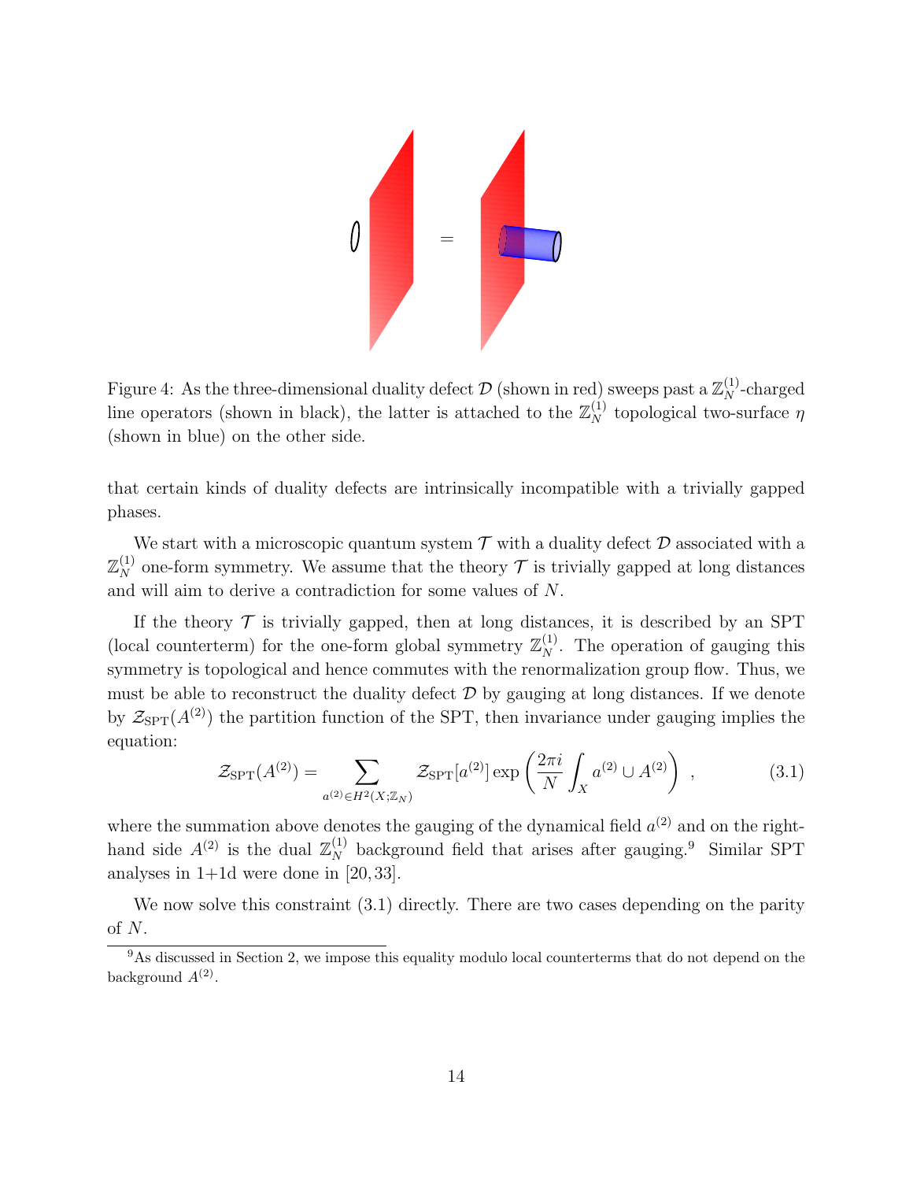Figure 4: As the three-dimensional duality defect $\mathcal{D}$ (shown in red) sweeps past a $\mathbb{Z}_N^{(1)}$-charged line operators (shown in black), the latter is attached to the $\mathbb{Z}_N^{(1)}$ topological two-surface $\eta$ (shown in blue) on the other side.

that certain kinds of duality defects are intrinsically incompatible with a trivially gapped phases.

We start with a microscopic quantum system $\mathcal{T}$ with a duality defect $\mathcal{D}$ associated with a $\mathbb{Z}_N^{(1)}$ one-form symmetry. We assume that the theory $\mathcal{T}$ is trivially gapped at long distances and will aim to derive a contradiction for some values of $N$.

If the theory $\mathcal{T}$ is trivially gapped, then at long distances, it is described by an SPT (local counterterm) for the one-form global symmetry $\mathbb{Z}_N^{(1)}$. The operation of gauging this symmetry is topological and hence commutes with the renormalization group flow. Thus, we must be able to reconstruct the duality defect $\mathcal{D}$ by gauging at long distances. If we denote by $\mathcal{Z}_{\text{SPT}}(A^{(2)})$ the partition function of the SPT, then invariance under gauging implies the equation:

$$\mathcal{Z}_{\text{SPT}}(A^{(2)}) = \sum_{a^{(2)} \in H^2(X;\mathbb{Z}_N)} \mathcal{Z}_{\text{SPT}}[a^{(2)}] \exp\left(\frac{2\pi i}{N}\int_X a^{(2)} \cup A^{(2)}\right) , \tag{3.1}$$

where the summation above denotes the gauging of the dynamical field $a^{(2)}$ and on the right-hand side $A^{(2)}$ is the dual $\mathbb{Z}_N^{(1)}$ background field that arises after gauging.[9] Similar SPT analyses in 1+1d were done in [20,33].

We now solve this constraint (3.1) directly. There are two cases depending on the parity of $N$.

[9] As discussed in Section 2, we impose this equality modulo local counterterms that do not depend on the background $A^{(2)}$.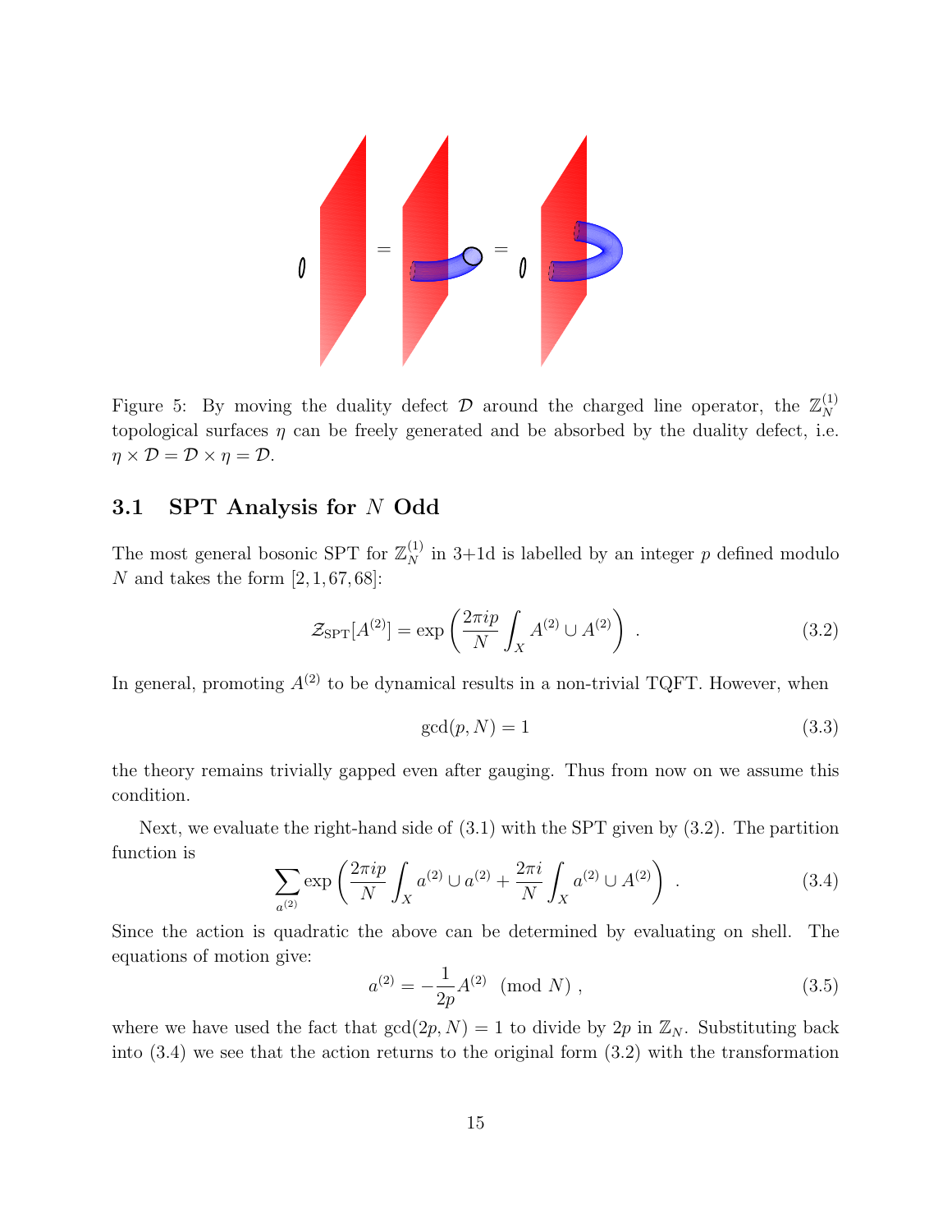Figure 5: By moving the duality defect $\mathcal{D}$ around the charged line operator, the $\mathbb{Z}_N^{(1)}$ topological surfaces $\eta$ can be freely generated and be absorbed by the duality defect, i.e. $\eta \times \mathcal{D} = \mathcal{D} \times \eta = \mathcal{D}$.

### 3.1 SPT Analysis for $N$ Odd

The most general bosonic SPT for $\mathbb{Z}_N^{(1)}$ in 3+1d is labelled by an integer $p$ defined modulo $N$ and takes the form [2, 1, 67, 68]:

$$\mathcal{Z}_{\text{SPT}}[A^{(2)}] = \exp\left(\frac{2\pi i p}{N}\int_X A^{(2)} \cup A^{(2)}\right) \ . \tag{3.2}$$

In general, promoting $A^{(2)}$ to be dynamical results in a non-trivial TQFT. However, when

$$\gcd(p, N) = 1 \tag{3.3}$$

the theory remains trivially gapped even after gauging. Thus from now on we assume this condition.

Next, we evaluate the right-hand side of (3.1) with the SPT given by (3.2). The partition function is

$$\sum_{a^{(2)}} \exp\left(\frac{2\pi i p}{N}\int_X a^{(2)} \cup a^{(2)} + \frac{2\pi i}{N}\int_X a^{(2)} \cup A^{(2)}\right) \ . \tag{3.4}$$

Since the action is quadratic the above can be determined by evaluating on shell. The equations of motion give:

$$a^{(2)} = -\frac{1}{2p}A^{(2)} \pmod{N} \ , \tag{3.5}$$

where we have used the fact that $\gcd(2p, N) = 1$ to divide by $2p$ in $\mathbb{Z}_N$. Substituting back into (3.4) we see that the action returns to the original form (3.2) with the transformation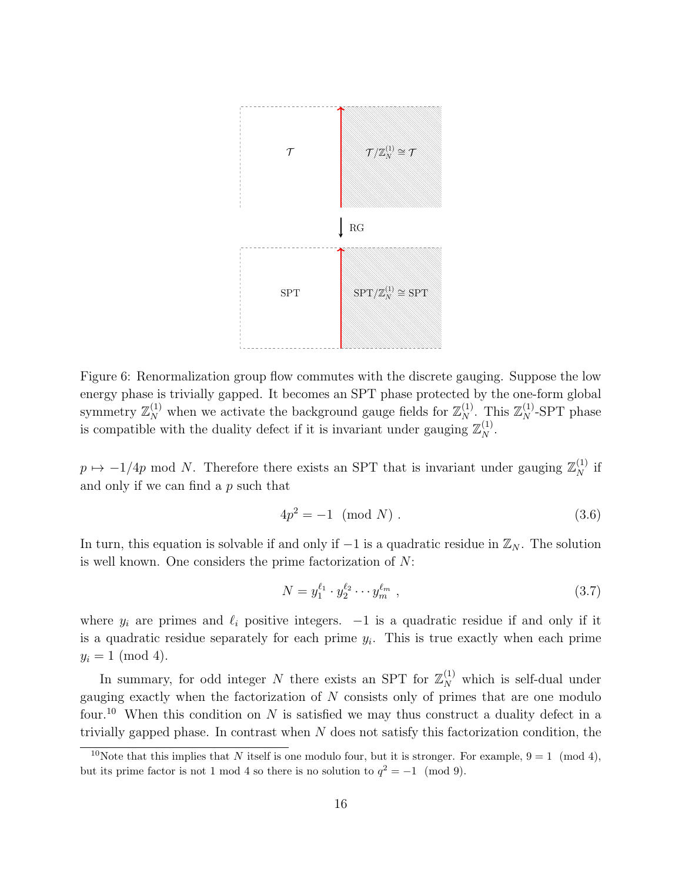Figure 6: Renormalization group flow commutes with the discrete gauging. Suppose the low energy phase is trivially gapped. It becomes an SPT phase protected by the one-form global symmetry $\mathbb{Z}_N^{(1)}$ when we activate the background gauge fields for $\mathbb{Z}_N^{(1)}$. This $\mathbb{Z}_N^{(1)}$-SPT phase is compatible with the duality defect if it is invariant under gauging $\mathbb{Z}_N^{(1)}$.

$p \mapsto -1/4p \bmod N$. Therefore there exists an SPT that is invariant under gauging $\mathbb{Z}_N^{(1)}$ if and only if we can find a $p$ such that

$$4p^2 = -1 \pmod{N} \ . \tag{3.6}$$

In turn, this equation is solvable if and only if $-1$ is a quadratic residue in $\mathbb{Z}_N$. The solution is well known. One considers the prime factorization of $N$:

$$N = y_1^{\ell_1} \cdot y_2^{\ell_2} \cdots y_m^{\ell_m} \ , \tag{3.7}$$

where $y_i$ are primes and $\ell_i$ positive integers. $-1$ is a quadratic residue if and only if it is a quadratic residue separately for each prime $y_i$. This is true exactly when each prime $y_i = 1 \pmod 4$.

In summary, for odd integer $N$ there exists an SPT for $\mathbb{Z}_N^{(1)}$ which is self-dual under gauging exactly when the factorization of $N$ consists only of primes that are one modulo four.[10] When this condition on $N$ is satisfied we may thus construct a duality defect in a trivially gapped phase. In contrast when $N$ does not satisfy this factorization condition, the

[10] Note that this implies that $N$ itself is one modulo four, but it is stronger. For example, $9 = 1 \pmod 4$, but its prime factor is not 1 mod 4 so there is no solution to $q^2 = -1 \pmod 9$.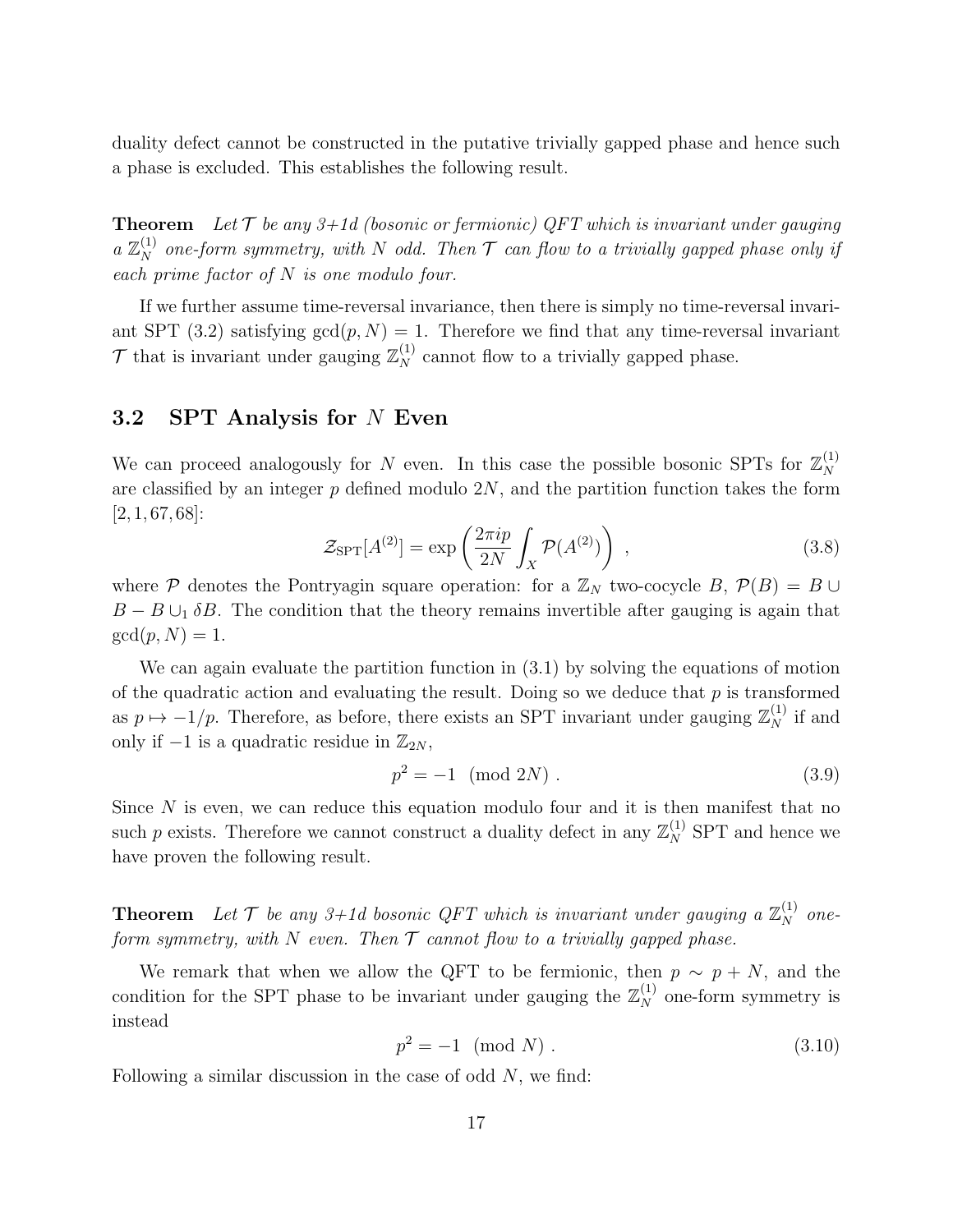duality defect cannot be constructed in the putative trivially gapped phase and hence such a phase is excluded. This establishes the following result.

**Theorem** *Let $\mathcal{T}$ be any 3+1d (bosonic or fermionic) QFT which is invariant under gauging a $\mathbb{Z}_N^{(1)}$ one-form symmetry, with $N$ odd. Then $\mathcal{T}$ can flow to a trivially gapped phase only if each prime factor of $N$ is one modulo four.*

If we further assume time-reversal invariance, then there is simply no time-reversal invariant SPT (3.2) satisfying $\gcd(p, N) = 1$. Therefore we find that any time-reversal invariant $\mathcal{T}$ that is invariant under gauging $\mathbb{Z}_N^{(1)}$ cannot flow to a trivially gapped phase.

### 3.2 SPT Analysis for $N$ Even

We can proceed analogously for $N$ even. In this case the possible bosonic SPTs for $\mathbb{Z}_N^{(1)}$ are classified by an integer $p$ defined modulo $2N$, and the partition function takes the form [2, 1, 67, 68]:

$$\mathcal{Z}_{\text{SPT}}[A^{(2)}] = \exp\left(\frac{2\pi i p}{2N}\int_X \mathcal{P}(A^{(2)})\right) , \tag{3.8}$$

where $\mathcal{P}$ denotes the Pontryagin square operation: for a $\mathbb{Z}_N$ two-cocycle $B$, $\mathcal{P}(B) = B \cup B - B \cup_1 \delta B$. The condition that the theory remains invertible after gauging is again that $\gcd(p, N) = 1$.

We can again evaluate the partition function in (3.1) by solving the equations of motion of the quadratic action and evaluating the result. Doing so we deduce that $p$ is transformed as $p \mapsto -1/p$. Therefore, as before, there exists an SPT invariant under gauging $\mathbb{Z}_N^{(1)}$ if and only if $-1$ is a quadratic residue in $\mathbb{Z}_{2N}$,

$$p^2 = -1 \pmod{2N} . \tag{3.9}$$

Since $N$ is even, we can reduce this equation modulo four and it is then manifest that no such $p$ exists. Therefore we cannot construct a duality defect in any $\mathbb{Z}_N^{(1)}$ SPT and hence we have proven the following result.

**Theorem** *Let $\mathcal{T}$ be any 3+1d bosonic QFT which is invariant under gauging a $\mathbb{Z}_N^{(1)}$ one-form symmetry, with $N$ even. Then $\mathcal{T}$ cannot flow to a trivially gapped phase.*

We remark that when we allow the QFT to be fermionic, then $p \sim p + N$, and the condition for the SPT phase to be invariant under gauging the $\mathbb{Z}_N^{(1)}$ one-form symmetry is instead

$$p^2 = -1 \pmod{N} . \tag{3.10}$$

Following a similar discussion in the case of odd $N$, we find: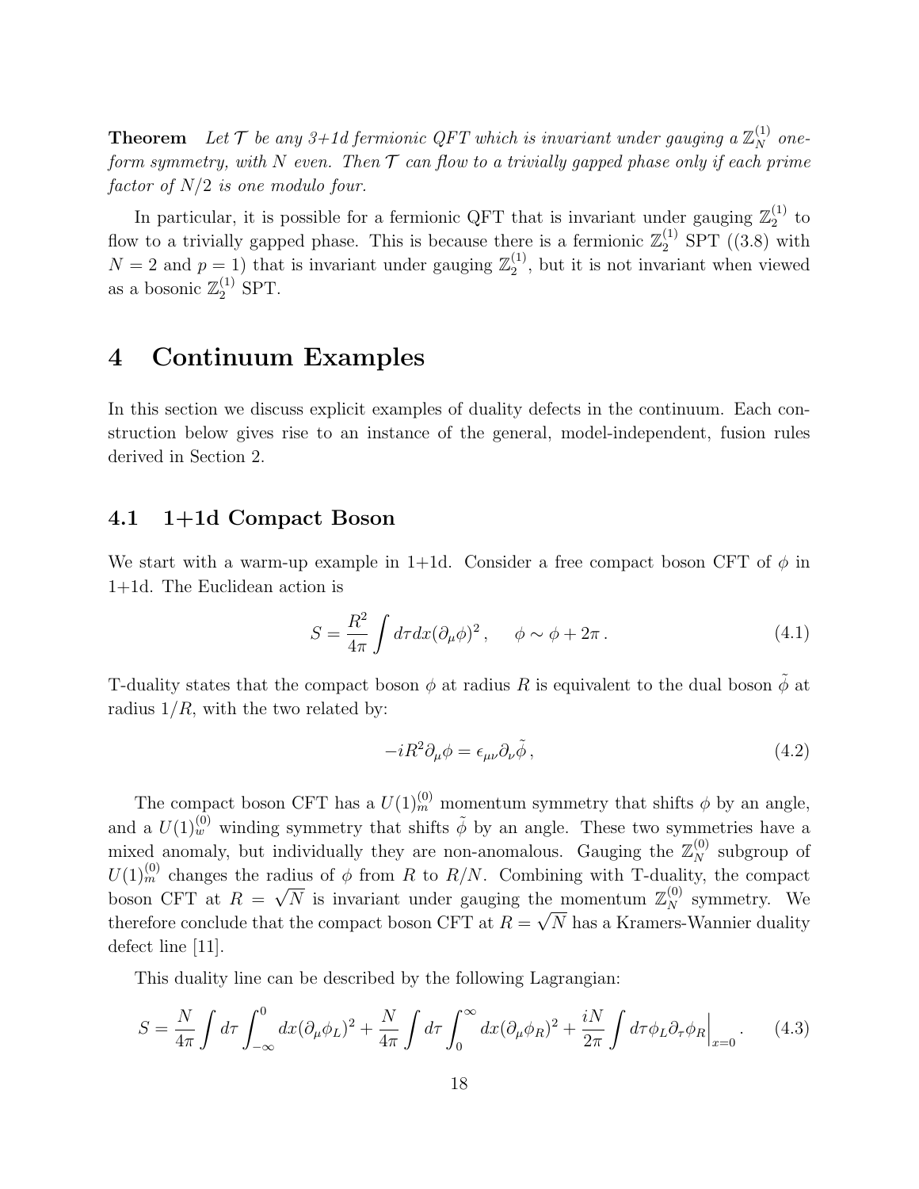**Theorem** *Let $\mathcal{T}$ be any 3+1d fermionic QFT which is invariant under gauging a $\mathbb{Z}_N^{(1)}$ one-form symmetry, with $N$ even. Then $\mathcal{T}$ can flow to a trivially gapped phase only if each prime factor of $N/2$ is one modulo four.*

In particular, it is possible for a fermionic QFT that is invariant under gauging $\mathbb{Z}_2^{(1)}$ to flow to a trivially gapped phase. This is because there is a fermionic $\mathbb{Z}_2^{(1)}$ SPT ((3.8) with $N = 2$ and $p = 1$) that is invariant under gauging $\mathbb{Z}_2^{(1)}$, but it is not invariant when viewed as a bosonic $\mathbb{Z}_2^{(1)}$ SPT.

# 4 Continuum Examples

In this section we discuss explicit examples of duality defects in the continuum. Each construction below gives rise to an instance of the general, model-independent, fusion rules derived in Section 2.

## 4.1 1+1d Compact Boson

We start with a warm-up example in 1+1d. Consider a free compact boson CFT of $\phi$ in 1+1d. The Euclidean action is

$$S = \frac{R^2}{4\pi} \int d\tau dx (\partial_\mu \phi)^2 \, , \qquad \phi \sim \phi + 2\pi \, . \tag{4.1}$$

T-duality states that the compact boson $\phi$ at radius $R$ is equivalent to the dual boson $\tilde{\phi}$ at radius $1/R$, with the two related by:

$$-iR^2 \partial_\mu \phi = \epsilon_{\mu\nu} \partial_\nu \tilde{\phi} \, , \tag{4.2}$$

The compact boson CFT has a $U(1)_m^{(0)}$ momentum symmetry that shifts $\phi$ by an angle, and a $U(1)_w^{(0)}$ winding symmetry that shifts $\tilde{\phi}$ by an angle. These two symmetries have a mixed anomaly, but individually they are non-anomalous. Gauging the $\mathbb{Z}_N^{(0)}$ subgroup of $U(1)_m^{(0)}$ changes the radius of $\phi$ from $R$ to $R/N$. Combining with T-duality, the compact boson CFT at $R = \sqrt{N}$ is invariant under gauging the momentum $\mathbb{Z}_N^{(0)}$ symmetry. We therefore conclude that the compact boson CFT at $R = \sqrt{N}$ has a Kramers-Wannier duality defect line [11].

This duality line can be described by the following Lagrangian:

$$S = \frac{N}{4\pi} \int d\tau \int_{-\infty}^{0} dx (\partial_\mu \phi_L)^2 + \frac{N}{4\pi} \int d\tau \int_{0}^{\infty} dx (\partial_\mu \phi_R)^2 + \frac{iN}{2\pi} \int d\tau \phi_L \partial_\tau \phi_R \Big|_{x=0} . \tag{4.3}$$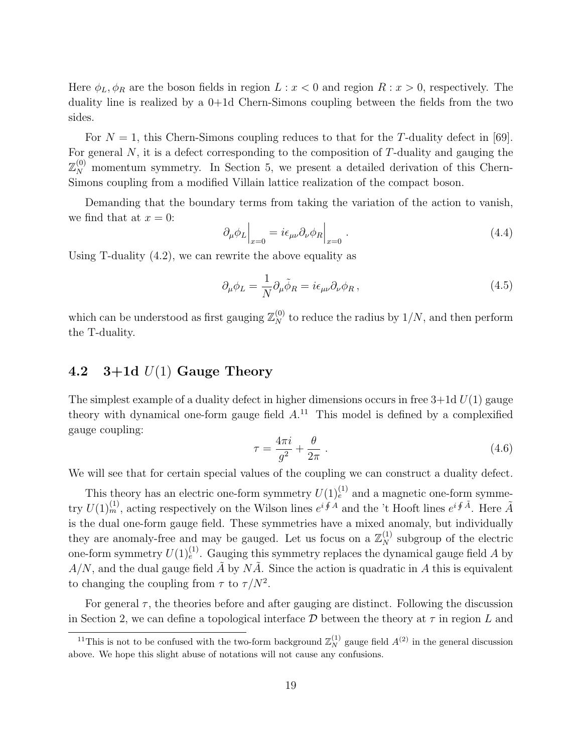Here $\phi_L, \phi_R$ are the boson fields in region $L : x < 0$ and region $R : x > 0$, respectively. The duality line is realized by a 0+1d Chern-Simons coupling between the fields from the two sides.

For $N = 1$, this Chern-Simons coupling reduces to that for the $T$-duality defect in [69]. For general $N$, it is a defect corresponding to the composition of $T$-duality and gauging the $\mathbb{Z}_N^{(0)}$ momentum symmetry. In Section 5, we present a detailed derivation of this Chern-Simons coupling from a modified Villain lattice realization of the compact boson.

Demanding that the boundary terms from taking the variation of the action to vanish, we find that at $x = 0$:

$$\partial_\mu \phi_L \Big|_{x=0} = i\epsilon_{\mu\nu}\partial_\nu \phi_R \Big|_{x=0} \,. \tag{4.4}$$

Using T-duality (4.2), we can rewrite the above equality as

$$\partial_\mu \phi_L = \frac{1}{N}\partial_\mu \tilde{\phi}_R = i\epsilon_{\mu\nu}\partial_\nu \phi_R \,, \tag{4.5}$$

which can be understood as first gauging $\mathbb{Z}_N^{(0)}$ to reduce the radius by $1/N$, and then perform the T-duality.

## 4.2 3+1d $U(1)$ Gauge Theory

The simplest example of a duality defect in higher dimensions occurs in free 3+1d $U(1)$ gauge theory with dynamical one-form gauge field $A$.[11] This model is defined by a complexified gauge coupling:

$$\tau = \frac{4\pi i}{g^2} + \frac{\theta}{2\pi} \,. \tag{4.6}$$

We will see that for certain special values of the coupling we can construct a duality defect.

This theory has an electric one-form symmetry $U(1)_e^{(1)}$ and a magnetic one-form symmetry $U(1)_m^{(1)}$, acting respectively on the Wilson lines $e^{i\oint A}$ and the 't Hooft lines $e^{i\oint \tilde{A}}$. Here $\tilde{A}$ is the dual one-form gauge field. These symmetries have a mixed anomaly, but individually they are anomaly-free and may be gauged. Let us focus on a $\mathbb{Z}_N^{(1)}$ subgroup of the electric one-form symmetry $U(1)_e^{(1)}$. Gauging this symmetry replaces the dynamical gauge field $A$ by $A/N$, and the dual gauge field $\tilde{A}$ by $N\tilde{A}$. Since the action is quadratic in $A$ this is equivalent to changing the coupling from $\tau$ to $\tau/N^2$.

For general $\tau$, the theories before and after gauging are distinct. Following the discussion in Section 2, we can define a topological interface $\mathcal{D}$ between the theory at $\tau$ in region $L$ and

[11] This is not to be confused with the two-form background $\mathbb{Z}_N^{(1)}$ gauge field $A^{(2)}$ in the general discussion above. We hope this slight abuse of notations will not cause any confusions.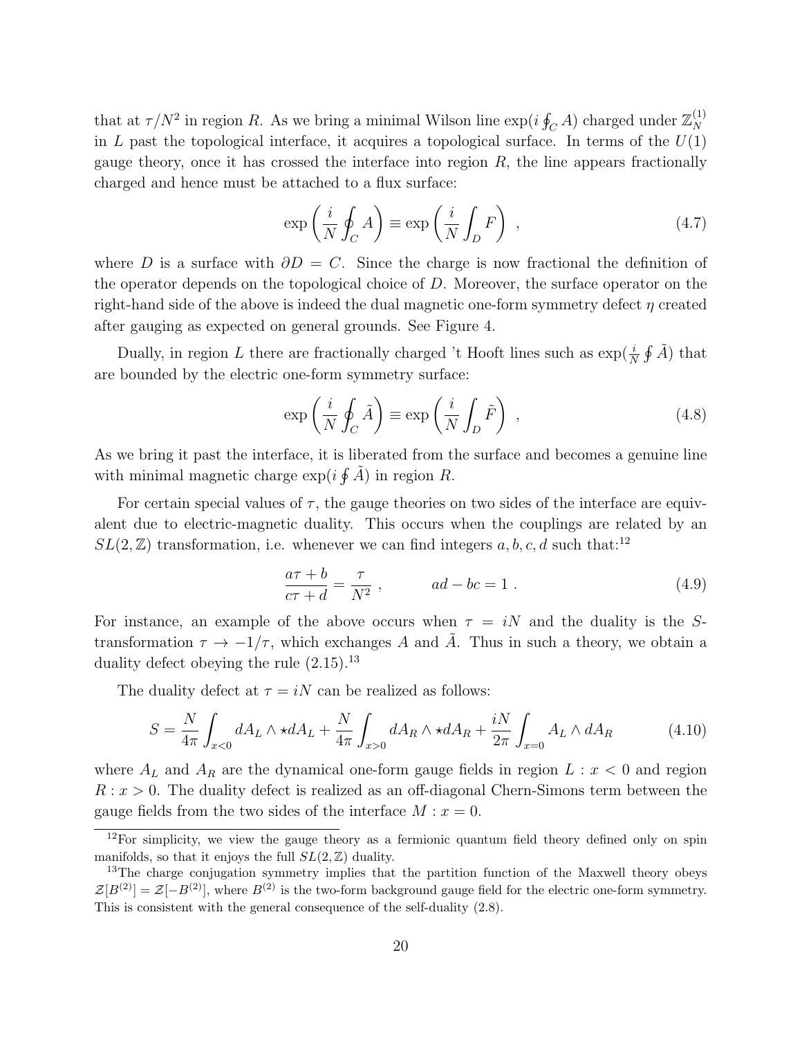that at $\tau/N^2$ in region $R$. As we bring a minimal Wilson line $\exp(i \oint_C A)$ charged under $\mathbb{Z}_N^{(1)}$ in $L$ past the topological interface, it acquires a topological surface. In terms of the $U(1)$ gauge theory, once it has crossed the interface into region $R$, the line appears fractionally charged and hence must be attached to a flux surface:

$$
\exp\left(\frac{i}{N}\oint_C A\right) \equiv \exp\left(\frac{i}{N}\int_D F\right) \ , \tag{4.7}
$$

where $D$ is a surface with $\partial D = C$. Since the charge is now fractional the definition of the operator depends on the topological choice of $D$. Moreover, the surface operator on the right-hand side of the above is indeed the dual magnetic one-form symmetry defect $\eta$ created after gauging as expected on general grounds. See Figure 4.

Dually, in region $L$ there are fractionally charged 't Hooft lines such as $\exp(\frac{i}{N}\oint \tilde{A})$ that are bounded by the electric one-form symmetry surface:

$$
\exp\left(\frac{i}{N}\oint_C \tilde{A}\right) \equiv \exp\left(\frac{i}{N}\int_D \tilde{F}\right) \ , \tag{4.8}
$$

As we bring it past the interface, it is liberated from the surface and becomes a genuine line with minimal magnetic charge $\exp(i\oint \tilde{A})$ in region $R$.

For certain special values of $\tau$, the gauge theories on two sides of the interface are equivalent due to electric-magnetic duality. This occurs when the couplings are related by an $SL(2,\mathbb{Z})$ transformation, i.e. whenever we can find integers $a, b, c, d$ such that:[12]

$$
\frac{a\tau + b}{c\tau + d} = \frac{\tau}{N^2} \ , \qquad ad - bc = 1 \ . \tag{4.9}
$$

For instance, an example of the above occurs when $\tau = iN$ and the duality is the $S$-transformation $\tau \to -1/\tau$, which exchanges $A$ and $\tilde{A}$. Thus in such a theory, we obtain a duality defect obeying the rule (2.15).[13]

The duality defect at $\tau = iN$ can be realized as follows:

$$
S = \frac{N}{4\pi}\int_{x<0} dA_L \wedge \star dA_L + \frac{N}{4\pi}\int_{x>0} dA_R \wedge \star dA_R + \frac{iN}{2\pi}\int_{x=0} A_L \wedge dA_R \tag{4.10}
$$

where $A_L$ and $A_R$ are the dynamical one-form gauge fields in region $L : x < 0$ and region $R : x > 0$. The duality defect is realized as an off-diagonal Chern-Simons term between the gauge fields from the two sides of the interface $M : x = 0$.

---

[12] For simplicity, we view the gauge theory as a fermionic quantum field theory defined only on spin manifolds, so that it enjoys the full $SL(2,\mathbb{Z})$ duality.

[13] The charge conjugation symmetry implies that the partition function of the Maxwell theory obeys $\mathcal{Z}[B^{(2)}] = \mathcal{Z}[-B^{(2)}]$, where $B^{(2)}$ is the two-form background gauge field for the electric one-form symmetry. This is consistent with the general consequence of the self-duality (2.8).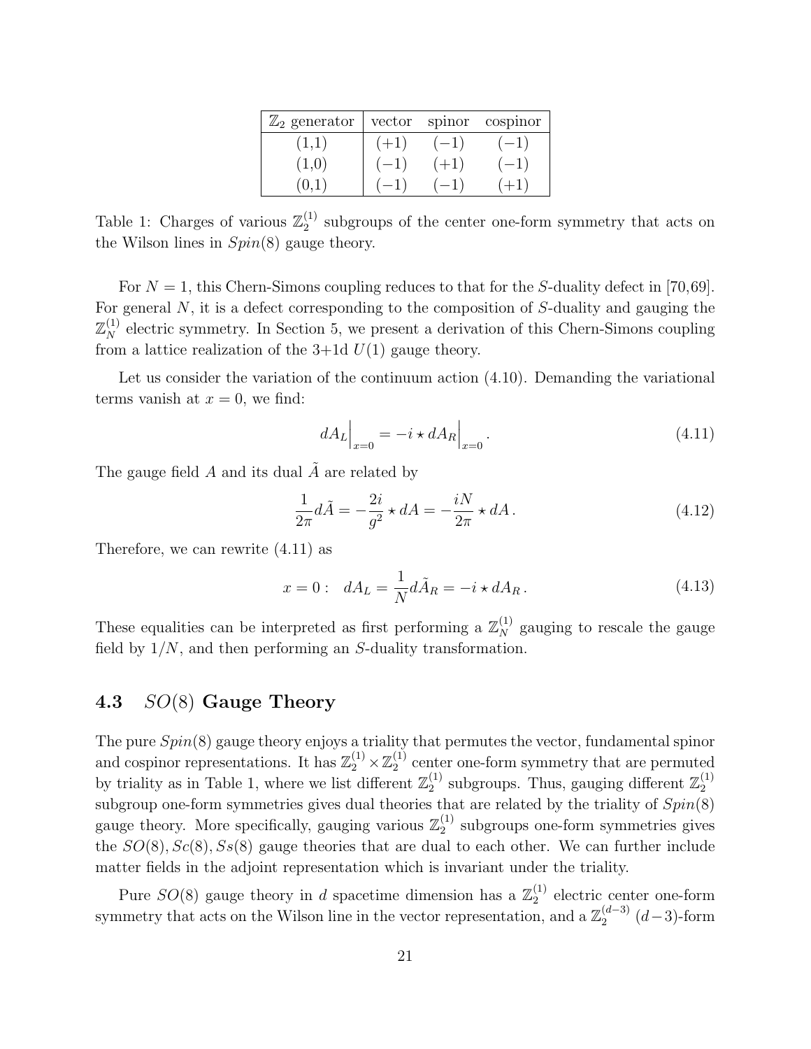| $\mathbb{Z}_2$ generator | vector | spinor | cospinor |
| --- | --- | --- | --- |
| (1,1) | $(+1)$ | $(-1)$ | $(-1)$ |
| (1,0) | $(-1)$ | $(+1)$ | $(-1)$ |
| (0,1) | $(-1)$ | $(-1)$ | $(+1)$ |

Table 1: Charges of various $\mathbb{Z}_2^{(1)}$ subgroups of the center one-form symmetry that acts on the Wilson lines in $Spin(8)$ gauge theory.

For $N = 1$, this Chern-Simons coupling reduces to that for the $S$-duality defect in [70,69]. For general $N$, it is a defect corresponding to the composition of $S$-duality and gauging the $\mathbb{Z}_N^{(1)}$ electric symmetry. In Section 5, we present a derivation of this Chern-Simons coupling from a lattice realization of the 3+1d $U(1)$ gauge theory.

Let us consider the variation of the continuum action (4.10). Demanding the variational terms vanish at $x = 0$, we find:

$$dA_L\Big|_{x=0} = -i \star dA_R\Big|_{x=0} . \tag{4.11}$$

The gauge field $A$ and its dual $\tilde{A}$ are related by

$$\frac{1}{2\pi} d\tilde{A} = -\frac{2i}{g^2} \star dA = -\frac{iN}{2\pi} \star dA . \tag{4.12}$$

Therefore, we can rewrite (4.11) as

$$x = 0 : \quad dA_L = \frac{1}{N} d\tilde{A}_R = -i \star dA_R . \tag{4.13}$$

These equalities can be interpreted as first performing a $\mathbb{Z}_N^{(1)}$ gauging to rescale the gauge field by $1/N$, and then performing an $S$-duality transformation.

### 4.3 $SO(8)$ Gauge Theory

The pure $Spin(8)$ gauge theory enjoys a triality that permutes the vector, fundamental spinor and cospinor representations. It has $\mathbb{Z}_2^{(1)} \times \mathbb{Z}_2^{(1)}$ center one-form symmetry that are permuted by triality as in Table 1, where we list different $\mathbb{Z}_2^{(1)}$ subgroups. Thus, gauging different $\mathbb{Z}_2^{(1)}$ subgroup one-form symmetries gives dual theories that are related by the triality of $Spin(8)$ gauge theory. More specifically, gauging various $\mathbb{Z}_2^{(1)}$ subgroups one-form symmetries gives the $SO(8), Sc(8), Ss(8)$ gauge theories that are dual to each other. We can further include matter fields in the adjoint representation which is invariant under the triality.

Pure $SO(8)$ gauge theory in $d$ spacetime dimension has a $\mathbb{Z}_2^{(1)}$ electric center one-form symmetry that acts on the Wilson line in the vector representation, and a $\mathbb{Z}_2^{(d-3)}$ $(d-3)$-form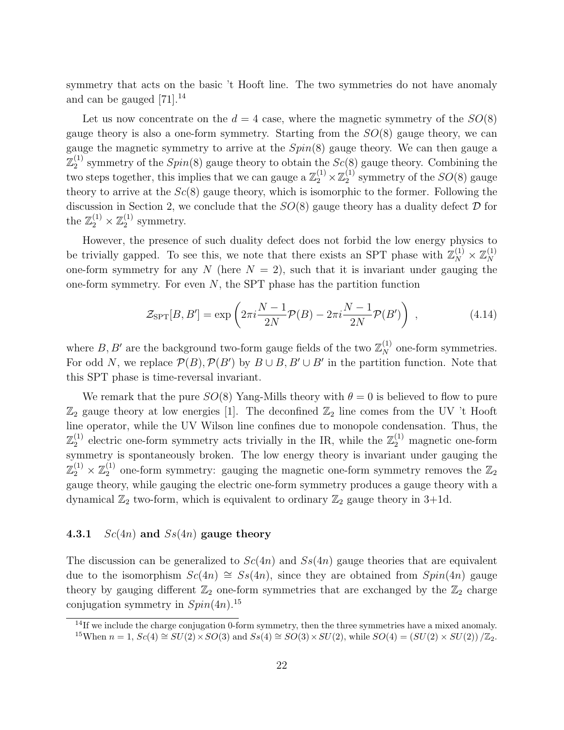symmetry that acts on the basic 't Hooft line. The two symmetries do not have anomaly and can be gauged [71].[14]

Let us now concentrate on the $d = 4$ case, where the magnetic symmetry of the $SO(8)$ gauge theory is also a one-form symmetry. Starting from the $SO(8)$ gauge theory, we can gauge the magnetic symmetry to arrive at the $Spin(8)$ gauge theory. We can then gauge a $\mathbb{Z}_2^{(1)}$ symmetry of the $Spin(8)$ gauge theory to obtain the $Sc(8)$ gauge theory. Combining the two steps together, this implies that we can gauge a $\mathbb{Z}_2^{(1)} \times \mathbb{Z}_2^{(1)}$ symmetry of the $SO(8)$ gauge theory to arrive at the $Sc(8)$ gauge theory, which is isomorphic to the former. Following the discussion in Section 2, we conclude that the $SO(8)$ gauge theory has a duality defect $\mathcal{D}$ for the $\mathbb{Z}_2^{(1)} \times \mathbb{Z}_2^{(1)}$ symmetry.

However, the presence of such duality defect does not forbid the low energy physics to be trivially gapped. To see this, we note that there exists an SPT phase with $\mathbb{Z}_N^{(1)} \times \mathbb{Z}_N^{(1)}$ one-form symmetry for any $N$ (here $N = 2$), such that it is invariant under gauging the one-form symmetry. For even $N$, the SPT phase has the partition function

$$\mathcal{Z}_{\text{SPT}}[B, B'] = \exp\left(2\pi i \frac{N-1}{2N}\mathcal{P}(B) - 2\pi i \frac{N-1}{2N}\mathcal{P}(B')\right) , \tag{4.14}$$

where $B, B'$ are the background two-form gauge fields of the two $\mathbb{Z}_N^{(1)}$ one-form symmetries. For odd $N$, we replace $\mathcal{P}(B), \mathcal{P}(B')$ by $B \cup B, B' \cup B'$ in the partition function. Note that this SPT phase is time-reversal invariant.

We remark that the pure $SO(8)$ Yang-Mills theory with $\theta = 0$ is believed to flow to pure $\mathbb{Z}_2$ gauge theory at low energies [1]. The deconfined $\mathbb{Z}_2$ line comes from the UV 't Hooft line operator, while the UV Wilson line confines due to monopole condensation. Thus, the $\mathbb{Z}_2^{(1)}$ electric one-form symmetry acts trivially in the IR, while the $\mathbb{Z}_2^{(1)}$ magnetic one-form symmetry is spontaneously broken. The low energy theory is invariant under gauging the $\mathbb{Z}_2^{(1)} \times \mathbb{Z}_2^{(1)}$ one-form symmetry: gauging the magnetic one-form symmetry removes the $\mathbb{Z}_2$ gauge theory, while gauging the electric one-form symmetry produces a gauge theory with a dynamical $\mathbb{Z}_2$ two-form, which is equivalent to ordinary $\mathbb{Z}_2$ gauge theory in 3+1d.

### 4.3.1 $Sc(4n)$ and $Ss(4n)$ gauge theory

The discussion can be generalized to $Sc(4n)$ and $Ss(4n)$ gauge theories that are equivalent due to the isomorphism $Sc(4n) \cong Ss(4n)$, since they are obtained from $Spin(4n)$ gauge theory by gauging different $\mathbb{Z}_2$ one-form symmetries that are exchanged by the $\mathbb{Z}_2$ charge conjugation symmetry in $Spin(4n)$.[15]

[14] If we include the charge conjugation 0-form symmetry, then the three symmetries have a mixed anomaly.

[15] When $n = 1$, $Sc(4) \cong SU(2) \times SO(3)$ and $Ss(4) \cong SO(3) \times SU(2)$, while $SO(4) = (SU(2) \times SU(2))/\mathbb{Z}_2$.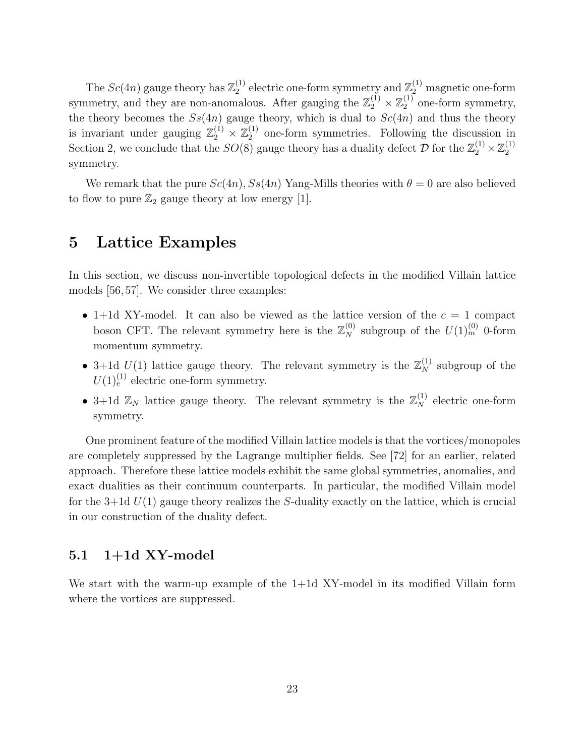The $Sc(4n)$ gauge theory has $\mathbb{Z}_2^{(1)}$ electric one-form symmetry and $\mathbb{Z}_2^{(1)}$ magnetic one-form symmetry, and they are non-anomalous. After gauging the $\mathbb{Z}_2^{(1)} \times \mathbb{Z}_2^{(1)}$ one-form symmetry, the theory becomes the $Ss(4n)$ gauge theory, which is dual to $Sc(4n)$ and thus the theory is invariant under gauging $\mathbb{Z}_2^{(1)} \times \mathbb{Z}_2^{(1)}$ one-form symmetries. Following the discussion in Section 2, we conclude that the $SO(8)$ gauge theory has a duality defect $\mathcal{D}$ for the $\mathbb{Z}_2^{(1)} \times \mathbb{Z}_2^{(1)}$ symmetry.

We remark that the pure $Sc(4n), Ss(4n)$ Yang-Mills theories with $\theta = 0$ are also believed to flow to pure $\mathbb{Z}_2$ gauge theory at low energy [1].

# 5 Lattice Examples

In this section, we discuss non-invertible topological defects in the modified Villain lattice models [56, 57]. We consider three examples:

- 1+1d XY-model. It can also be viewed as the lattice version of the $c = 1$ compact boson CFT. The relevant symmetry here is the $\mathbb{Z}_N^{(0)}$ subgroup of the $U(1)_m^{(0)}$ 0-form momentum symmetry.
- 3+1d $U(1)$ lattice gauge theory. The relevant symmetry is the $\mathbb{Z}_N^{(1)}$ subgroup of the $U(1)_e^{(1)}$ electric one-form symmetry.
- 3+1d $\mathbb{Z}_N$ lattice gauge theory. The relevant symmetry is the $\mathbb{Z}_N^{(1)}$ electric one-form symmetry.

One prominent feature of the modified Villain lattice models is that the vortices/monopoles are completely suppressed by the Lagrange multiplier fields. See [72] for an earlier, related approach. Therefore these lattice models exhibit the same global symmetries, anomalies, and exact dualities as their continuum counterparts. In particular, the modified Villain model for the 3+1d $U(1)$ gauge theory realizes the $S$-duality exactly on the lattice, which is crucial in our construction of the duality defect.

## 5.1 1+1d XY-model

We start with the warm-up example of the 1+1d XY-model in its modified Villain form where the vortices are suppressed.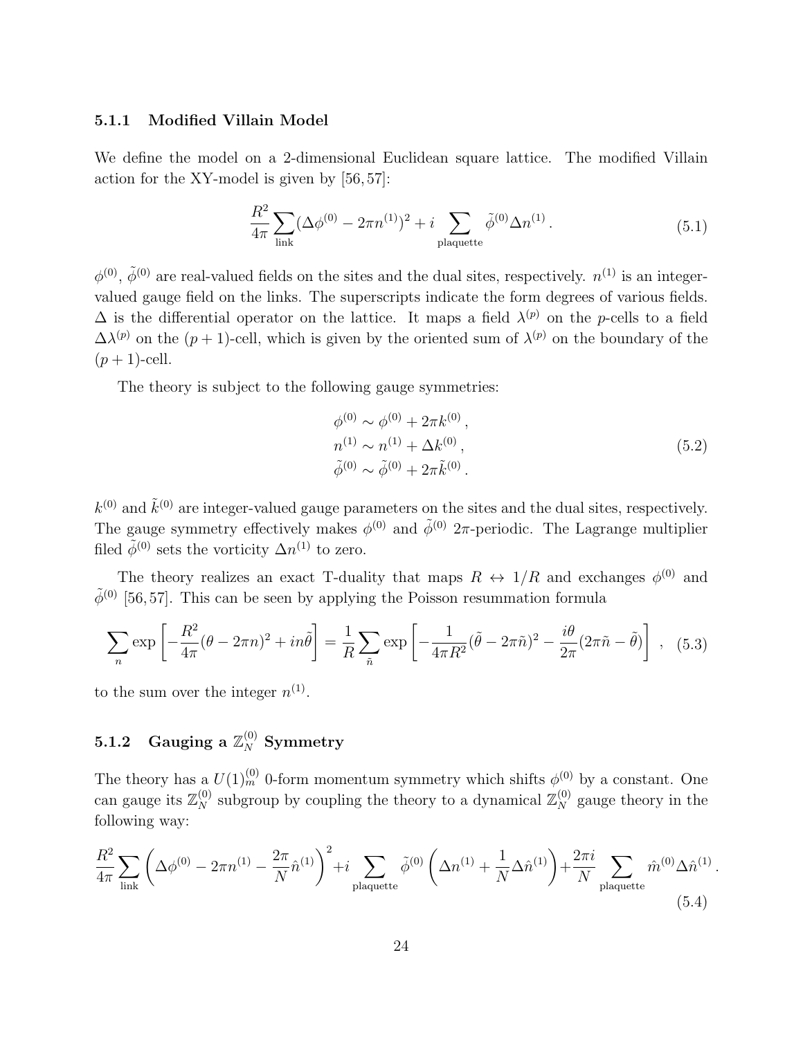### 5.1.1 Modified Villain Model

We define the model on a 2-dimensional Euclidean square lattice. The modified Villain action for the XY-model is given by [56, 57]:

$$\frac{R^2}{4\pi}\sum_{\text{link}}(\Delta\phi^{(0)} - 2\pi n^{(1)})^2 + i\sum_{\text{plaquette}}\tilde{\phi}^{(0)}\Delta n^{(1)}\,. \tag{5.1}$$

$\phi^{(0)}$, $\tilde{\phi}^{(0)}$ are real-valued fields on the sites and the dual sites, respectively. $n^{(1)}$ is an integer-valued gauge field on the links. The superscripts indicate the form degrees of various fields. $\Delta$ is the differential operator on the lattice. It maps a field $\lambda^{(p)}$ on the $p$-cells to a field $\Delta\lambda^{(p)}$ on the $(p+1)$-cell, which is given by the oriented sum of $\lambda^{(p)}$ on the boundary of the $(p+1)$-cell.

The theory is subject to the following gauge symmetries:

$$\begin{aligned}
\phi^{(0)} &\sim \phi^{(0)} + 2\pi k^{(0)}\,,\\
n^{(1)} &\sim n^{(1)} + \Delta k^{(0)}\,,\\
\tilde{\phi}^{(0)} &\sim \tilde{\phi}^{(0)} + 2\pi\tilde{k}^{(0)}\,.
\end{aligned} \tag{5.2}$$

$k^{(0)}$ and $\tilde{k}^{(0)}$ are integer-valued gauge parameters on the sites and the dual sites, respectively. The gauge symmetry effectively makes $\phi^{(0)}$ and $\tilde{\phi}^{(0)}$ $2\pi$-periodic. The Lagrange multiplier filed $\tilde{\phi}^{(0)}$ sets the vorticity $\Delta n^{(1)}$ to zero.

The theory realizes an exact T-duality that maps $R \leftrightarrow 1/R$ and exchanges $\phi^{(0)}$ and $\tilde{\phi}^{(0)}$ [56, 57]. This can be seen by applying the Poisson resummation formula

$$\sum_n \exp\left[-\frac{R^2}{4\pi}(\theta - 2\pi n)^2 + in\tilde{\theta}\right] = \frac{1}{R}\sum_{\tilde{n}}\exp\left[-\frac{1}{4\pi R^2}(\tilde{\theta} - 2\pi\tilde{n})^2 - \frac{i\theta}{2\pi}(2\pi\tilde{n} - \tilde{\theta})\right]\,, \tag{5.3}$$

to the sum over the integer $n^{(1)}$.

### 5.1.2 Gauging a $\mathbb{Z}_N^{(0)}$ Symmetry

The theory has a $U(1)_m^{(0)}$ 0-form momentum symmetry which shifts $\phi^{(0)}$ by a constant. One can gauge its $\mathbb{Z}_N^{(0)}$ subgroup by coupling the theory to a dynamical $\mathbb{Z}_N^{(0)}$ gauge theory in the following way:

$$\frac{R^2}{4\pi}\sum_{\text{link}}\left(\Delta\phi^{(0)} - 2\pi n^{(1)} - \frac{2\pi}{N}\hat{n}^{(1)}\right)^2 + i\sum_{\text{plaquette}}\tilde{\phi}^{(0)}\left(\Delta n^{(1)} + \frac{1}{N}\Delta\hat{n}^{(1)}\right) + \frac{2\pi i}{N}\sum_{\text{plaquette}}\hat{m}^{(0)}\Delta\hat{n}^{(1)}\,. \tag{5.4}$$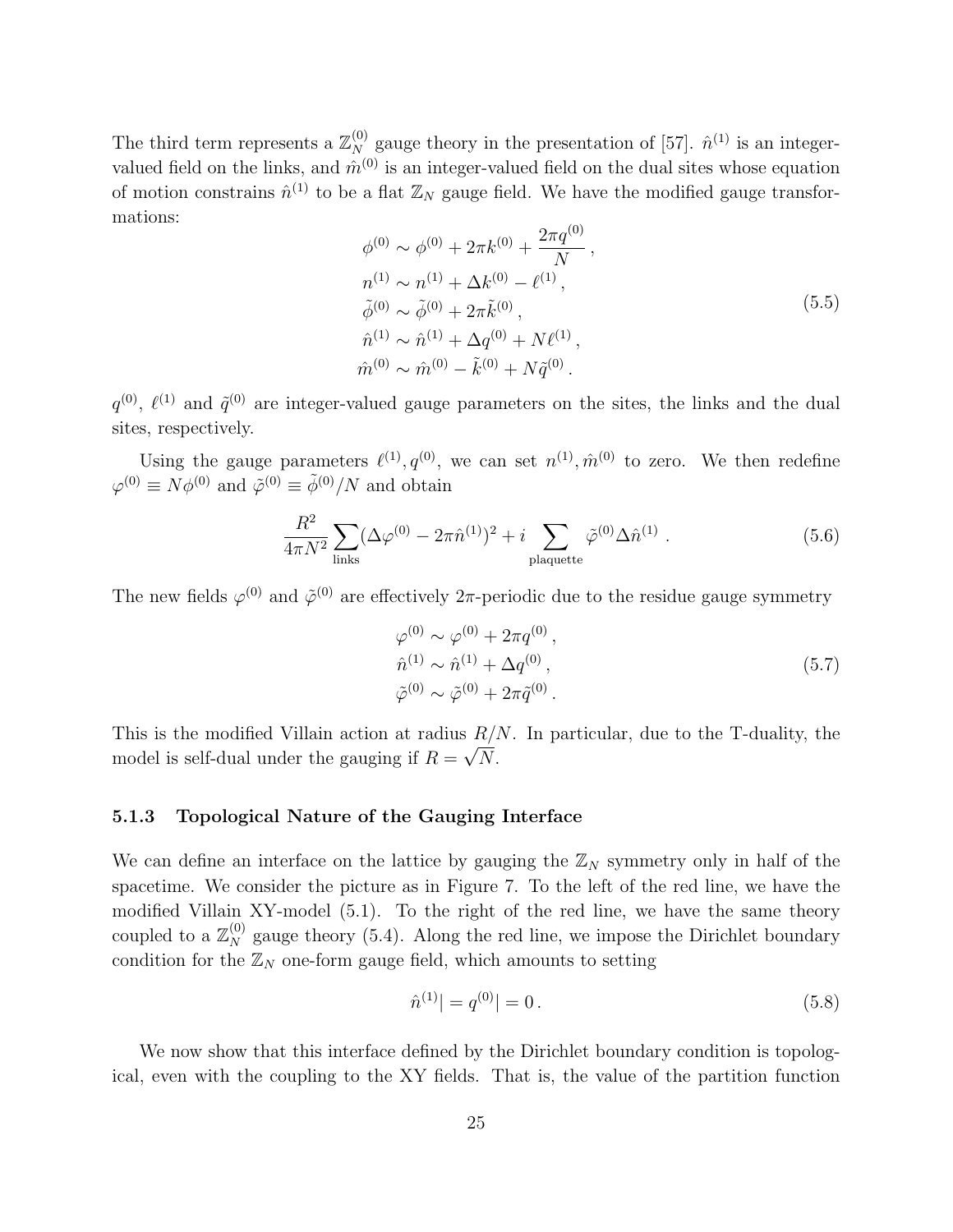The third term represents a $\mathbb{Z}_N^{(0)}$ gauge theory in the presentation of [57]. $\hat{n}^{(1)}$ is an integer-valued field on the links, and $\hat{m}^{(0)}$ is an integer-valued field on the dual sites whose equation of motion constrains $\hat{n}^{(1)}$ to be a flat $\mathbb{Z}_N$ gauge field. We have the modified gauge transformations:

$$
\begin{aligned}
\phi^{(0)} &\sim \phi^{(0)} + 2\pi k^{(0)} + \frac{2\pi q^{(0)}}{N}\,, \\
n^{(1)} &\sim n^{(1)} + \Delta k^{(0)} - \ell^{(1)}\,, \\
\tilde{\phi}^{(0)} &\sim \tilde{\phi}^{(0)} + 2\pi \tilde{k}^{(0)}\,, \\
\hat{n}^{(1)} &\sim \hat{n}^{(1)} + \Delta q^{(0)} + N\ell^{(1)}\,, \\
\hat{m}^{(0)} &\sim \hat{m}^{(0)} - \tilde{k}^{(0)} + N\tilde{q}^{(0)}\,.
\end{aligned}
\tag{5.5}
$$

$q^{(0)}$, $\ell^{(1)}$ and $\tilde{q}^{(0)}$ are integer-valued gauge parameters on the sites, the links and the dual sites, respectively.

Using the gauge parameters $\ell^{(1)}, q^{(0)}$, we can set $n^{(1)}, \hat{m}^{(0)}$ to zero. We then redefine $\varphi^{(0)} \equiv N\phi^{(0)}$ and $\tilde{\varphi}^{(0)} \equiv \tilde{\phi}^{(0)}/N$ and obtain

$$
\frac{R^2}{4\pi N^2}\sum_{\text{links}}(\Delta\varphi^{(0)} - 2\pi\hat{n}^{(1)})^2 + i\sum_{\text{plaquette}}\tilde{\varphi}^{(0)}\Delta\hat{n}^{(1)}\,. \tag{5.6}
$$

The new fields $\varphi^{(0)}$ and $\tilde{\varphi}^{(0)}$ are effectively $2\pi$-periodic due to the residue gauge symmetry

$$
\begin{aligned}
\varphi^{(0)} &\sim \varphi^{(0)} + 2\pi q^{(0)}\,, \\
\hat{n}^{(1)} &\sim \hat{n}^{(1)} + \Delta q^{(0)}\,, \\
\tilde{\varphi}^{(0)} &\sim \tilde{\varphi}^{(0)} + 2\pi\tilde{q}^{(0)}\,.
\end{aligned}
\tag{5.7}
$$

This is the modified Villain action at radius $R/N$. In particular, due to the T-duality, the model is self-dual under the gauging if $R = \sqrt{N}$.

### 5.1.3 Topological Nature of the Gauging Interface

We can define an interface on the lattice by gauging the $\mathbb{Z}_N$ symmetry only in half of the spacetime. We consider the picture as in Figure 7. To the left of the red line, we have the modified Villain XY-model (5.1). To the right of the red line, we have the same theory coupled to a $\mathbb{Z}_N^{(0)}$ gauge theory (5.4). Along the red line, we impose the Dirichlet boundary condition for the $\mathbb{Z}_N$ one-form gauge field, which amounts to setting

$$
\hat{n}^{(1)}| = q^{(0)}| = 0\,. \tag{5.8}
$$

We now show that this interface defined by the Dirichlet boundary condition is topological, even with the coupling to the XY fields. That is, the value of the partition function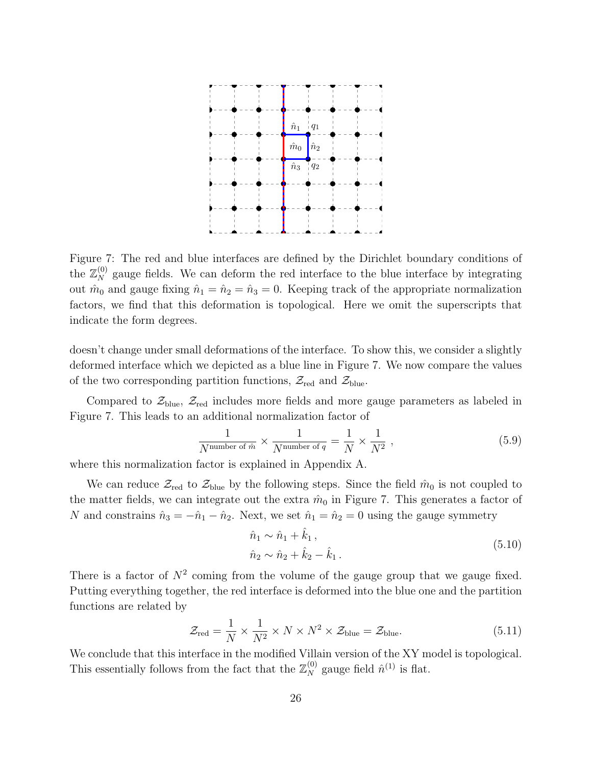Figure 7: The red and blue interfaces are defined by the Dirichlet boundary conditions of the $\mathbb{Z}_N^{(0)}$ gauge fields. We can deform the red interface to the blue interface by integrating out $\hat{m}_0$ and gauge fixing $\hat{n}_1 = \hat{n}_2 = \hat{n}_3 = 0$. Keeping track of the appropriate normalization factors, we find that this deformation is topological. Here we omit the superscripts that indicate the form degrees.

doesn't change under small deformations of the interface. To show this, we consider a slightly deformed interface which we depicted as a blue line in Figure 7. We now compare the values of the two corresponding partition functions, $\mathcal{Z}_{\text{red}}$ and $\mathcal{Z}_{\text{blue}}$.

Compared to $\mathcal{Z}_{\text{blue}}$, $\mathcal{Z}_{\text{red}}$ includes more fields and more gauge parameters as labeled in Figure 7. This leads to an additional normalization factor of

$$\frac{1}{N^{\text{number of } \hat{m}}} \times \frac{1}{N^{\text{number of } q}} = \frac{1}{N} \times \frac{1}{N^2} \,, \tag{5.9}$$

where this normalization factor is explained in Appendix A.

We can reduce $\mathcal{Z}_{\text{red}}$ to $\mathcal{Z}_{\text{blue}}$ by the following steps. Since the field $\hat{m}_0$ is not coupled to the matter fields, we can integrate out the extra $\hat{m}_0$ in Figure 7. This generates a factor of $N$ and constrains $\hat{n}_3 = -\hat{n}_1 - \hat{n}_2$. Next, we set $\hat{n}_1 = \hat{n}_2 = 0$ using the gauge symmetry

$$\begin{aligned} \hat{n}_1 &\sim \hat{n}_1 + \hat{k}_1 \,, \\ \hat{n}_2 &\sim \hat{n}_2 + \hat{k}_2 - \hat{k}_1 \,. \end{aligned} \tag{5.10}$$

There is a factor of $N^2$ coming from the volume of the gauge group that we gauge fixed. Putting everything together, the red interface is deformed into the blue one and the partition functions are related by

$$\mathcal{Z}_{\text{red}} = \frac{1}{N} \times \frac{1}{N^2} \times N \times N^2 \times \mathcal{Z}_{\text{blue}} = \mathcal{Z}_{\text{blue}}. \tag{5.11}$$

We conclude that this interface in the modified Villain version of the XY model is topological. This essentially follows from the fact that the $\mathbb{Z}_N^{(0)}$ gauge field $\hat{n}^{(1)}$ is flat.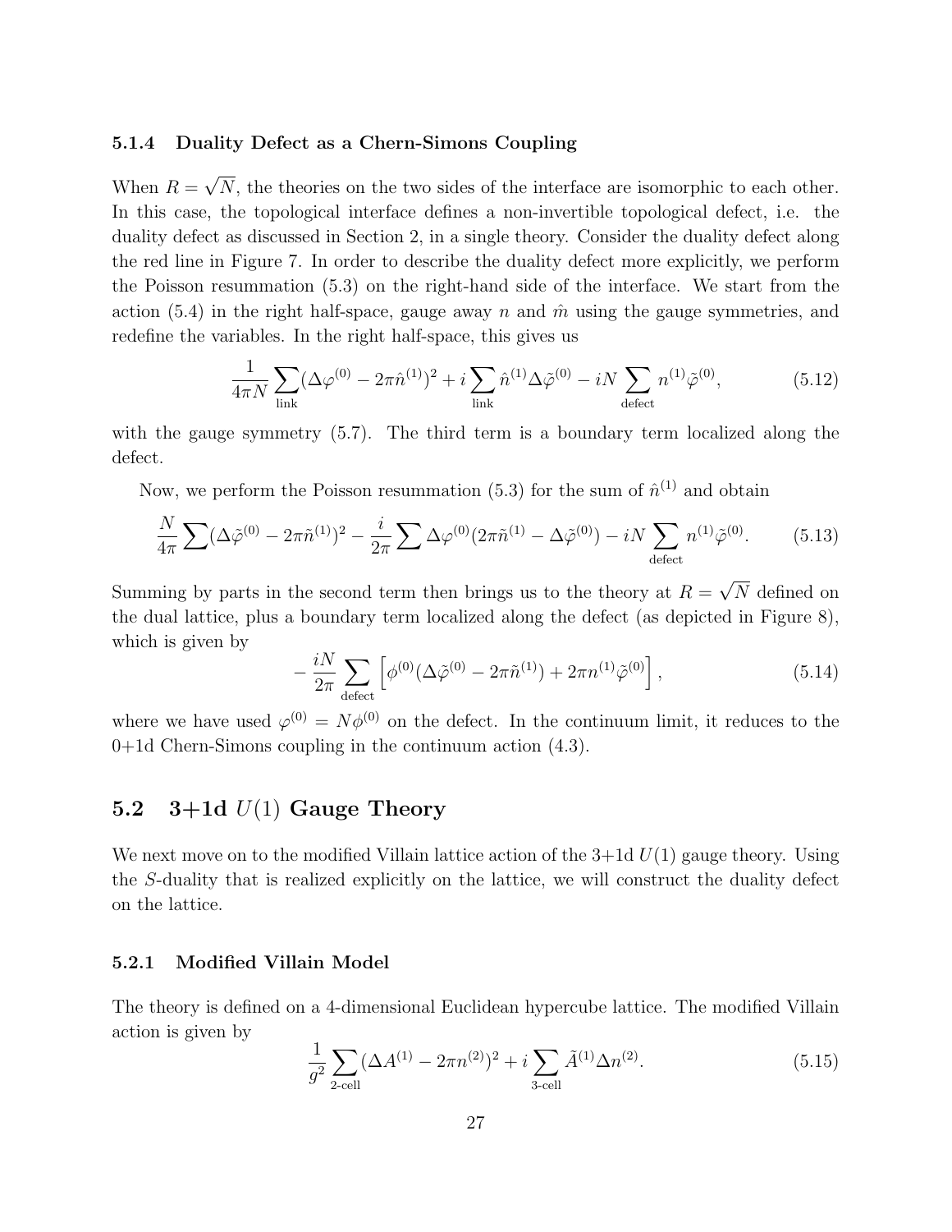### 5.1.4 Duality Defect as a Chern-Simons Coupling

When $R = \sqrt{N}$, the theories on the two sides of the interface are isomorphic to each other. In this case, the topological interface defines a non-invertible topological defect, i.e. the duality defect as discussed in Section 2, in a single theory. Consider the duality defect along the red line in Figure 7. In order to describe the duality defect more explicitly, we perform the Poisson resummation (5.3) on the right-hand side of the interface. We start from the action (5.4) in the right half-space, gauge away $n$ and $\hat{m}$ using the gauge symmetries, and redefine the variables. In the right half-space, this gives us

$$\frac{1}{4\pi N}\sum_{\text{link}}(\Delta\varphi^{(0)} - 2\pi\hat{n}^{(1)})^2 + i\sum_{\text{link}}\hat{n}^{(1)}\Delta\tilde{\varphi}^{(0)} - iN\sum_{\text{defect}} n^{(1)}\tilde{\varphi}^{(0)}, \tag{5.12}$$

with the gauge symmetry (5.7). The third term is a boundary term localized along the defect.

Now, we perform the Poisson resummation (5.3) for the sum of $\hat{n}^{(1)}$ and obtain

$$\frac{N}{4\pi}\sum(\Delta\tilde{\varphi}^{(0)} - 2\pi\tilde{n}^{(1)})^2 - \frac{i}{2\pi}\sum\Delta\varphi^{(0)}(2\pi\tilde{n}^{(1)} - \Delta\tilde{\varphi}^{(0)}) - iN\sum_{\text{defect}} n^{(1)}\tilde{\varphi}^{(0)}. \tag{5.13}$$

Summing by parts in the second term then brings us to the theory at $R = \sqrt{N}$ defined on the dual lattice, plus a boundary term localized along the defect (as depicted in Figure 8), which is given by

$$-\frac{iN}{2\pi}\sum_{\text{defect}}\left[\phi^{(0)}(\Delta\tilde{\varphi}^{(0)} - 2\pi\tilde{n}^{(1)}) + 2\pi n^{(1)}\tilde{\varphi}^{(0)}\right], \tag{5.14}$$

where we have used $\varphi^{(0)} = N\phi^{(0)}$ on the defect. In the continuum limit, it reduces to the 0+1d Chern-Simons coupling in the continuum action (4.3).

## 5.2 3+1d $U(1)$ Gauge Theory

We next move on to the modified Villain lattice action of the 3+1d $U(1)$ gauge theory. Using the $S$-duality that is realized explicitly on the lattice, we will construct the duality defect on the lattice.

### 5.2.1 Modified Villain Model

The theory is defined on a 4-dimensional Euclidean hypercube lattice. The modified Villain action is given by

$$\frac{1}{g^2}\sum_{\text{2-cell}}(\Delta A^{(1)} - 2\pi n^{(2)})^2 + i\sum_{\text{3-cell}}\tilde{A}^{(1)}\Delta n^{(2)}. \tag{5.15}$$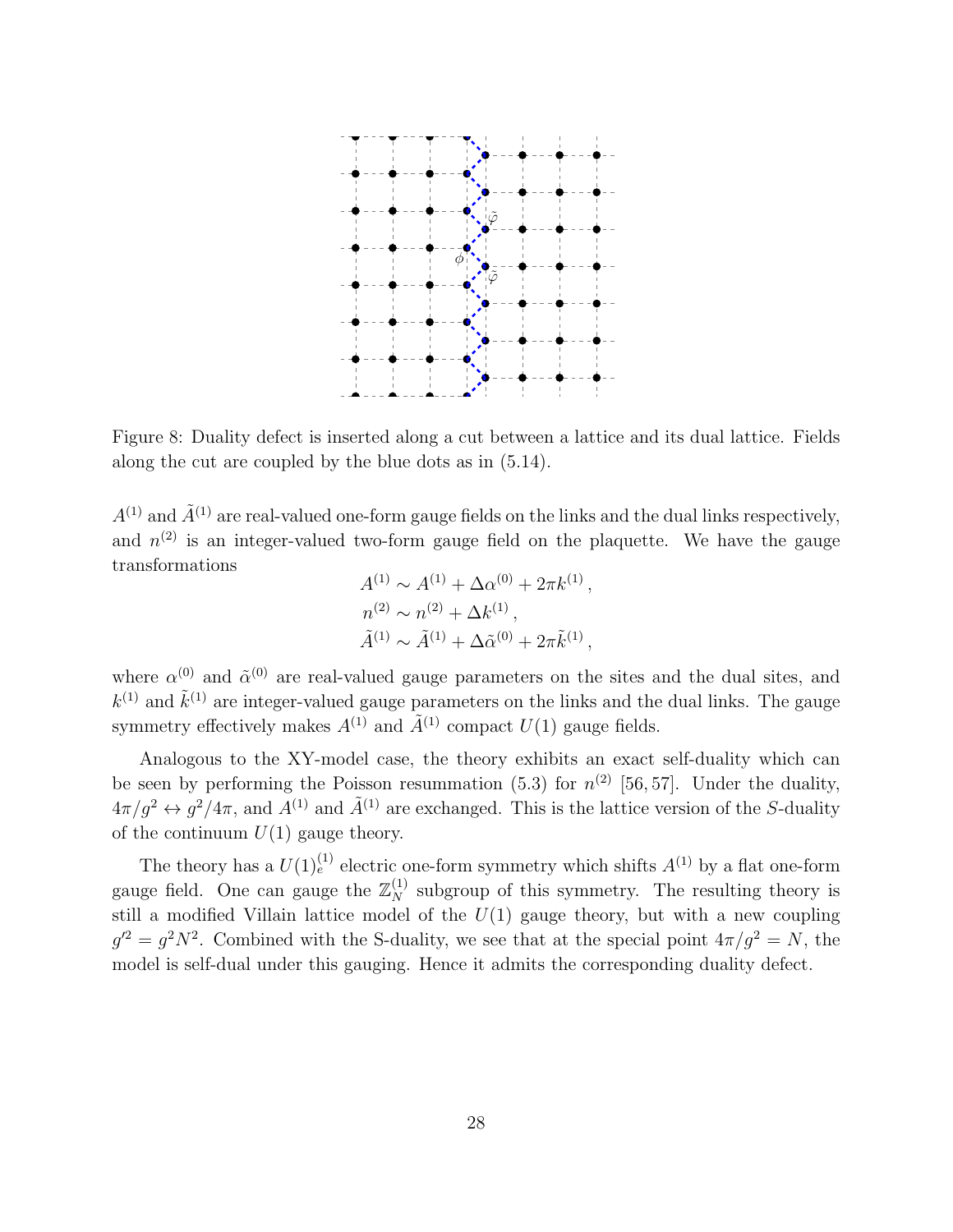Figure 8: Duality defect is inserted along a cut between a lattice and its dual lattice. Fields along the cut are coupled by the blue dots as in (5.14).

$A^{(1)}$ and $\tilde{A}^{(1)}$ are real-valued one-form gauge fields on the links and the dual links respectively, and $n^{(2)}$ is an integer-valued two-form gauge field on the plaquette. We have the gauge transformations

$$
\begin{aligned}
A^{(1)} &\sim A^{(1)} + \Delta\alpha^{(0)} + 2\pi k^{(1)} \,, \\
n^{(2)} &\sim n^{(2)} + \Delta k^{(1)} \,, \\
\tilde{A}^{(1)} &\sim \tilde{A}^{(1)} + \Delta\tilde{\alpha}^{(0)} + 2\pi\tilde{k}^{(1)} \,,
\end{aligned}
$$

where $\alpha^{(0)}$ and $\tilde{\alpha}^{(0)}$ are real-valued gauge parameters on the sites and the dual sites, and $k^{(1)}$ and $\tilde{k}^{(1)}$ are integer-valued gauge parameters on the links and the dual links. The gauge symmetry effectively makes $A^{(1)}$ and $\tilde{A}^{(1)}$ compact $U(1)$ gauge fields.

Analogous to the XY-model case, the theory exhibits an exact self-duality which can be seen by performing the Poisson resummation (5.3) for $n^{(2)}$ [56, 57]. Under the duality, $4\pi/g^2 \leftrightarrow g^2/4\pi$, and $A^{(1)}$ and $\tilde{A}^{(1)}$ are exchanged. This is the lattice version of the $S$-duality of the continuum $U(1)$ gauge theory.

The theory has a $U(1)^{(1)}_e$ electric one-form symmetry which shifts $A^{(1)}$ by a flat one-form gauge field. One can gauge the $\mathbb{Z}^{(1)}_N$ subgroup of this symmetry. The resulting theory is still a modified Villain lattice model of the $U(1)$ gauge theory, but with a new coupling $g'^2 = g^2 N^2$. Combined with the S-duality, we see that at the special point $4\pi/g^2 = N$, the model is self-dual under this gauging. Hence it admits the corresponding duality defect.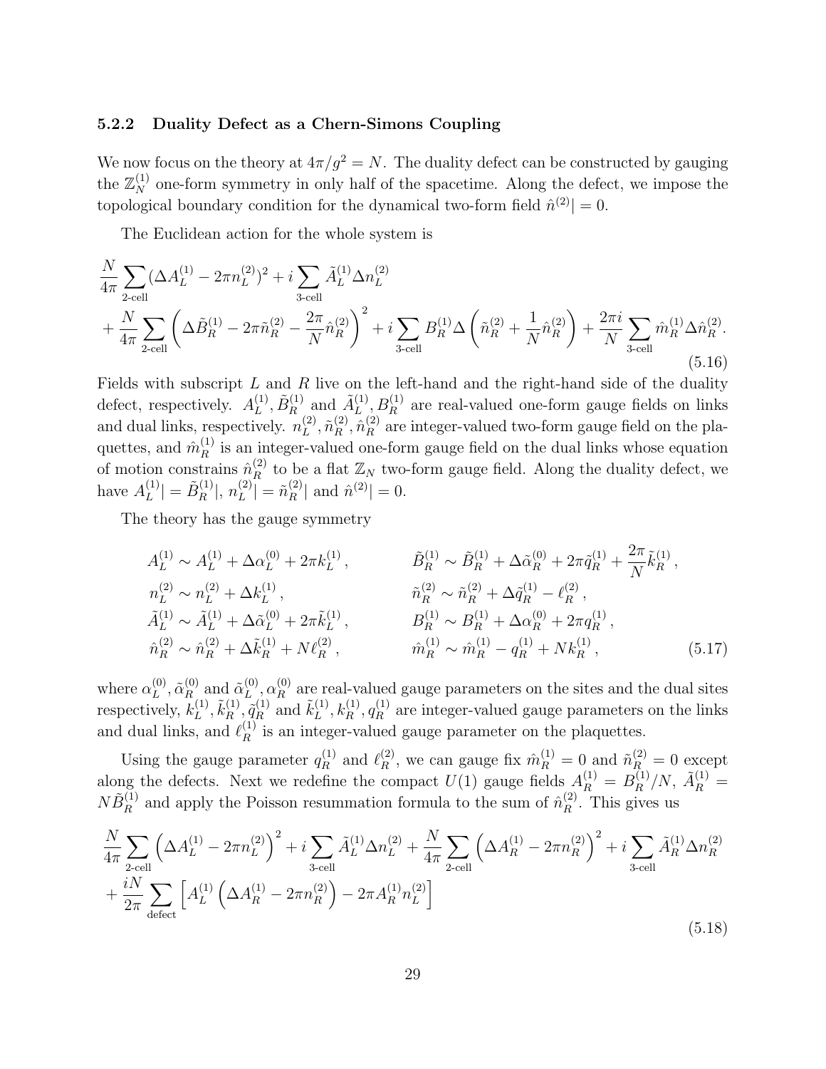### 5.2.2 Duality Defect as a Chern-Simons Coupling

We now focus on the theory at $4\pi/g^2 = N$. The duality defect can be constructed by gauging the $\mathbb{Z}_N^{(1)}$ one-form symmetry in only half of the spacetime. Along the defect, we impose the topological boundary condition for the dynamical two-form field $\hat{n}^{(2)}| = 0$.

The Euclidean action for the whole system is

$$
\begin{aligned}
&\frac{N}{4\pi}\sum_{\text{2-cell}}(\Delta A_L^{(1)} - 2\pi n_L^{(2)})^2 + i\sum_{\text{3-cell}} \tilde{A}_L^{(1)}\Delta n_L^{(2)} \\
&+ \frac{N}{4\pi}\sum_{\text{2-cell}}\left(\Delta \tilde{B}_R^{(1)} - 2\pi\tilde{n}_R^{(2)} - \frac{2\pi}{N}\hat{n}_R^{(2)}\right)^2 + i\sum_{\text{3-cell}} B_R^{(1)}\Delta\left(\tilde{n}_R^{(2)} + \frac{1}{N}\hat{n}_R^{(2)}\right) + \frac{2\pi i}{N}\sum_{\text{3-cell}}\hat{m}_R^{(1)}\Delta\hat{n}_R^{(2)}.
\end{aligned}
\tag{5.16}
$$

Fields with subscript $L$ and $R$ live on the left-hand and the right-hand side of the duality defect, respectively. $A_L^{(1)}, \tilde{B}_R^{(1)}$ and $\tilde{A}_L^{(1)}, B_R^{(1)}$ are real-valued one-form gauge fields on links and dual links, respectively. $n_L^{(2)}, \tilde{n}_R^{(2)}, \hat{n}_R^{(2)}$ are integer-valued two-form gauge field on the plaquettes, and $\hat{m}_R^{(1)}$ is an integer-valued one-form gauge field on the dual links whose equation of motion constrains $\hat{n}_R^{(2)}$ to be a flat $\mathbb{Z}_N$ two-form gauge field. Along the duality defect, we have $A_L^{(1)}| = \tilde{B}_R^{(1)}|$, $n_L^{(2)}| = \tilde{n}_R^{(2)}|$ and $\hat{n}^{(2)}| = 0$.

The theory has the gauge symmetry

$$
\begin{aligned}
&A_L^{(1)} \sim A_L^{(1)} + \Delta\alpha_L^{(0)} + 2\pi k_L^{(1)}\,, && \tilde{B}_R^{(1)} \sim \tilde{B}_R^{(1)} + \Delta\tilde{\alpha}_R^{(0)} + 2\pi\tilde{q}_R^{(1)} + \frac{2\pi}{N}\tilde{k}_R^{(1)}\,, \\
&n_L^{(2)} \sim n_L^{(2)} + \Delta k_L^{(1)}\,, && \tilde{n}_R^{(2)} \sim \tilde{n}_R^{(2)} + \Delta\tilde{q}_R^{(1)} - \ell_R^{(2)}\,, \\
&\tilde{A}_L^{(1)} \sim \tilde{A}_L^{(1)} + \Delta\tilde{\alpha}_L^{(0)} + 2\pi\tilde{k}_L^{(1)}\,, && B_R^{(1)} \sim B_R^{(1)} + \Delta\alpha_R^{(0)} + 2\pi q_R^{(1)}\,, \\
&\hat{n}_R^{(2)} \sim \hat{n}_R^{(2)} + \Delta\tilde{k}_R^{(1)} + N\ell_R^{(2)}\,, && \hat{m}_R^{(1)} \sim \hat{m}_R^{(1)} - q_R^{(1)} + Nk_R^{(1)}\,,
\end{aligned}
\tag{5.17}
$$

where $\alpha_L^{(0)}, \tilde{\alpha}_R^{(0)}$ and $\tilde{\alpha}_L^{(0)}, \alpha_R^{(0)}$ are real-valued gauge parameters on the sites and the dual sites respectively, $k_L^{(1)}, \tilde{k}_R^{(1)}, \tilde{q}_R^{(1)}$ and $\tilde{k}_L^{(1)}, k_R^{(1)}, q_R^{(1)}$ are integer-valued gauge parameters on the links and dual links, and $\ell_R^{(1)}$ is an integer-valued gauge parameter on the plaquettes.

Using the gauge parameter $q_R^{(1)}$ and $\ell_R^{(2)}$, we can gauge fix $\hat{m}_R^{(1)} = 0$ and $\tilde{n}_R^{(2)} = 0$ except along the defects. Next we redefine the compact $U(1)$ gauge fields $A_R^{(1)} = B_R^{(1)}/N$, $\tilde{A}_R^{(1)} = N\tilde{B}_R^{(1)}$ and apply the Poisson resummation formula to the sum of $\hat{n}_R^{(2)}$. This gives us

$$
\begin{aligned}
&\frac{N}{4\pi}\sum_{\text{2-cell}}\left(\Delta A_L^{(1)} - 2\pi n_L^{(2)}\right)^2 + i\sum_{\text{3-cell}}\tilde{A}_L^{(1)}\Delta n_L^{(2)} + \frac{N}{4\pi}\sum_{\text{2-cell}}\left(\Delta A_R^{(1)} - 2\pi n_R^{(2)}\right)^2 + i\sum_{\text{3-cell}}\tilde{A}_R^{(1)}\Delta n_R^{(2)} \\
&+ \frac{iN}{2\pi}\sum_{\text{defect}}\left[A_L^{(1)}\left(\Delta A_R^{(1)} - 2\pi n_R^{(2)}\right) - 2\pi A_R^{(1)} n_L^{(2)}\right]
\end{aligned}
\tag{5.18}
$$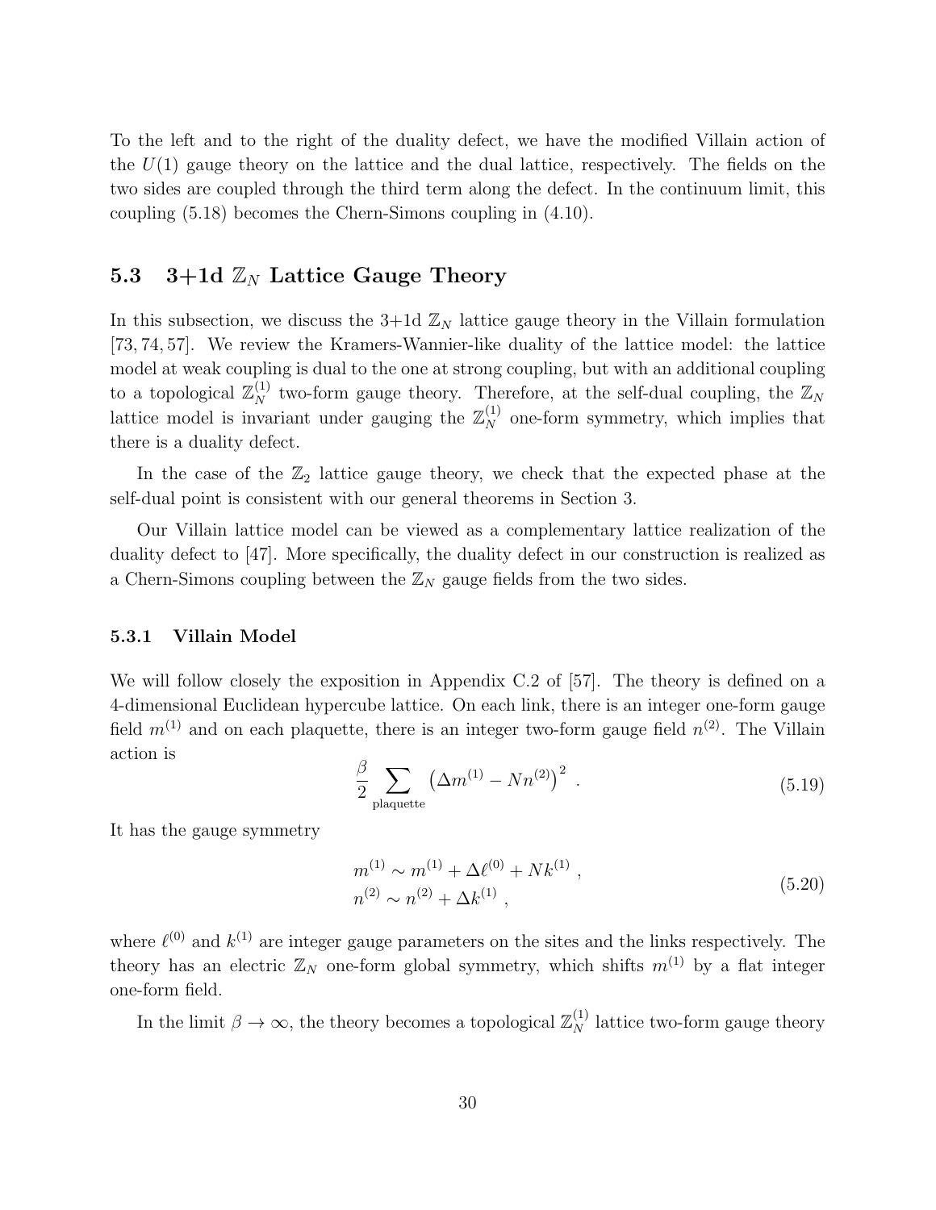To the left and to the right of the duality defect, we have the modified Villain action of the $U(1)$ gauge theory on the lattice and the dual lattice, respectively. The fields on the two sides are coupled through the third term along the defect. In the continuum limit, this coupling (5.18) becomes the Chern-Simons coupling in (4.10).

### 5.3 3+1d $\mathbb{Z}_N$ Lattice Gauge Theory

In this subsection, we discuss the 3+1d $\mathbb{Z}_N$ lattice gauge theory in the Villain formulation [73, 74, 57]. We review the Kramers-Wannier-like duality of the lattice model: the lattice model at weak coupling is dual to the one at strong coupling, but with an additional coupling to a topological $\mathbb{Z}_N^{(1)}$ two-form gauge theory. Therefore, at the self-dual coupling, the $\mathbb{Z}_N$ lattice model is invariant under gauging the $\mathbb{Z}_N^{(1)}$ one-form symmetry, which implies that there is a duality defect.

In the case of the $\mathbb{Z}_2$ lattice gauge theory, we check that the expected phase at the self-dual point is consistent with our general theorems in Section 3.

Our Villain lattice model can be viewed as a complementary lattice realization of the duality defect to [47]. More specifically, the duality defect in our construction is realized as a Chern-Simons coupling between the $\mathbb{Z}_N$ gauge fields from the two sides.

#### 5.3.1 Villain Model

We will follow closely the exposition in Appendix C.2 of [57]. The theory is defined on a 4-dimensional Euclidean hypercube lattice. On each link, there is an integer one-form gauge field $m^{(1)}$ and on each plaquette, there is an integer two-form gauge field $n^{(2)}$. The Villain action is

$$\frac{\beta}{2} \sum_{\text{plaquette}} \left(\Delta m^{(1)} - N n^{(2)}\right)^2 \ . \tag{5.19}$$

It has the gauge symmetry

$$\begin{aligned} m^{(1)} &\sim m^{(1)} + \Delta \ell^{(0)} + N k^{(1)} \ , \\ n^{(2)} &\sim n^{(2)} + \Delta k^{(1)} \ , \end{aligned} \tag{5.20}$$

where $\ell^{(0)}$ and $k^{(1)}$ are integer gauge parameters on the sites and the links respectively. The theory has an electric $\mathbb{Z}_N$ one-form global symmetry, which shifts $m^{(1)}$ by a flat integer one-form field.

In the limit $\beta \to \infty$, the theory becomes a topological $\mathbb{Z}_N^{(1)}$ lattice two-form gauge theory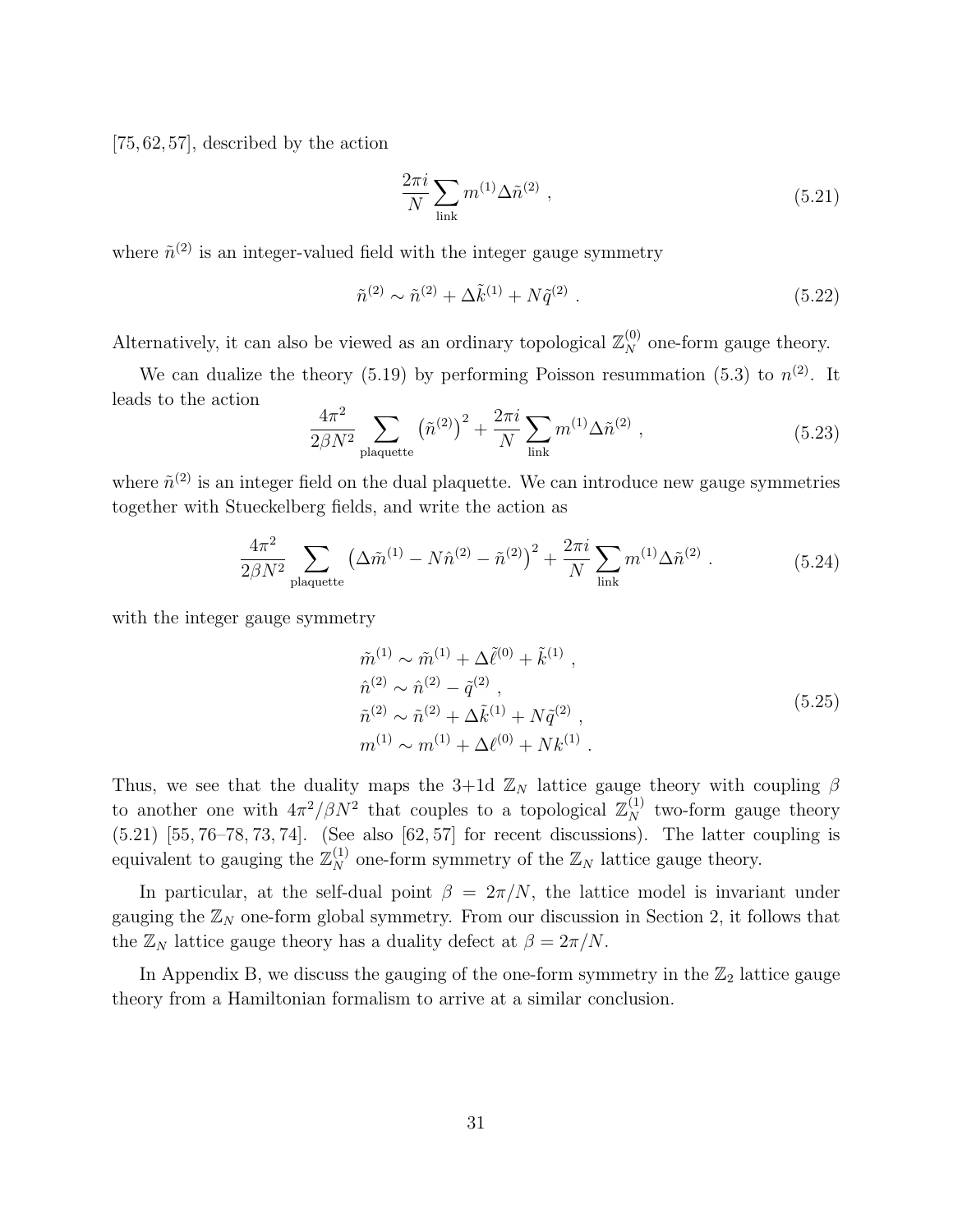[75, 62, 57], described by the action

$$\frac{2\pi i}{N}\sum_{\text{link}} m^{(1)}\Delta\tilde{n}^{(2)} \ , \tag{5.21}$$

where $\tilde{n}^{(2)}$ is an integer-valued field with the integer gauge symmetry

$$\tilde{n}^{(2)} \sim \tilde{n}^{(2)} + \Delta\tilde{k}^{(1)} + N\tilde{q}^{(2)} \ . \tag{5.22}$$

Alternatively, it can also be viewed as an ordinary topological $\mathbb{Z}_N^{(0)}$ one-form gauge theory.

We can dualize the theory (5.19) by performing Poisson resummation (5.3) to $n^{(2)}$. It leads to the action

$$\frac{4\pi^2}{2\beta N^2}\sum_{\text{plaquette}} \left(\tilde{n}^{(2)}\right)^2 + \frac{2\pi i}{N}\sum_{\text{link}} m^{(1)}\Delta\tilde{n}^{(2)} \ , \tag{5.23}$$

where $\tilde{n}^{(2)}$ is an integer field on the dual plaquette. We can introduce new gauge symmetries together with Stueckelberg fields, and write the action as

$$\frac{4\pi^2}{2\beta N^2}\sum_{\text{plaquette}} \left(\Delta\tilde{m}^{(1)} - N\hat{n}^{(2)} - \tilde{n}^{(2)}\right)^2 + \frac{2\pi i}{N}\sum_{\text{link}} m^{(1)}\Delta\tilde{n}^{(2)} \ . \tag{5.24}$$

with the integer gauge symmetry

$$\begin{aligned}
&\tilde{m}^{(1)} \sim \tilde{m}^{(1)} + \Delta\tilde{\ell}^{(0)} + \tilde{k}^{(1)} \ , \\
&\hat{n}^{(2)} \sim \hat{n}^{(2)} - \tilde{q}^{(2)} \ , \\
&\tilde{n}^{(2)} \sim \tilde{n}^{(2)} + \Delta\tilde{k}^{(1)} + N\tilde{q}^{(2)} \ , \\
&m^{(1)} \sim m^{(1)} + \Delta\ell^{(0)} + Nk^{(1)} \ .
\end{aligned} \tag{5.25}$$

Thus, we see that the duality maps the 3+1d $\mathbb{Z}_N$ lattice gauge theory with coupling $\beta$ to another one with $4\pi^2/\beta N^2$ that couples to a topological $\mathbb{Z}_N^{(1)}$ two-form gauge theory (5.21) [55, 76–78, 73, 74]. (See also [62, 57] for recent discussions). The latter coupling is equivalent to gauging the $\mathbb{Z}_N^{(1)}$ one-form symmetry of the $\mathbb{Z}_N$ lattice gauge theory.

In particular, at the self-dual point $\beta = 2\pi/N$, the lattice model is invariant under gauging the $\mathbb{Z}_N$ one-form global symmetry. From our discussion in Section 2, it follows that the $\mathbb{Z}_N$ lattice gauge theory has a duality defect at $\beta = 2\pi/N$.

In Appendix B, we discuss the gauging of the one-form symmetry in the $\mathbb{Z}_2$ lattice gauge theory from a Hamiltonian formalism to arrive at a similar conclusion.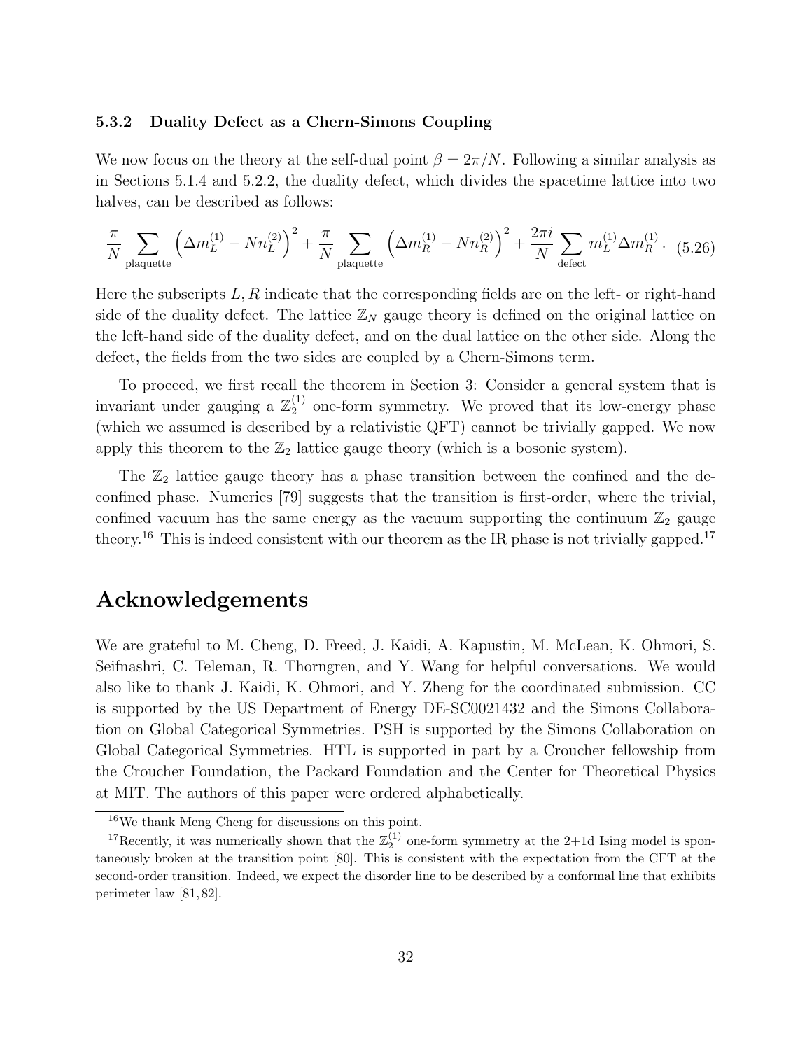### 5.3.2 Duality Defect as a Chern-Simons Coupling

We now focus on the theory at the self-dual point $\beta = 2\pi/N$. Following a similar analysis as in Sections 5.1.4 and 5.2.2, the duality defect, which divides the spacetime lattice into two halves, can be described as follows:

$$\frac{\pi}{N} \sum_{\text{plaquette}} \left(\Delta m_L^{(1)} - N n_L^{(2)}\right)^2 + \frac{\pi}{N} \sum_{\text{plaquette}} \left(\Delta m_R^{(1)} - N n_R^{(2)}\right)^2 + \frac{2\pi i}{N} \sum_{\text{defect}} m_L^{(1)} \Delta m_R^{(1)} \,. \tag{5.26}$$

Here the subscripts $L, R$ indicate that the corresponding fields are on the left- or right-hand side of the duality defect. The lattice $\mathbb{Z}_N$ gauge theory is defined on the original lattice on the left-hand side of the duality defect, and on the dual lattice on the other side. Along the defect, the fields from the two sides are coupled by a Chern-Simons term.

To proceed, we first recall the theorem in Section 3: Consider a general system that is invariant under gauging a $\mathbb{Z}_2^{(1)}$ one-form symmetry. We proved that its low-energy phase (which we assumed is described by a relativistic QFT) cannot be trivially gapped. We now apply this theorem to the $\mathbb{Z}_2$ lattice gauge theory (which is a bosonic system).

The $\mathbb{Z}_2$ lattice gauge theory has a phase transition between the confined and the deconfined phase. Numerics [79] suggests that the transition is first-order, where the trivial, confined vacuum has the same energy as the vacuum supporting the continuum $\mathbb{Z}_2$ gauge theory.[16] This is indeed consistent with our theorem as the IR phase is not trivially gapped.[17]

# Acknowledgements

We are grateful to M. Cheng, D. Freed, J. Kaidi, A. Kapustin, M. McLean, K. Ohmori, S. Seifnashri, C. Teleman, R. Thorngren, and Y. Wang for helpful conversations. We would also like to thank J. Kaidi, K. Ohmori, and Y. Zheng for the coordinated submission. CC is supported by the US Department of Energy DE-SC0021432 and the Simons Collaboration on Global Categorical Symmetries. PSH is supported by the Simons Collaboration on Global Categorical Symmetries. HTL is supported in part by a Croucher fellowship from the Croucher Foundation, the Packard Foundation and the Center for Theoretical Physics at MIT. The authors of this paper were ordered alphabetically.

[16] We thank Meng Cheng for discussions on this point.

[17] Recently, it was numerically shown that the $\mathbb{Z}_2^{(1)}$ one-form symmetry at the 2+1d Ising model is spontaneously broken at the transition point [80]. This is consistent with the expectation from the CFT at the second-order transition. Indeed, we expect the disorder line to be described by a conformal line that exhibits perimeter law [81, 82].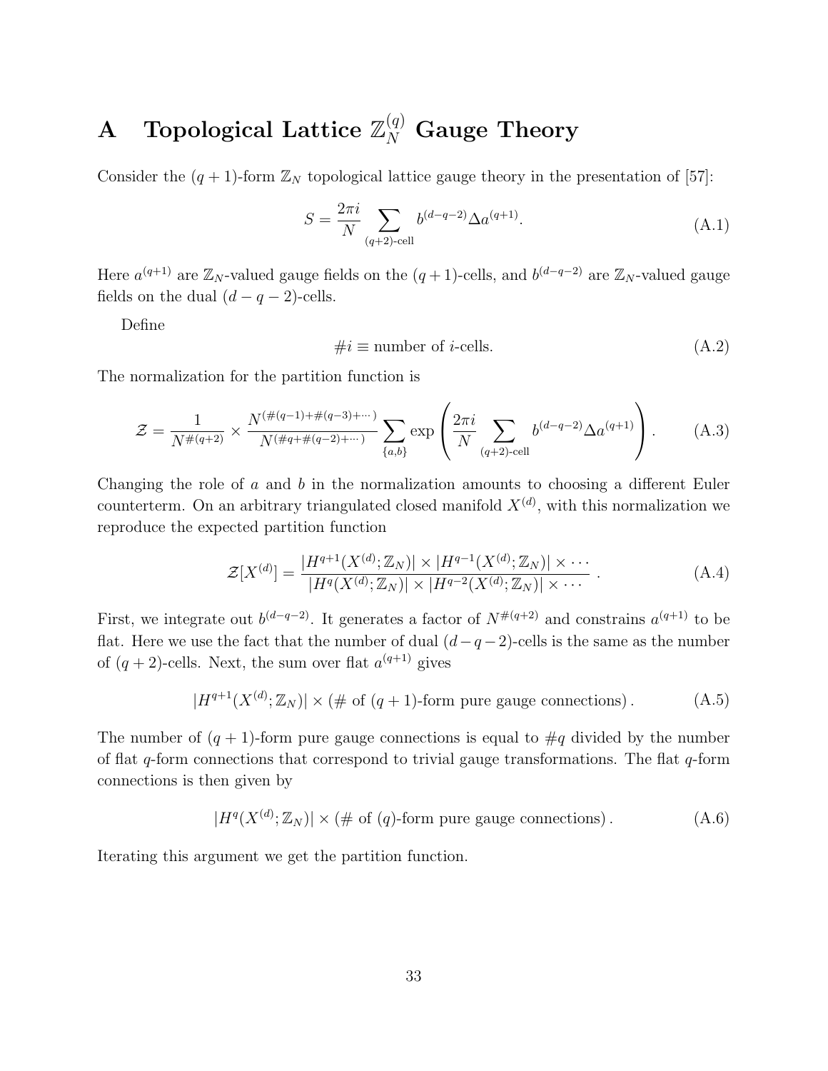# A Topological Lattice $\mathbb{Z}_N^{(q)}$ Gauge Theory

Consider the $(q+1)$-form $\mathbb{Z}_N$ topological lattice gauge theory in the presentation of [57]:

$$S = \frac{2\pi i}{N} \sum_{(q+2)\text{-cell}} b^{(d-q-2)} \Delta a^{(q+1)}. \tag{A.1}$$

Here $a^{(q+1)}$ are $\mathbb{Z}_N$-valued gauge fields on the $(q+1)$-cells, and $b^{(d-q-2)}$ are $\mathbb{Z}_N$-valued gauge fields on the dual $(d-q-2)$-cells.

Define

$$\#i \equiv \text{number of } i\text{-cells}. \tag{A.2}$$

The normalization for the partition function is

$$\mathcal{Z} = \frac{1}{N^{\#(q+2)}} \times \frac{N^{(\#(q-1)+\#(q-3)+\cdots)}}{N^{(\#q+\#(q-2)+\cdots)}} \sum_{\{a,b\}} \exp\left( \frac{2\pi i}{N} \sum_{(q+2)\text{-cell}} b^{(d-q-2)} \Delta a^{(q+1)} \right). \tag{A.3}$$

Changing the role of $a$ and $b$ in the normalization amounts to choosing a different Euler counterterm. On an arbitrary triangulated closed manifold $X^{(d)}$, with this normalization we reproduce the expected partition function

$$\mathcal{Z}[X^{(d)}] = \frac{|H^{q+1}(X^{(d)}; \mathbb{Z}_N)| \times |H^{q-1}(X^{(d)}; \mathbb{Z}_N)| \times \cdots}{|H^{q}(X^{(d)}; \mathbb{Z}_N)| \times |H^{q-2}(X^{(d)}; \mathbb{Z}_N)| \times \cdots} . \tag{A.4}$$

First, we integrate out $b^{(d-q-2)}$. It generates a factor of $N^{\#(q+2)}$ and constrains $a^{(q+1)}$ to be flat. Here we use the fact that the number of dual $(d-q-2)$-cells is the same as the number of $(q+2)$-cells. Next, the sum over flat $a^{(q+1)}$ gives

$$|H^{q+1}(X^{(d)}; \mathbb{Z}_N)| \times (\# \text{ of } (q+1)\text{-form pure gauge connections}) . \tag{A.5}$$

The number of $(q+1)$-form pure gauge connections is equal to $\#q$ divided by the number of flat $q$-form connections that correspond to trivial gauge transformations. The flat $q$-form connections is then given by

$$|H^{q}(X^{(d)}; \mathbb{Z}_N)| \times (\# \text{ of } (q)\text{-form pure gauge connections}) . \tag{A.6}$$

Iterating this argument we get the partition function.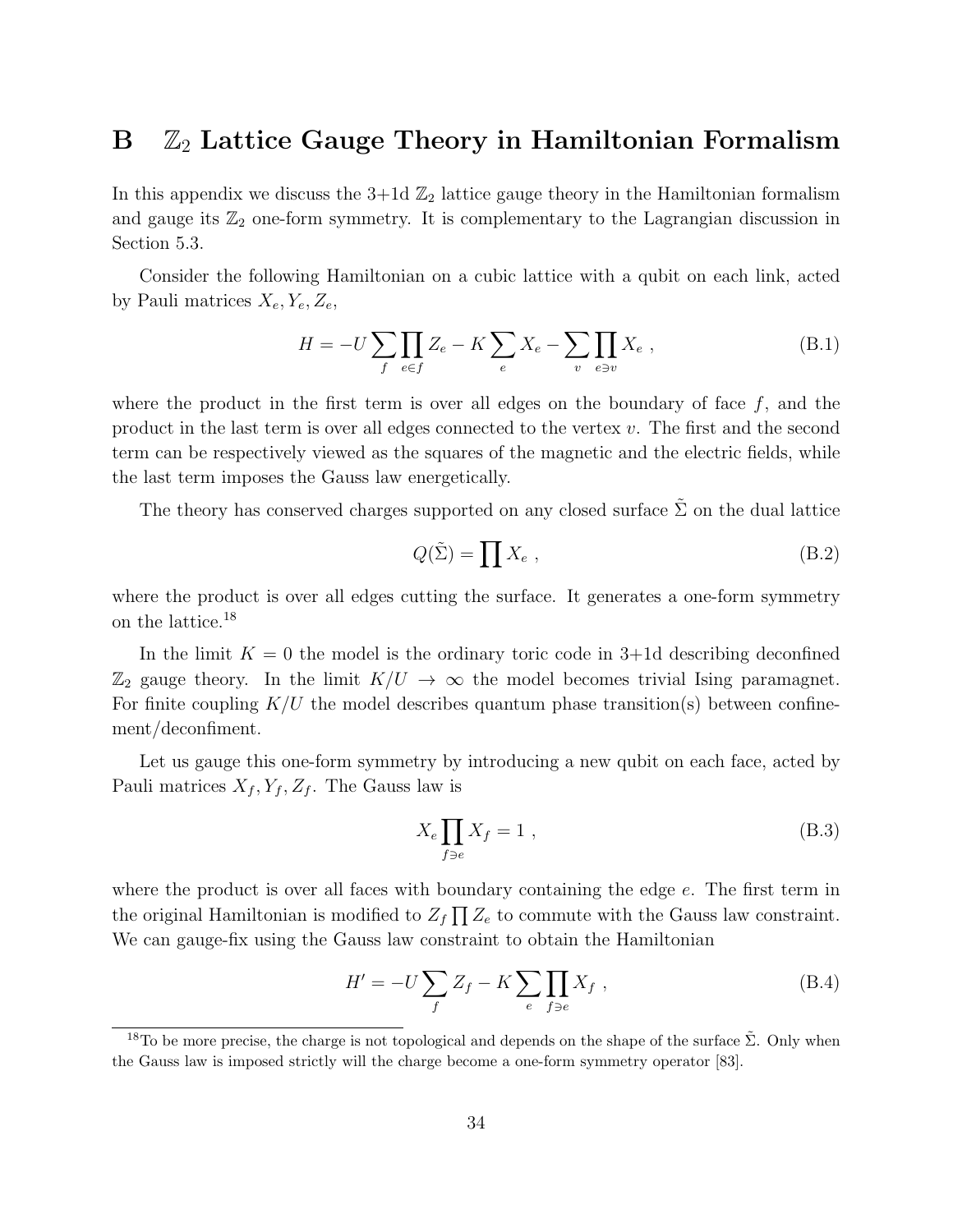# B $\mathbb{Z}_2$ Lattice Gauge Theory in Hamiltonian Formalism

In this appendix we discuss the 3+1d $\mathbb{Z}_2$ lattice gauge theory in the Hamiltonian formalism and gauge its $\mathbb{Z}_2$ one-form symmetry. It is complementary to the Lagrangian discussion in Section 5.3.

Consider the following Hamiltonian on a cubic lattice with a qubit on each link, acted by Pauli matrices $X_e, Y_e, Z_e$,

$$H = -U \sum_f \prod_{e \in f} Z_e - K \sum_e X_e - \sum_v \prod_{e \ni v} X_e \ , \tag{B.1}$$

where the product in the first term is over all edges on the boundary of face $f$, and the product in the last term is over all edges connected to the vertex $v$. The first and the second term can be respectively viewed as the squares of the magnetic and the electric fields, while the last term imposes the Gauss law energetically.

The theory has conserved charges supported on any closed surface $\tilde{\Sigma}$ on the dual lattice

$$Q(\tilde{\Sigma}) = \prod X_e \ , \tag{B.2}$$

where the product is over all edges cutting the surface. It generates a one-form symmetry on the lattice.[18]

In the limit $K = 0$ the model is the ordinary toric code in 3+1d describing deconfined $\mathbb{Z}_2$ gauge theory. In the limit $K/U \to \infty$ the model becomes trivial Ising paramagnet. For finite coupling $K/U$ the model describes quantum phase transition(s) between confinement/deconfiment.

Let us gauge this one-form symmetry by introducing a new qubit on each face, acted by Pauli matrices $X_f, Y_f, Z_f$. The Gauss law is

$$X_e \prod_{f \ni e} X_f = 1 \ , \tag{B.3}$$

where the product is over all faces with boundary containing the edge $e$. The first term in the original Hamiltonian is modified to $Z_f \prod Z_e$ to commute with the Gauss law constraint. We can gauge-fix using the Gauss law constraint to obtain the Hamiltonian

$$H' = -U \sum_f Z_f - K \sum_e \prod_{f \ni e} X_f \ , \tag{B.4}$$

[18] To be more precise, the charge is not topological and depends on the shape of the surface $\tilde{\Sigma}$. Only when the Gauss law is imposed strictly will the charge become a one-form symmetry operator [83].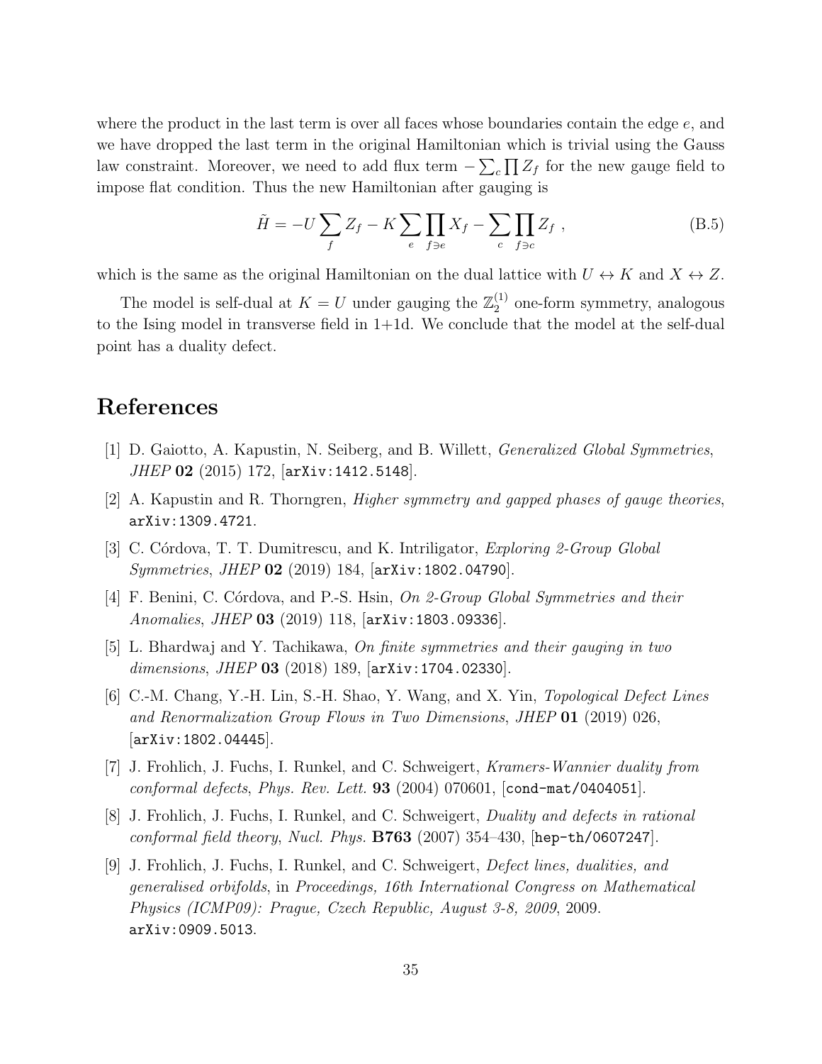where the product in the last term is over all faces whose boundaries contain the edge $e$, and we have dropped the last term in the original Hamiltonian which is trivial using the Gauss law constraint. Moreover, we need to add flux term $-\sum_c \prod Z_f$ for the new gauge field to impose flat condition. Thus the new Hamiltonian after gauging is

$$\tilde{H} = -U \sum_f Z_f - K \sum_e \prod_{f \ni e} X_f - \sum_c \prod_{f \ni c} Z_f \;, \tag{B.5}$$

which is the same as the original Hamiltonian on the dual lattice with $U \leftrightarrow K$ and $X \leftrightarrow Z$.

The model is self-dual at $K = U$ under gauging the $\mathbb{Z}_2^{(1)}$ one-form symmetry, analogous to the Ising model in transverse field in 1+1d. We conclude that the model at the self-dual point has a duality defect.

# References

[1] D. Gaiotto, A. Kapustin, N. Seiberg, and B. Willett, *Generalized Global Symmetries*, *JHEP* **02** (2015) 172, [arXiv:1412.5148].

[2] A. Kapustin and R. Thorngren, *Higher symmetry and gapped phases of gauge theories*, arXiv:1309.4721.

[3] C. Córdova, T. T. Dumitrescu, and K. Intriligator, *Exploring 2-Group Global Symmetries*, *JHEP* **02** (2019) 184, [arXiv:1802.04790].

[4] F. Benini, C. Córdova, and P.-S. Hsin, *On 2-Group Global Symmetries and their Anomalies*, *JHEP* **03** (2019) 118, [arXiv:1803.09336].

[5] L. Bhardwaj and Y. Tachikawa, *On finite symmetries and their gauging in two dimensions*, *JHEP* **03** (2018) 189, [arXiv:1704.02330].

[6] C.-M. Chang, Y.-H. Lin, S.-H. Shao, Y. Wang, and X. Yin, *Topological Defect Lines and Renormalization Group Flows in Two Dimensions*, *JHEP* **01** (2019) 026, [arXiv:1802.04445].

[7] J. Frohlich, J. Fuchs, I. Runkel, and C. Schweigert, *Kramers-Wannier duality from conformal defects*, *Phys. Rev. Lett.* **93** (2004) 070601, [cond-mat/0404051].

[8] J. Frohlich, J. Fuchs, I. Runkel, and C. Schweigert, *Duality and defects in rational conformal field theory*, *Nucl. Phys.* **B763** (2007) 354–430, [hep-th/0607247].

[9] J. Frohlich, J. Fuchs, I. Runkel, and C. Schweigert, *Defect lines, dualities, and generalised orbifolds*, in *Proceedings, 16th International Congress on Mathematical Physics (ICMP09): Prague, Czech Republic, August 3-8, 2009*, 2009. arXiv:0909.5013.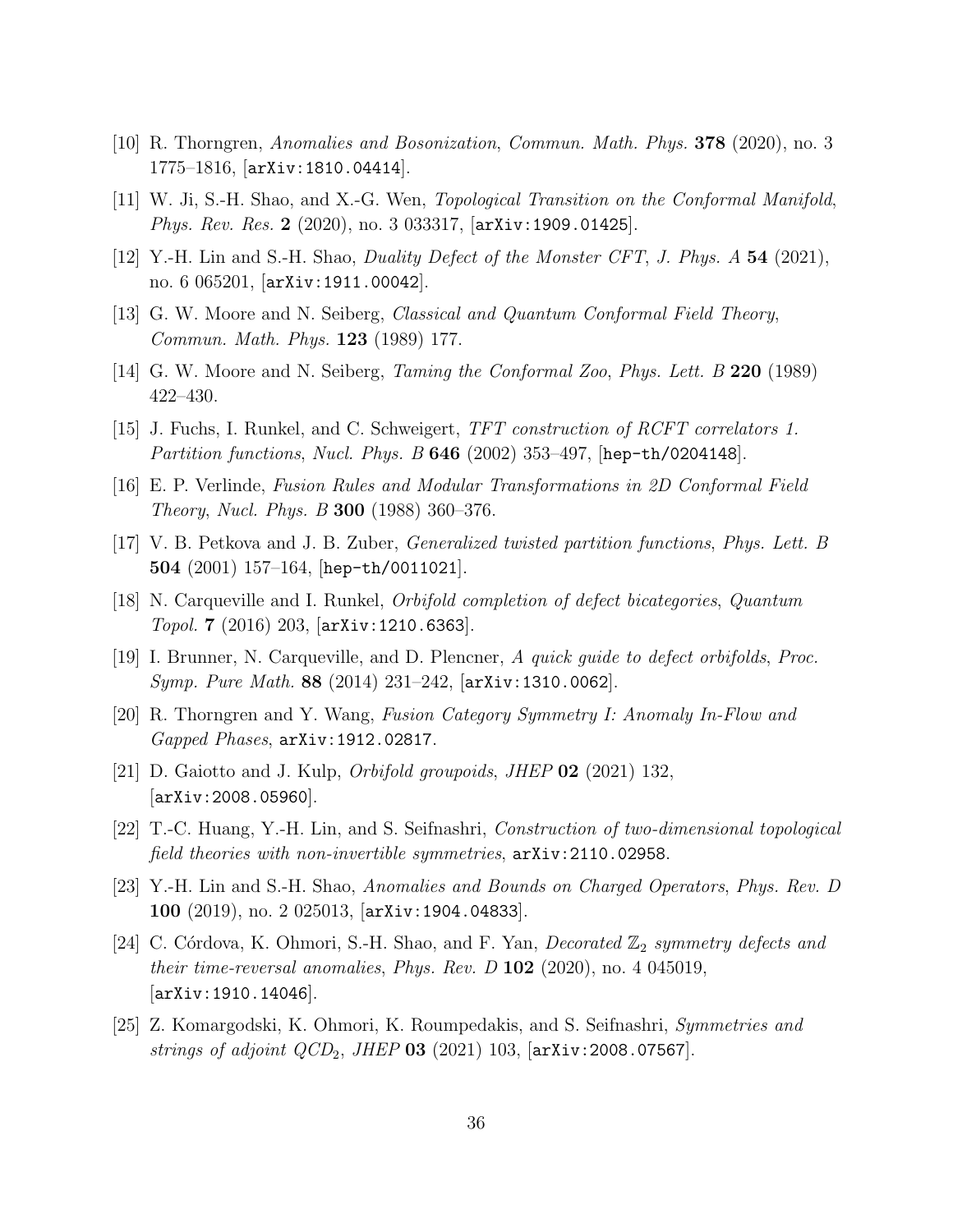[10] R. Thorngren, *Anomalies and Bosonization*, *Commun. Math. Phys.* **378** (2020), no. 3 1775–1816, [arXiv:1810.04414].

[11] W. Ji, S.-H. Shao, and X.-G. Wen, *Topological Transition on the Conformal Manifold*, *Phys. Rev. Res.* **2** (2020), no. 3 033317, [arXiv:1909.01425].

[12] Y.-H. Lin and S.-H. Shao, *Duality Defect of the Monster CFT*, *J. Phys. A* **54** (2021), no. 6 065201, [arXiv:1911.00042].

[13] G. W. Moore and N. Seiberg, *Classical and Quantum Conformal Field Theory*, *Commun. Math. Phys.* **123** (1989) 177.

[14] G. W. Moore and N. Seiberg, *Taming the Conformal Zoo*, *Phys. Lett. B* **220** (1989) 422–430.

[15] J. Fuchs, I. Runkel, and C. Schweigert, *TFT construction of RCFT correlators 1. Partition functions*, *Nucl. Phys. B* **646** (2002) 353–497, [hep-th/0204148].

[16] E. P. Verlinde, *Fusion Rules and Modular Transformations in 2D Conformal Field Theory*, *Nucl. Phys. B* **300** (1988) 360–376.

[17] V. B. Petkova and J. B. Zuber, *Generalized twisted partition functions*, *Phys. Lett. B* **504** (2001) 157–164, [hep-th/0011021].

[18] N. Carqueville and I. Runkel, *Orbifold completion of defect bicategories*, *Quantum Topol.* **7** (2016) 203, [arXiv:1210.6363].

[19] I. Brunner, N. Carqueville, and D. Plencner, *A quick guide to defect orbifolds*, *Proc. Symp. Pure Math.* **88** (2014) 231–242, [arXiv:1310.0062].

[20] R. Thorngren and Y. Wang, *Fusion Category Symmetry I: Anomaly In-Flow and Gapped Phases*, arXiv:1912.02817.

[21] D. Gaiotto and J. Kulp, *Orbifold groupoids*, *JHEP* **02** (2021) 132, [arXiv:2008.05960].

[22] T.-C. Huang, Y.-H. Lin, and S. Seifnashri, *Construction of two-dimensional topological field theories with non-invertible symmetries*, arXiv:2110.02958.

[23] Y.-H. Lin and S.-H. Shao, *Anomalies and Bounds on Charged Operators*, *Phys. Rev. D* **100** (2019), no. 2 025013, [arXiv:1904.04833].

[24] C. Córdova, K. Ohmori, S.-H. Shao, and F. Yan, *Decorated $\mathbb{Z}_2$ symmetry defects and their time-reversal anomalies*, *Phys. Rev. D* **102** (2020), no. 4 045019, [arXiv:1910.14046].

[25] Z. Komargodski, K. Ohmori, K. Roumpedakis, and S. Seifnashri, *Symmetries and strings of adjoint $QCD_2$*, *JHEP* **03** (2021) 103, [arXiv:2008.07567].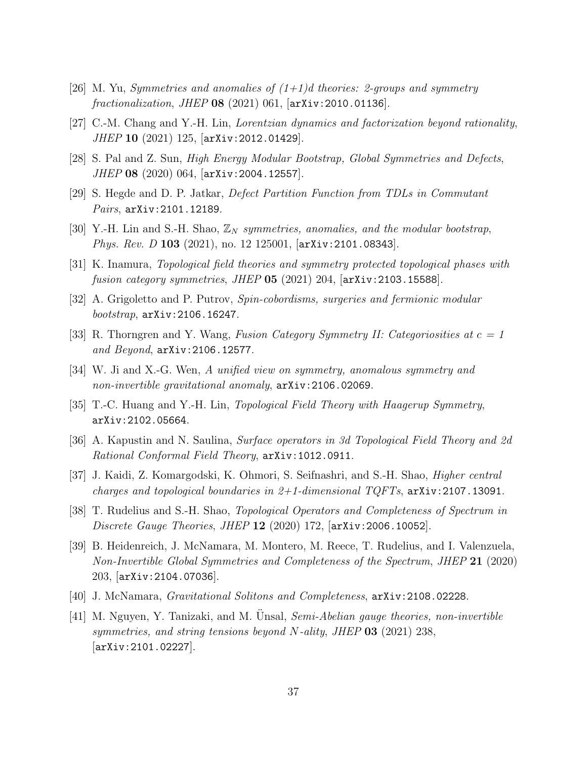[26] M. Yu, *Symmetries and anomalies of (1+1)d theories: 2-groups and symmetry fractionalization*, *JHEP* **08** (2021) 061, [arXiv:2010.01136].

[27] C.-M. Chang and Y.-H. Lin, *Lorentzian dynamics and factorization beyond rationality*, *JHEP* **10** (2021) 125, [arXiv:2012.01429].

[28] S. Pal and Z. Sun, *High Energy Modular Bootstrap, Global Symmetries and Defects*, *JHEP* **08** (2020) 064, [arXiv:2004.12557].

[29] S. Hegde and D. P. Jatkar, *Defect Partition Function from TDLs in Commutant Pairs*, arXiv:2101.12189.

[30] Y.-H. Lin and S.-H. Shao, *$\mathbb{Z}_N$ symmetries, anomalies, and the modular bootstrap*, *Phys. Rev. D* **103** (2021), no. 12 125001, [arXiv:2101.08343].

[31] K. Inamura, *Topological field theories and symmetry protected topological phases with fusion category symmetries*, *JHEP* **05** (2021) 204, [arXiv:2103.15588].

[32] A. Grigoletto and P. Putrov, *Spin-cobordisms, surgeries and fermionic modular bootstrap*, arXiv:2106.16247.

[33] R. Thorngren and Y. Wang, *Fusion Category Symmetry II: Categoriosities at $c = 1$ and Beyond*, arXiv:2106.12577.

[34] W. Ji and X.-G. Wen, *A unified view on symmetry, anomalous symmetry and non-invertible gravitational anomaly*, arXiv:2106.02069.

[35] T.-C. Huang and Y.-H. Lin, *Topological Field Theory with Haagerup Symmetry*, arXiv:2102.05664.

[36] A. Kapustin and N. Saulina, *Surface operators in 3d Topological Field Theory and 2d Rational Conformal Field Theory*, arXiv:1012.0911.

[37] J. Kaidi, Z. Komargodski, K. Ohmori, S. Seifnashri, and S.-H. Shao, *Higher central charges and topological boundaries in 2+1-dimensional TQFTs*, arXiv:2107.13091.

[38] T. Rudelius and S.-H. Shao, *Topological Operators and Completeness of Spectrum in Discrete Gauge Theories*, *JHEP* **12** (2020) 172, [arXiv:2006.10052].

[39] B. Heidenreich, J. McNamara, M. Montero, M. Reece, T. Rudelius, and I. Valenzuela, *Non-Invertible Global Symmetries and Completeness of the Spectrum*, *JHEP* **21** (2020) 203, [arXiv:2104.07036].

[40] J. McNamara, *Gravitational Solitons and Completeness*, arXiv:2108.02228.

[41] M. Nguyen, Y. Tanizaki, and M. Ünsal, *Semi-Abelian gauge theories, non-invertible symmetries, and string tensions beyond $N$-ality*, *JHEP* **03** (2021) 238, [arXiv:2101.02227].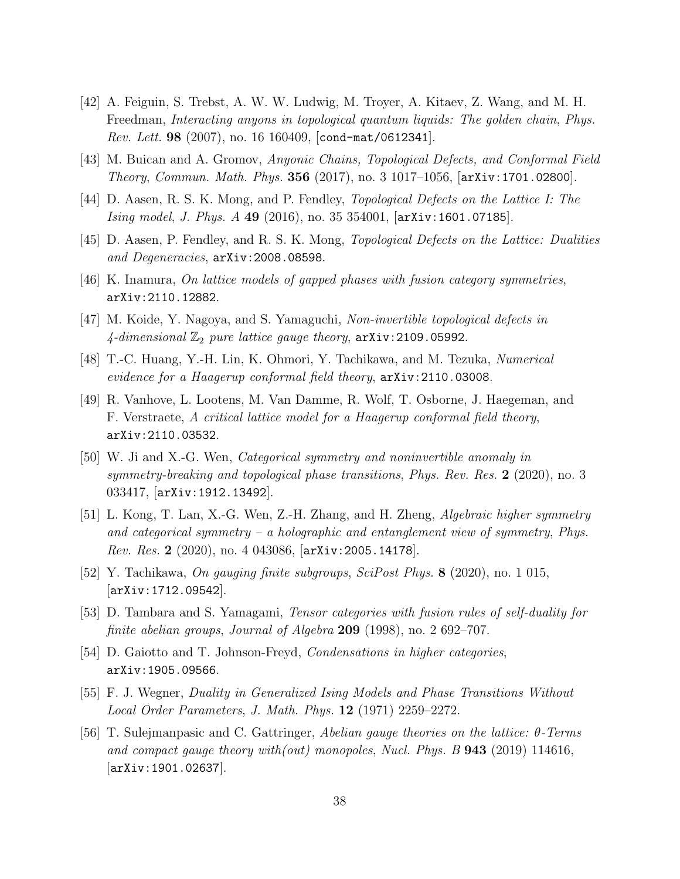- [42] A. Feiguin, S. Trebst, A. W. W. Ludwig, M. Troyer, A. Kitaev, Z. Wang, and M. H. Freedman, *Interacting anyons in topological quantum liquids: The golden chain*, *Phys. Rev. Lett.* **98** (2007), no. 16 160409, [cond-mat/0612341].
- [43] M. Buican and A. Gromov, *Anyonic Chains, Topological Defects, and Conformal Field Theory*, *Commun. Math. Phys.* **356** (2017), no. 3 1017–1056, [arXiv:1701.02800].
- [44] D. Aasen, R. S. K. Mong, and P. Fendley, *Topological Defects on the Lattice I: The Ising model*, *J. Phys. A* **49** (2016), no. 35 354001, [arXiv:1601.07185].
- [45] D. Aasen, P. Fendley, and R. S. K. Mong, *Topological Defects on the Lattice: Dualities and Degeneracies*, arXiv:2008.08598.
- [46] K. Inamura, *On lattice models of gapped phases with fusion category symmetries*, arXiv:2110.12882.
- [47] M. Koide, Y. Nagoya, and S. Yamaguchi, *Non-invertible topological defects in 4-dimensional $\mathbb{Z}_2$ pure lattice gauge theory*, arXiv:2109.05992.
- [48] T.-C. Huang, Y.-H. Lin, K. Ohmori, Y. Tachikawa, and M. Tezuka, *Numerical evidence for a Haagerup conformal field theory*, arXiv:2110.03008.
- [49] R. Vanhove, L. Lootens, M. Van Damme, R. Wolf, T. Osborne, J. Haegeman, and F. Verstraete, *A critical lattice model for a Haagerup conformal field theory*, arXiv:2110.03532.
- [50] W. Ji and X.-G. Wen, *Categorical symmetry and noninvertible anomaly in symmetry-breaking and topological phase transitions*, *Phys. Rev. Res.* **2** (2020), no. 3 033417, [arXiv:1912.13492].
- [51] L. Kong, T. Lan, X.-G. Wen, Z.-H. Zhang, and H. Zheng, *Algebraic higher symmetry and categorical symmetry – a holographic and entanglement view of symmetry*, *Phys. Rev. Res.* **2** (2020), no. 4 043086, [arXiv:2005.14178].
- [52] Y. Tachikawa, *On gauging finite subgroups*, *SciPost Phys.* **8** (2020), no. 1 015, [arXiv:1712.09542].
- [53] D. Tambara and S. Yamagami, *Tensor categories with fusion rules of self-duality for finite abelian groups*, *Journal of Algebra* **209** (1998), no. 2 692–707.
- [54] D. Gaiotto and T. Johnson-Freyd, *Condensations in higher categories*, arXiv:1905.09566.
- [55] F. J. Wegner, *Duality in Generalized Ising Models and Phase Transitions Without Local Order Parameters*, *J. Math. Phys.* **12** (1971) 2259–2272.
- [56] T. Sulejmanpasic and C. Gattringer, *Abelian gauge theories on the lattice: $\theta$-Terms and compact gauge theory with(out) monopoles*, *Nucl. Phys. B* **943** (2019) 114616, [arXiv:1901.02637].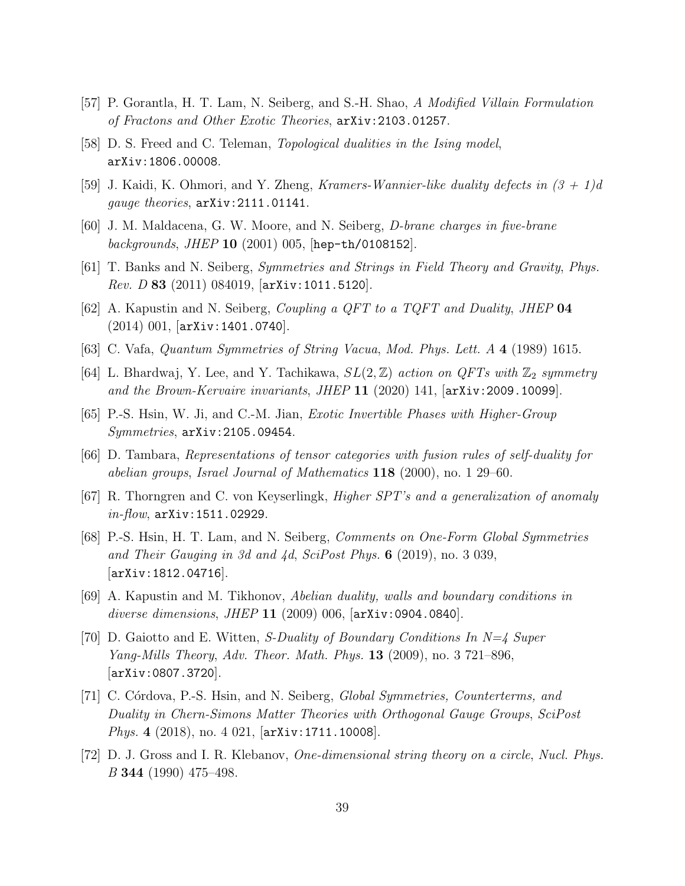[57] P. Gorantla, H. T. Lam, N. Seiberg, and S.-H. Shao, *A Modified Villain Formulation of Fractons and Other Exotic Theories*, `arXiv:2103.01257`.

[58] D. S. Freed and C. Teleman, *Topological dualities in the Ising model*, `arXiv:1806.00008`.

[59] J. Kaidi, K. Ohmori, and Y. Zheng, *Kramers-Wannier-like duality defects in $(3+1)d$ gauge theories*, `arXiv:2111.01141`.

[60] J. M. Maldacena, G. W. Moore, and N. Seiberg, *D-brane charges in five-brane backgrounds*, *JHEP* **10** (2001) 005, [`hep-th/0108152`].

[61] T. Banks and N. Seiberg, *Symmetries and Strings in Field Theory and Gravity*, *Phys. Rev. D* **83** (2011) 084019, [`arXiv:1011.5120`].

[62] A. Kapustin and N. Seiberg, *Coupling a QFT to a TQFT and Duality*, *JHEP* **04** (2014) 001, [`arXiv:1401.0740`].

[63] C. Vafa, *Quantum Symmetries of String Vacua*, *Mod. Phys. Lett. A* **4** (1989) 1615.

[64] L. Bhardwaj, Y. Lee, and Y. Tachikawa, *$SL(2,\mathbb{Z})$ action on QFTs with $\mathbb{Z}_2$ symmetry and the Brown-Kervaire invariants*, *JHEP* **11** (2020) 141, [`arXiv:2009.10099`].

[65] P.-S. Hsin, W. Ji, and C.-M. Jian, *Exotic Invertible Phases with Higher-Group Symmetries*, `arXiv:2105.09454`.

[66] D. Tambara, *Representations of tensor categories with fusion rules of self-duality for abelian groups*, *Israel Journal of Mathematics* **118** (2000), no. 1 29–60.

[67] R. Thorngren and C. von Keyserlingk, *Higher SPT's and a generalization of anomaly in-flow*, `arXiv:1511.02929`.

[68] P.-S. Hsin, H. T. Lam, and N. Seiberg, *Comments on One-Form Global Symmetries and Their Gauging in 3d and 4d*, *SciPost Phys.* **6** (2019), no. 3 039, [`arXiv:1812.04716`].

[69] A. Kapustin and M. Tikhonov, *Abelian duality, walls and boundary conditions in diverse dimensions*, *JHEP* **11** (2009) 006, [`arXiv:0904.0840`].

[70] D. Gaiotto and E. Witten, *S-Duality of Boundary Conditions In N=4 Super Yang-Mills Theory*, *Adv. Theor. Math. Phys.* **13** (2009), no. 3 721–896, [`arXiv:0807.3720`].

[71] C. Córdova, P.-S. Hsin, and N. Seiberg, *Global Symmetries, Counterterms, and Duality in Chern-Simons Matter Theories with Orthogonal Gauge Groups*, *SciPost Phys.* **4** (2018), no. 4 021, [`arXiv:1711.10008`].

[72] D. J. Gross and I. R. Klebanov, *One-dimensional string theory on a circle*, *Nucl. Phys. B* **344** (1990) 475–498.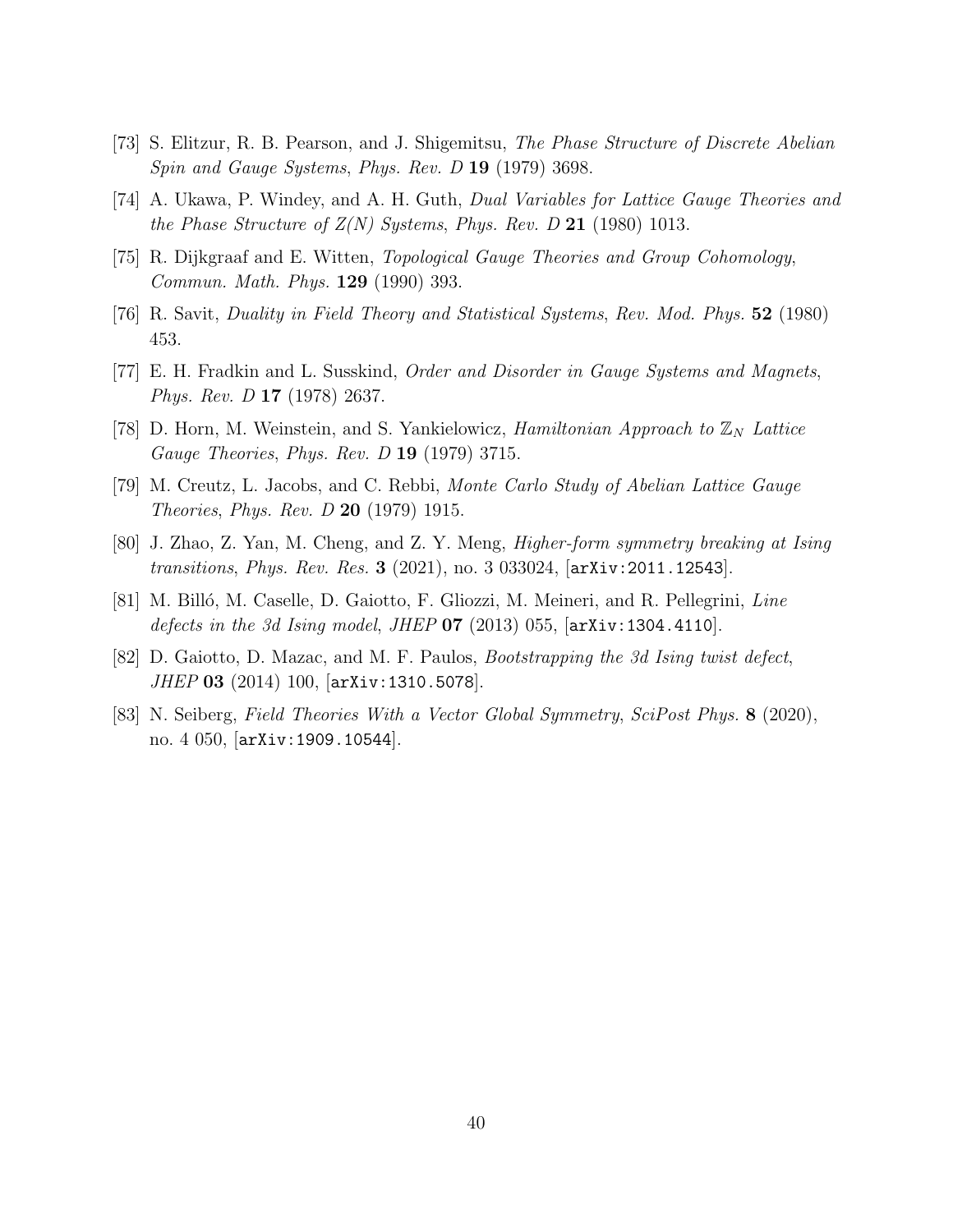[73] S. Elitzur, R. B. Pearson, and J. Shigemitsu, *The Phase Structure of Discrete Abelian Spin and Gauge Systems*, *Phys. Rev. D* **19** (1979) 3698.

[74] A. Ukawa, P. Windey, and A. H. Guth, *Dual Variables for Lattice Gauge Theories and the Phase Structure of Z(N) Systems*, *Phys. Rev. D* **21** (1980) 1013.

[75] R. Dijkgraaf and E. Witten, *Topological Gauge Theories and Group Cohomology*, *Commun. Math. Phys.* **129** (1990) 393.

[76] R. Savit, *Duality in Field Theory and Statistical Systems*, *Rev. Mod. Phys.* **52** (1980) 453.

[77] E. H. Fradkin and L. Susskind, *Order and Disorder in Gauge Systems and Magnets*, *Phys. Rev. D* **17** (1978) 2637.

[78] D. Horn, M. Weinstein, and S. Yankielowicz, *Hamiltonian Approach to $\mathbb{Z}_N$ Lattice Gauge Theories*, *Phys. Rev. D* **19** (1979) 3715.

[79] M. Creutz, L. Jacobs, and C. Rebbi, *Monte Carlo Study of Abelian Lattice Gauge Theories*, *Phys. Rev. D* **20** (1979) 1915.

[80] J. Zhao, Z. Yan, M. Cheng, and Z. Y. Meng, *Higher-form symmetry breaking at Ising transitions*, *Phys. Rev. Res.* **3** (2021), no. 3 033024, [arXiv:2011.12543].

[81] M. Billó, M. Caselle, D. Gaiotto, F. Gliozzi, M. Meineri, and R. Pellegrini, *Line defects in the 3d Ising model*, *JHEP* **07** (2013) 055, [arXiv:1304.4110].

[82] D. Gaiotto, D. Mazac, and M. F. Paulos, *Bootstrapping the 3d Ising twist defect*, *JHEP* **03** (2014) 100, [arXiv:1310.5078].

[83] N. Seiberg, *Field Theories With a Vector Global Symmetry*, *SciPost Phys.* **8** (2020), no. 4 050, [arXiv:1909.10544].